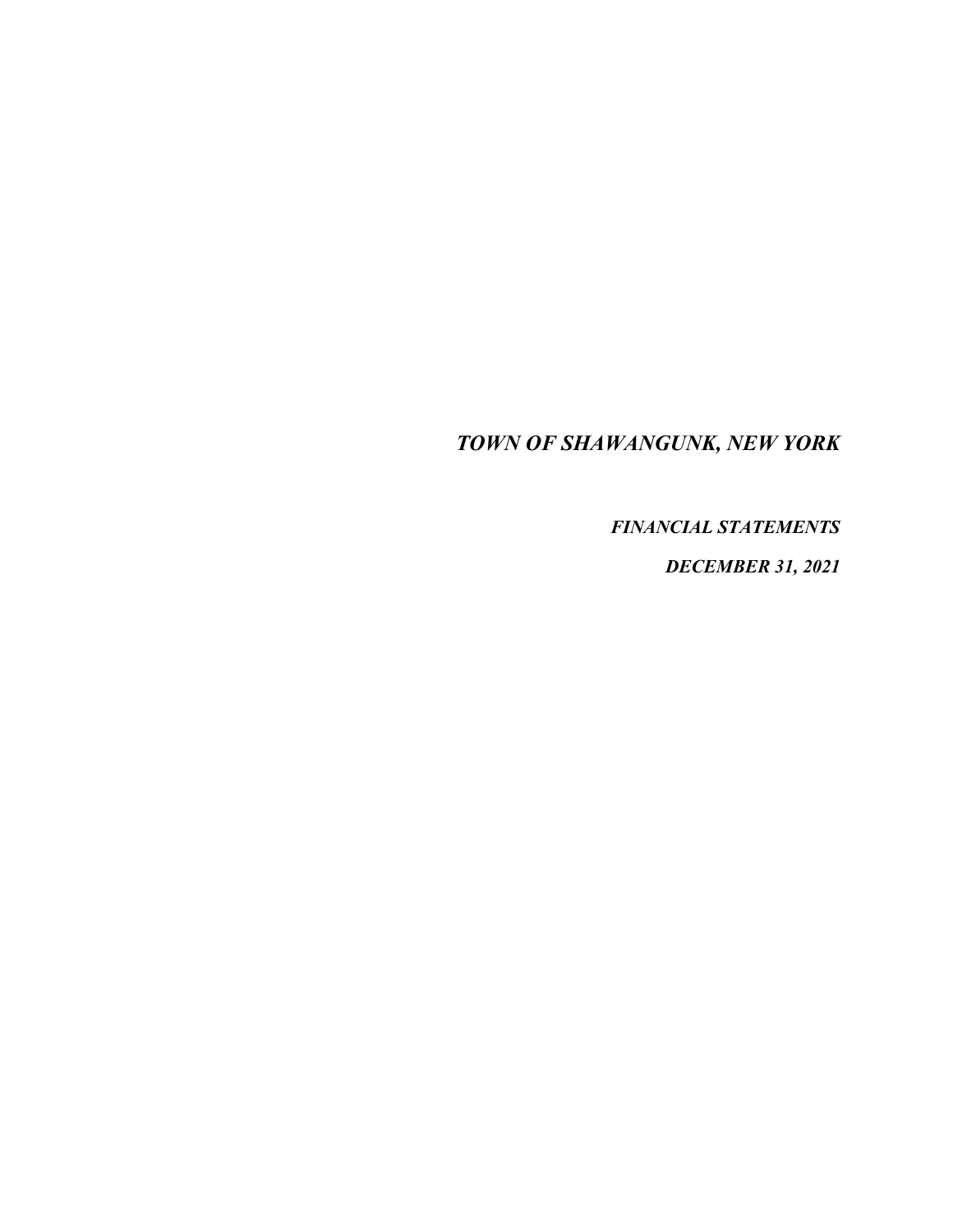# *TOWN OF SHAWANGUNK, NEW YORK*

***FINANCIAL STATEMENTS***

***DECEMBER 31, 2021***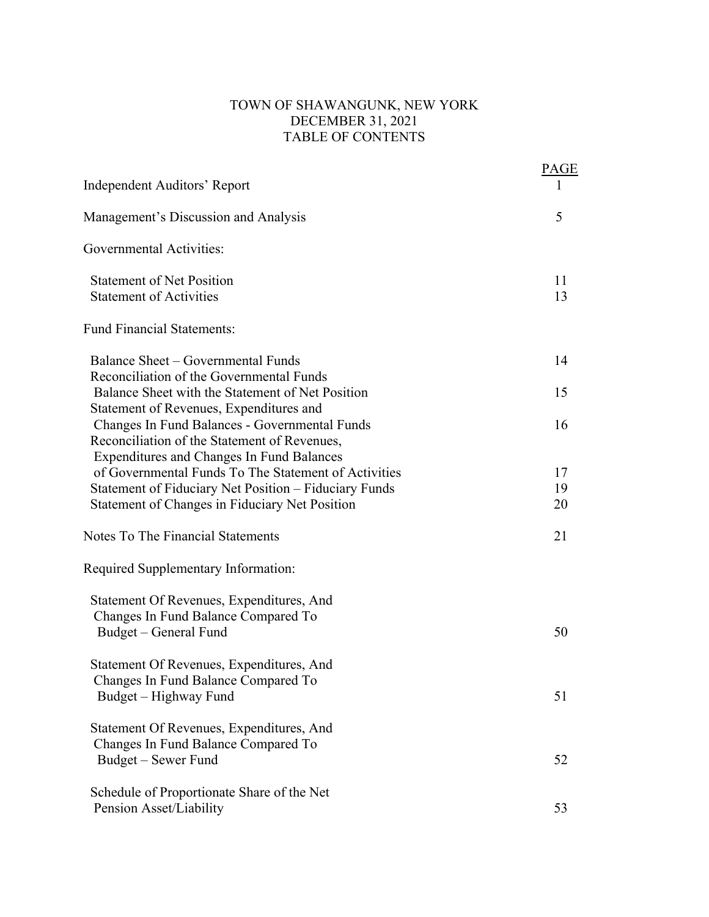# TOWN OF SHAWANGUNK, NEW YORK
## DECEMBER 31, 2021
## TABLE OF CONTENTS

| | PAGE |
|---|---|
| Independent Auditors' Report | 1 |
| Management's Discussion and Analysis | 5 |
| Governmental Activities: | |
| Statement of Net Position | 11 |
| Statement of Activities | 13 |
| Fund Financial Statements: | |
| Balance Sheet – Governmental Funds | 14 |
| Reconciliation of the Governmental Funds Balance Sheet with the Statement of Net Position | 15 |
| Statement of Revenues, Expenditures and Changes In Fund Balances - Governmental Funds | 16 |
| Reconciliation of the Statement of Revenues, Expenditures and Changes In Fund Balances of Governmental Funds To The Statement of Activities | 17 |
| Statement of Fiduciary Net Position – Fiduciary Funds | 19 |
| Statement of Changes in Fiduciary Net Position | 20 |
| Notes To The Financial Statements | 21 |
| Required Supplementary Information: | |
| Statement Of Revenues, Expenditures, And Changes In Fund Balance Compared To Budget – General Fund | 50 |
| Statement Of Revenues, Expenditures, And Changes In Fund Balance Compared To Budget – Highway Fund | 51 |
| Statement Of Revenues, Expenditures, And Changes In Fund Balance Compared To Budget – Sewer Fund | 52 |
| Schedule of Proportionate Share of the Net Pension Asset/Liability | 53 |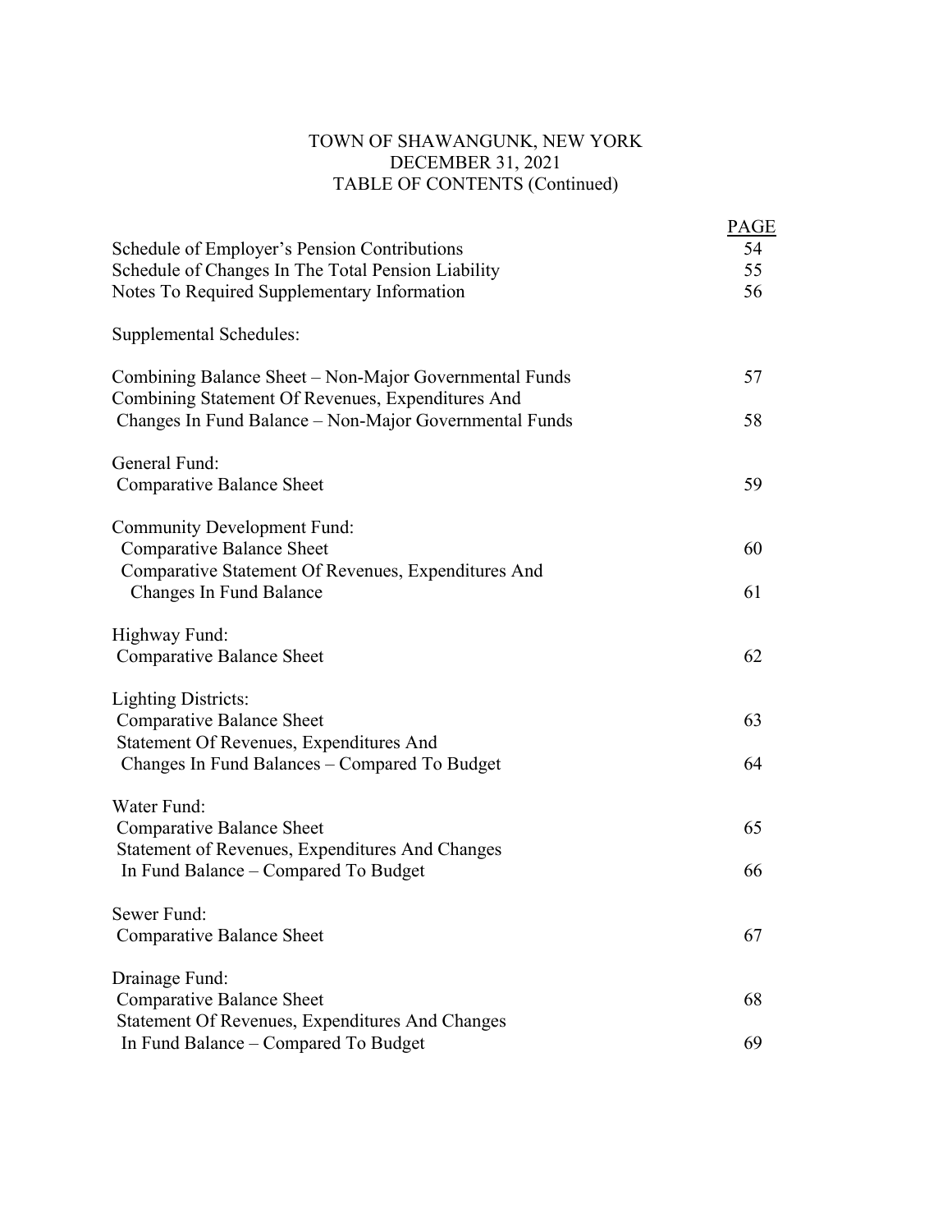# TOWN OF SHAWANGUNK, NEW YORK
## DECEMBER 31, 2021
## TABLE OF CONTENTS (Continued)

| | PAGE |
|---|---|
| Schedule of Employer's Pension Contributions | 54 |
| Schedule of Changes In The Total Pension Liability | 55 |
| Notes To Required Supplementary Information | 56 |
| | |
| Supplemental Schedules: | |
| | |
| Combining Balance Sheet – Non-Major Governmental Funds | 57 |
| Combining Statement Of Revenues, Expenditures And Changes In Fund Balance – Non-Major Governmental Funds | 58 |
| | |
| General Fund: | |
| Comparative Balance Sheet | 59 |
| | |
| Community Development Fund: | |
| Comparative Balance Sheet | 60 |
| Comparative Statement Of Revenues, Expenditures And Changes In Fund Balance | 61 |
| | |
| Highway Fund: | |
| Comparative Balance Sheet | 62 |
| | |
| Lighting Districts: | |
| Comparative Balance Sheet | 63 |
| Statement Of Revenues, Expenditures And Changes In Fund Balances – Compared To Budget | 64 |
| | |
| Water Fund: | |
| Comparative Balance Sheet | 65 |
| Statement of Revenues, Expenditures And Changes In Fund Balance – Compared To Budget | 66 |
| | |
| Sewer Fund: | |
| Comparative Balance Sheet | 67 |
| | |
| Drainage Fund: | |
| Comparative Balance Sheet | 68 |
| Statement Of Revenues, Expenditures And Changes In Fund Balance – Compared To Budget | 69 |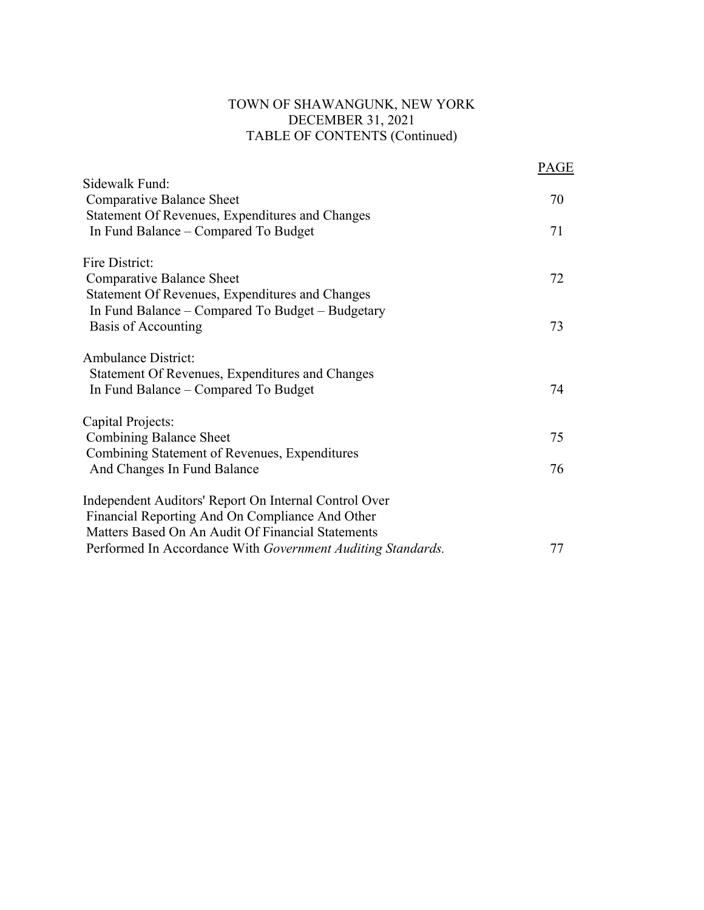# TOWN OF SHAWANGUNK, NEW YORK
## DECEMBER 31, 2021
## TABLE OF CONTENTS (Continued)

| | PAGE |
|---|---|
| Sidewalk Fund: | |
| Comparative Balance Sheet | 70 |
| Statement Of Revenues, Expenditures and Changes In Fund Balance – Compared To Budget | 71 |
| Fire District: | |
| Comparative Balance Sheet | 72 |
| Statement Of Revenues, Expenditures and Changes In Fund Balance – Compared To Budget – Budgetary Basis of Accounting | 73 |
| Ambulance District: | |
| Statement Of Revenues, Expenditures and Changes In Fund Balance – Compared To Budget | 74 |
| Capital Projects: | |
| Combining Balance Sheet | 75 |
| Combining Statement of Revenues, Expenditures And Changes In Fund Balance | 76 |
| Independent Auditors' Report On Internal Control Over Financial Reporting And On Compliance And Other Matters Based On An Audit Of Financial Statements Performed In Accordance With *Government Auditing Standards.* | 77 |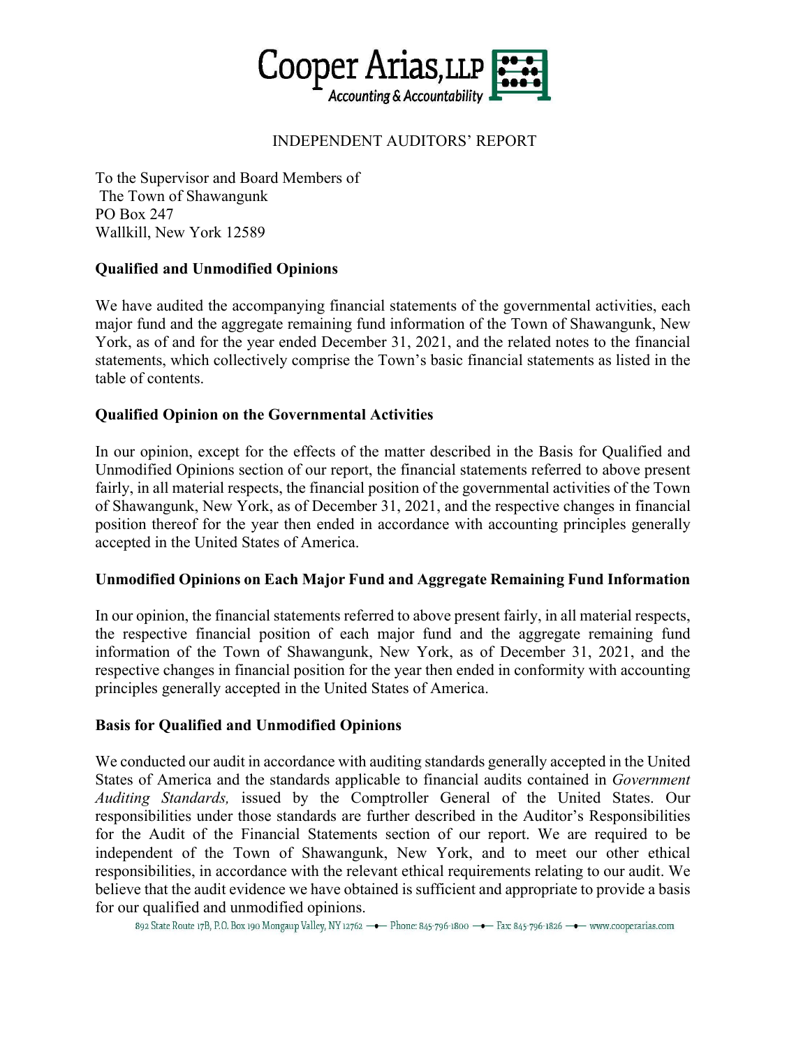Cooper Arias, LLP
Accounting & Accountability

INDEPENDENT AUDITORS' REPORT

To the Supervisor and Board Members of
The Town of Shawangunk
PO Box 247
Wallkill, New York 12589

**Qualified and Unmodified Opinions**

We have audited the accompanying financial statements of the governmental activities, each major fund and the aggregate remaining fund information of the Town of Shawangunk, New York, as of and for the year ended December 31, 2021, and the related notes to the financial statements, which collectively comprise the Town's basic financial statements as listed in the table of contents.

**Qualified Opinion on the Governmental Activities**

In our opinion, except for the effects of the matter described in the Basis for Qualified and Unmodified Opinions section of our report, the financial statements referred to above present fairly, in all material respects, the financial position of the governmental activities of the Town of Shawangunk, New York, as of December 31, 2021, and the respective changes in financial position thereof for the year then ended in accordance with accounting principles generally accepted in the United States of America.

**Unmodified Opinions on Each Major Fund and Aggregate Remaining Fund Information**

In our opinion, the financial statements referred to above present fairly, in all material respects, the respective financial position of each major fund and the aggregate remaining fund information of the Town of Shawangunk, New York, as of December 31, 2021, and the respective changes in financial position for the year then ended in conformity with accounting principles generally accepted in the United States of America.

**Basis for Qualified and Unmodified Opinions**

We conducted our audit in accordance with auditing standards generally accepted in the United States of America and the standards applicable to financial audits contained in *Government Auditing Standards,* issued by the Comptroller General of the United States. Our responsibilities under those standards are further described in the Auditor's Responsibilities for the Audit of the Financial Statements section of our report. We are required to be independent of the Town of Shawangunk, New York, and to meet our other ethical responsibilities, in accordance with the relevant ethical requirements relating to our audit. We believe that the audit evidence we have obtained is sufficient and appropriate to provide a basis for our qualified and unmodified opinions.

892 State Route 17B, P.O. Box 190 Mongaup Valley, NY 12762 — Phone: 845-796-1800 — Fax: 845-796-1826 — www.cooperarias.com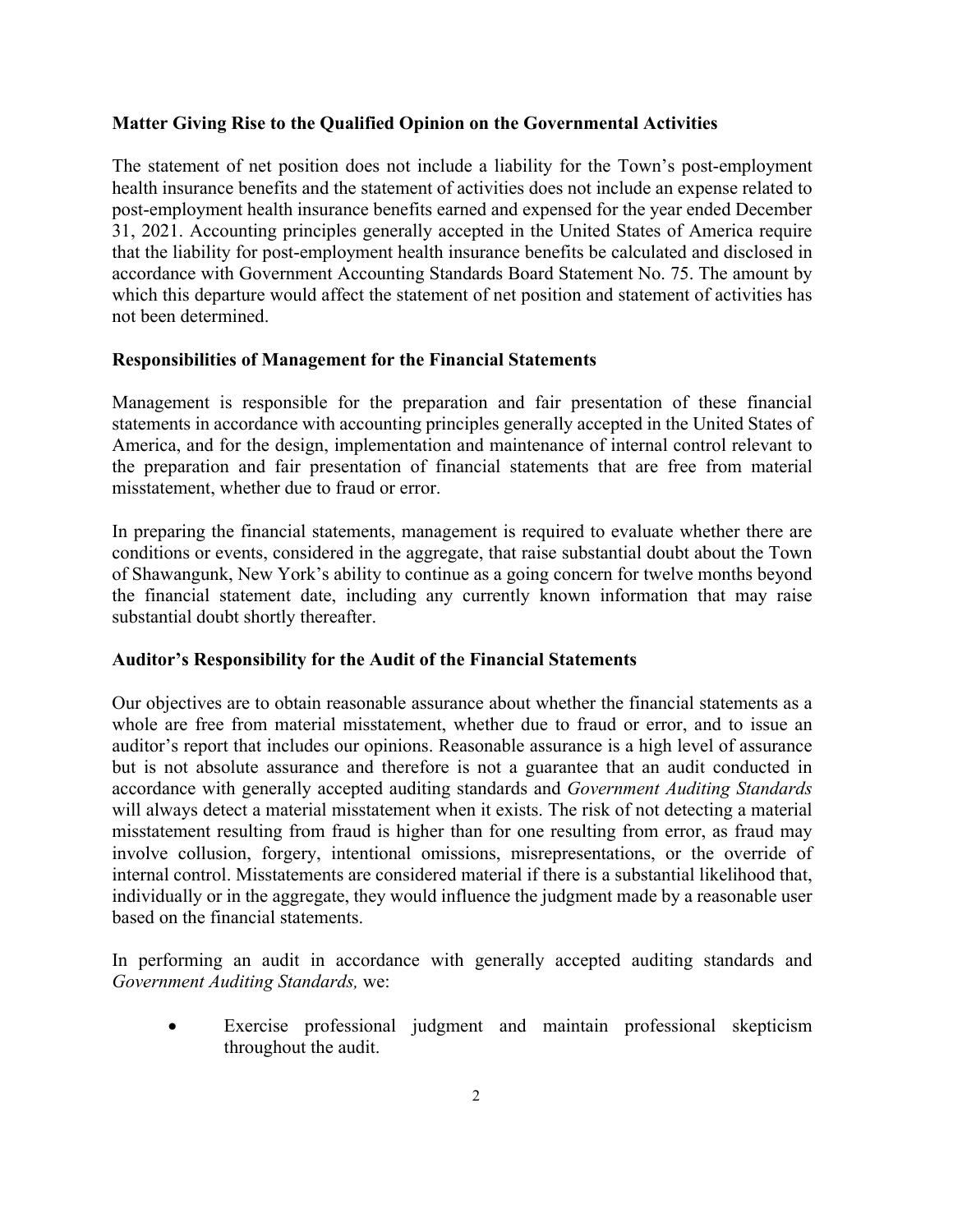**Matter Giving Rise to the Qualified Opinion on the Governmental Activities**

The statement of net position does not include a liability for the Town's post-employment health insurance benefits and the statement of activities does not include an expense related to post-employment health insurance benefits earned and expensed for the year ended December 31, 2021. Accounting principles generally accepted in the United States of America require that the liability for post-employment health insurance benefits be calculated and disclosed in accordance with Government Accounting Standards Board Statement No. 75. The amount by which this departure would affect the statement of net position and statement of activities has not been determined.

**Responsibilities of Management for the Financial Statements**

Management is responsible for the preparation and fair presentation of these financial statements in accordance with accounting principles generally accepted in the United States of America, and for the design, implementation and maintenance of internal control relevant to the preparation and fair presentation of financial statements that are free from material misstatement, whether due to fraud or error.

In preparing the financial statements, management is required to evaluate whether there are conditions or events, considered in the aggregate, that raise substantial doubt about the Town of Shawangunk, New York's ability to continue as a going concern for twelve months beyond the financial statement date, including any currently known information that may raise substantial doubt shortly thereafter.

**Auditor's Responsibility for the Audit of the Financial Statements**

Our objectives are to obtain reasonable assurance about whether the financial statements as a whole are free from material misstatement, whether due to fraud or error, and to issue an auditor's report that includes our opinions. Reasonable assurance is a high level of assurance but is not absolute assurance and therefore is not a guarantee that an audit conducted in accordance with generally accepted auditing standards and *Government Auditing Standards* will always detect a material misstatement when it exists. The risk of not detecting a material misstatement resulting from fraud is higher than for one resulting from error, as fraud may involve collusion, forgery, intentional omissions, misrepresentations, or the override of internal control. Misstatements are considered material if there is a substantial likelihood that, individually or in the aggregate, they would influence the judgment made by a reasonable user based on the financial statements.

In performing an audit in accordance with generally accepted auditing standards and *Government Auditing Standards,* we:

- Exercise professional judgment and maintain professional skepticism throughout the audit.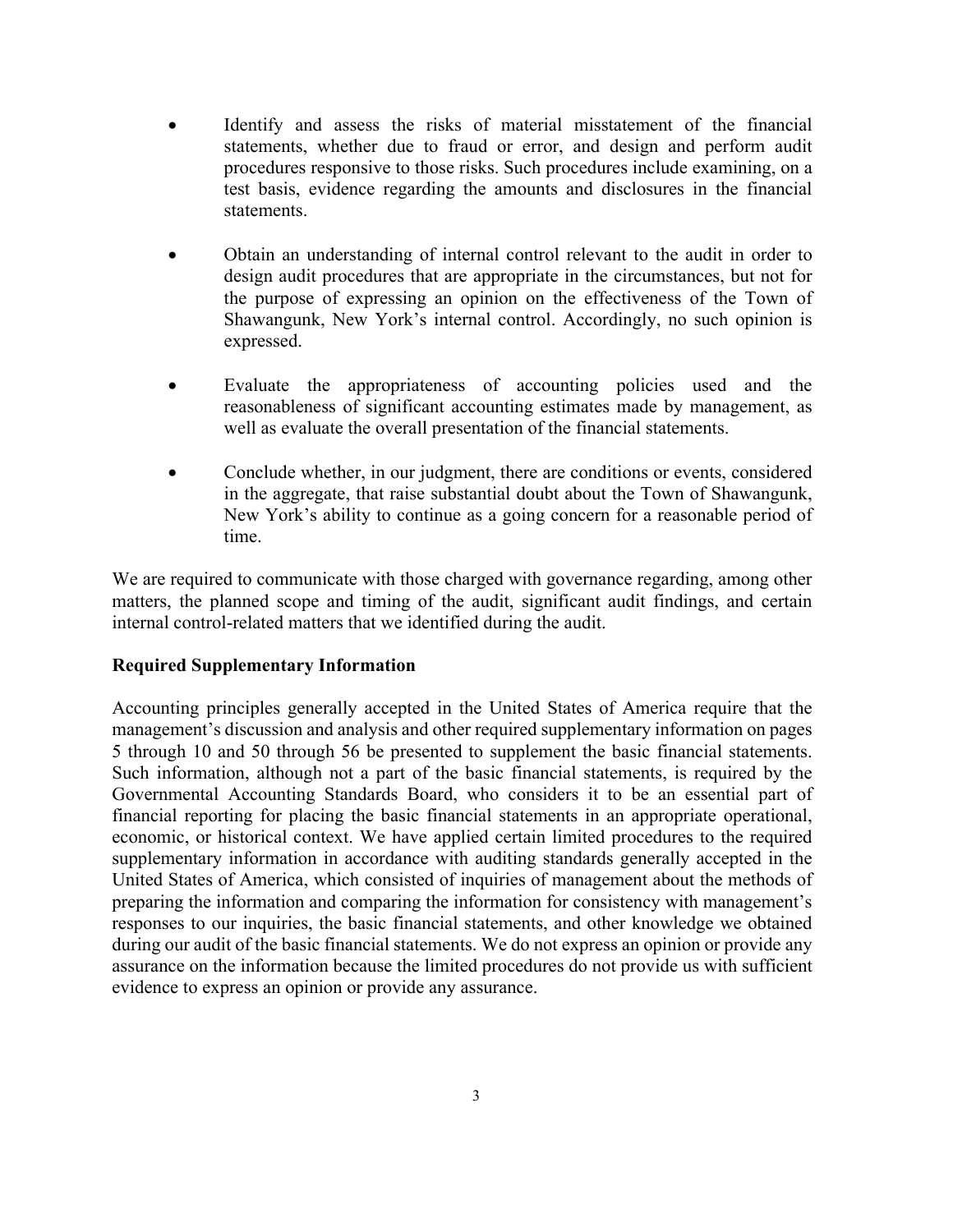- Identify and assess the risks of material misstatement of the financial statements, whether due to fraud or error, and design and perform audit procedures responsive to those risks. Such procedures include examining, on a test basis, evidence regarding the amounts and disclosures in the financial statements.

- Obtain an understanding of internal control relevant to the audit in order to design audit procedures that are appropriate in the circumstances, but not for the purpose of expressing an opinion on the effectiveness of the Town of Shawangunk, New York's internal control. Accordingly, no such opinion is expressed.

- Evaluate the appropriateness of accounting policies used and the reasonableness of significant accounting estimates made by management, as well as evaluate the overall presentation of the financial statements.

- Conclude whether, in our judgment, there are conditions or events, considered in the aggregate, that raise substantial doubt about the Town of Shawangunk, New York's ability to continue as a going concern for a reasonable period of time.

We are required to communicate with those charged with governance regarding, among other matters, the planned scope and timing of the audit, significant audit findings, and certain internal control-related matters that we identified during the audit.

**Required Supplementary Information**

Accounting principles generally accepted in the United States of America require that the management's discussion and analysis and other required supplementary information on pages 5 through 10 and 50 through 56 be presented to supplement the basic financial statements. Such information, although not a part of the basic financial statements, is required by the Governmental Accounting Standards Board, who considers it to be an essential part of financial reporting for placing the basic financial statements in an appropriate operational, economic, or historical context. We have applied certain limited procedures to the required supplementary information in accordance with auditing standards generally accepted in the United States of America, which consisted of inquiries of management about the methods of preparing the information and comparing the information for consistency with management's responses to our inquiries, the basic financial statements, and other knowledge we obtained during our audit of the basic financial statements. We do not express an opinion or provide any assurance on the information because the limited procedures do not provide us with sufficient evidence to express an opinion or provide any assurance.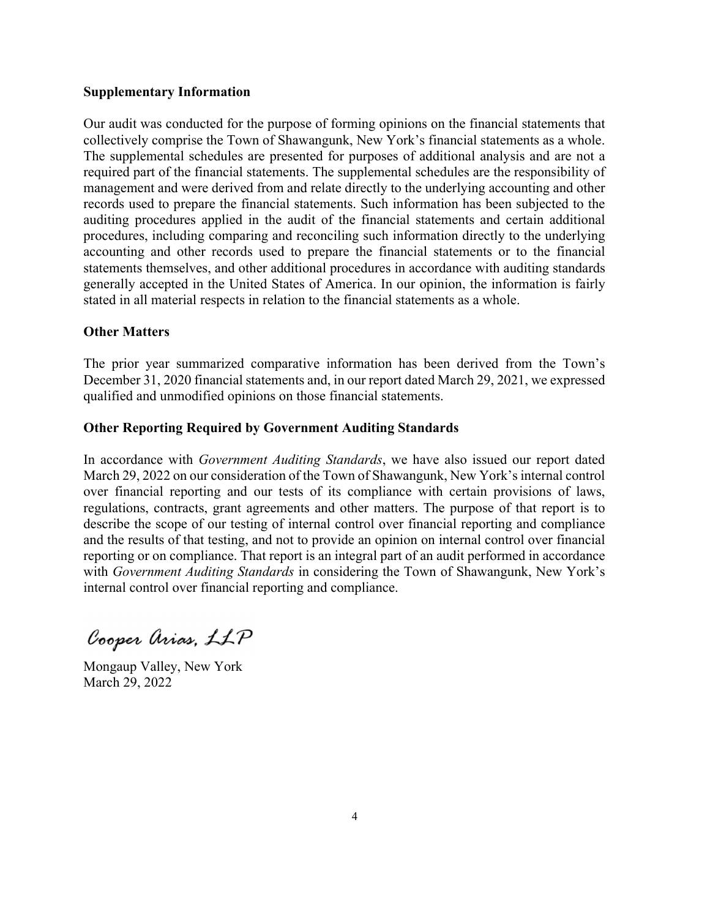**Supplementary Information**

Our audit was conducted for the purpose of forming opinions on the financial statements that collectively comprise the Town of Shawangunk, New York's financial statements as a whole. The supplemental schedules are presented for purposes of additional analysis and are not a required part of the financial statements. The supplemental schedules are the responsibility of management and were derived from and relate directly to the underlying accounting and other records used to prepare the financial statements. Such information has been subjected to the auditing procedures applied in the audit of the financial statements and certain additional procedures, including comparing and reconciling such information directly to the underlying accounting and other records used to prepare the financial statements or to the financial statements themselves, and other additional procedures in accordance with auditing standards generally accepted in the United States of America. In our opinion, the information is fairly stated in all material respects in relation to the financial statements as a whole.

**Other Matters**

The prior year summarized comparative information has been derived from the Town's December 31, 2020 financial statements and, in our report dated March 29, 2021, we expressed qualified and unmodified opinions on those financial statements.

**Other Reporting Required by Government Auditing Standards**

In accordance with *Government Auditing Standards*, we have also issued our report dated March 29, 2022 on our consideration of the Town of Shawangunk, New York's internal control over financial reporting and our tests of its compliance with certain provisions of laws, regulations, contracts, grant agreements and other matters. The purpose of that report is to describe the scope of our testing of internal control over financial reporting and compliance and the results of that testing, and not to provide an opinion on internal control over financial reporting or on compliance. That report is an integral part of an audit performed in accordance with *Government Auditing Standards* in considering the Town of Shawangunk, New York's internal control over financial reporting and compliance.

Cooper Arias, LLP

Mongaup Valley, New York
March 29, 2022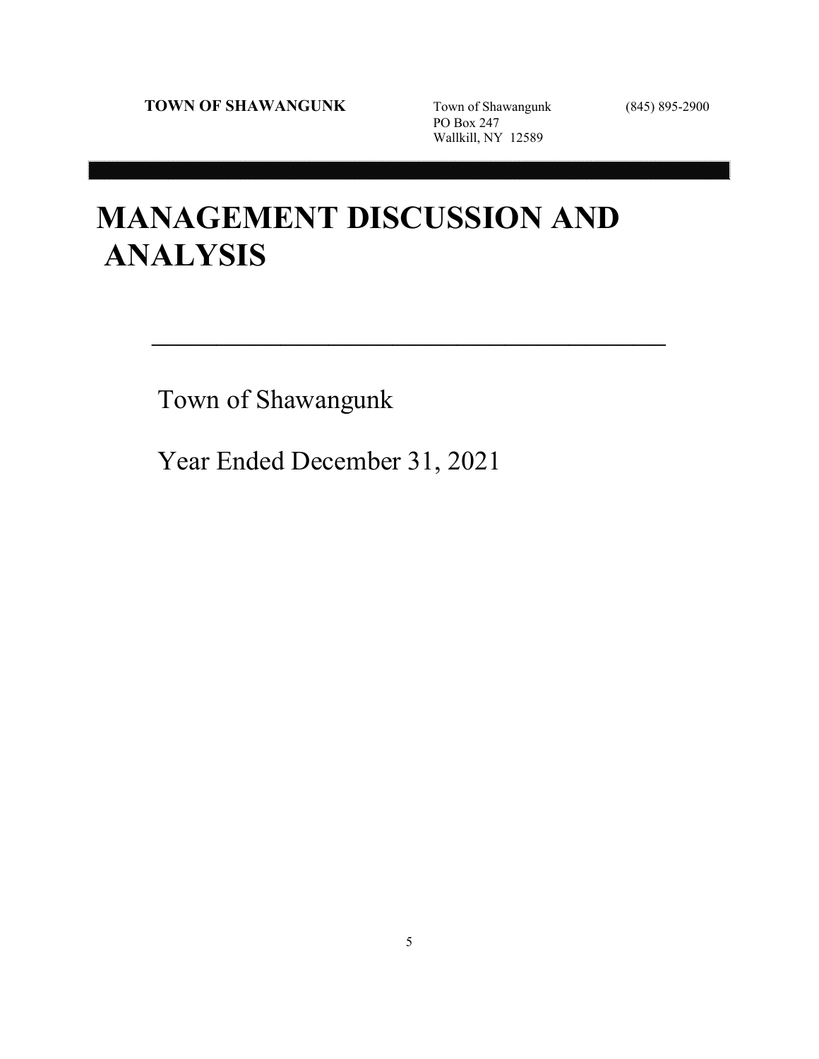**TOWN OF SHAWANGUNK**

Town of Shawangunk
PO Box 247
Wallkill, NY 12589

(845) 895-2900

# MANAGEMENT DISCUSSION AND ANALYSIS

Town of Shawangunk

Year Ended December 31, 2021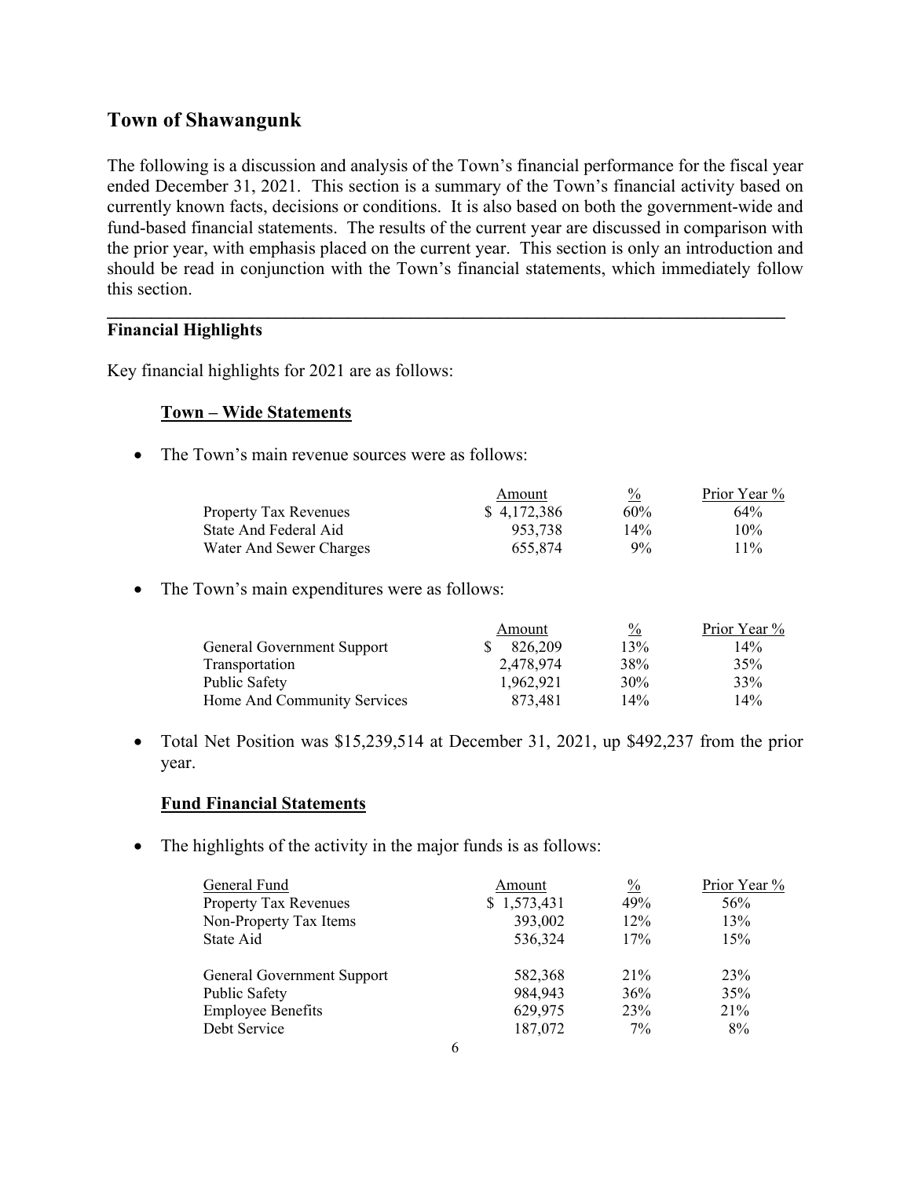## Town of Shawangunk

The following is a discussion and analysis of the Town's financial performance for the fiscal year ended December 31, 2021. This section is a summary of the Town's financial activity based on currently known facts, decisions or conditions. It is also based on both the government-wide and fund-based financial statements. The results of the current year are discussed in comparison with the prior year, with emphasis placed on the current year. This section is only an introduction and should be read in conjunction with the Town's financial statements, which immediately follow this section.

---

### Financial Highlights

Key financial highlights for 2021 are as follows:

#### Town – Wide Statements

- The Town's main revenue sources were as follows:

| | Amount | % | Prior Year % |
|---|---|---|---|
| Property Tax Revenues | $ 4,172,386 | 60% | 64% |
| State And Federal Aid | 953,738 | 14% | 10% |
| Water And Sewer Charges | 655,874 | 9% | 11% |

- The Town's main expenditures were as follows:

| | Amount | % | Prior Year % |
|---|---|---|---|
| General Government Support | $ 826,209 | 13% | 14% |
| Transportation | 2,478,974 | 38% | 35% |
| Public Safety | 1,962,921 | 30% | 33% |
| Home And Community Services | 873,481 | 14% | 14% |

- Total Net Position was $15,239,514 at December 31, 2021, up $492,237 from the prior year.

#### Fund Financial Statements

- The highlights of the activity in the major funds is as follows:

| General Fund | Amount | % | Prior Year % |
|---|---|---|---|
| Property Tax Revenues | $ 1,573,431 | 49% | 56% |
| Non-Property Tax Items | 393,002 | 12% | 13% |
| State Aid | 536,324 | 17% | 15% |
| | | | |
| General Government Support | 582,368 | 21% | 23% |
| Public Safety | 984,943 | 36% | 35% |
| Employee Benefits | 629,975 | 23% | 21% |
| Debt Service | 187,072 | 7% | 8% |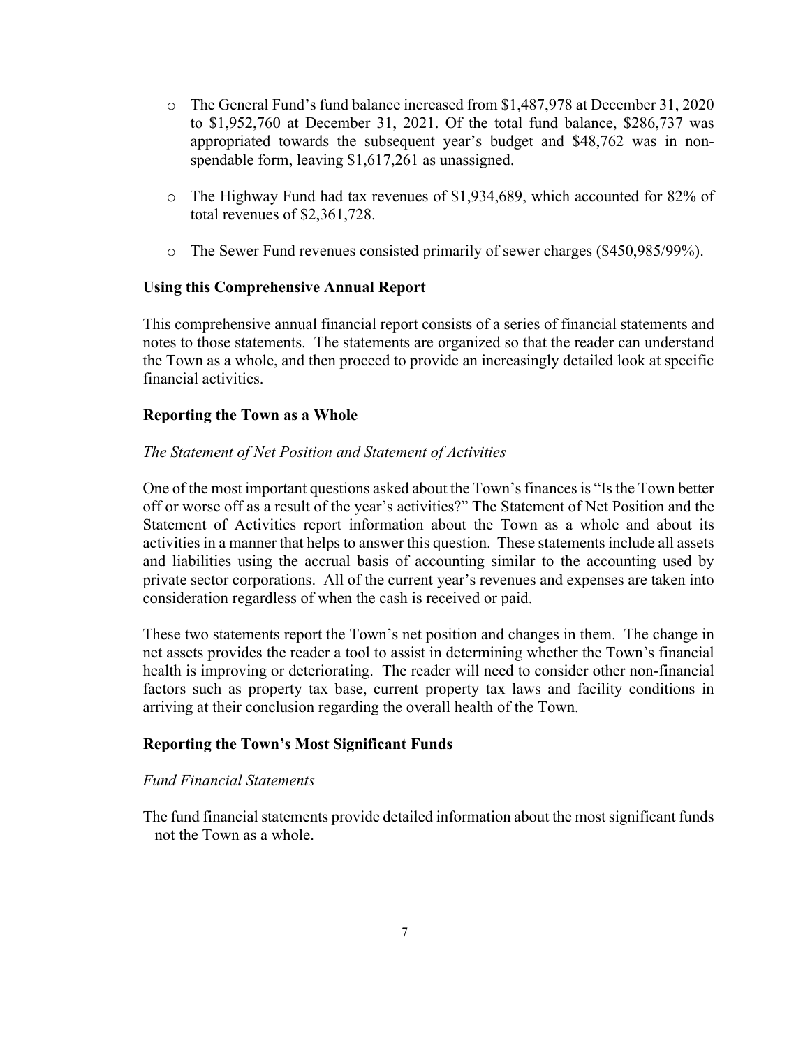- The General Fund's fund balance increased from $1,487,978 at December 31, 2020 to $1,952,760 at December 31, 2021. Of the total fund balance, $286,737 was appropriated towards the subsequent year's budget and $48,762 was in non-spendable form, leaving $1,617,261 as unassigned.

- The Highway Fund had tax revenues of $1,934,689, which accounted for 82% of total revenues of $2,361,728.

- The Sewer Fund revenues consisted primarily of sewer charges ($450,985/99%).

**Using this Comprehensive Annual Report**

This comprehensive annual financial report consists of a series of financial statements and notes to those statements. The statements are organized so that the reader can understand the Town as a whole, and then proceed to provide an increasingly detailed look at specific financial activities.

**Reporting the Town as a Whole**

*The Statement of Net Position and Statement of Activities*

One of the most important questions asked about the Town's finances is "Is the Town better off or worse off as a result of the year's activities?" The Statement of Net Position and the Statement of Activities report information about the Town as a whole and about its activities in a manner that helps to answer this question. These statements include all assets and liabilities using the accrual basis of accounting similar to the accounting used by private sector corporations. All of the current year's revenues and expenses are taken into consideration regardless of when the cash is received or paid.

These two statements report the Town's net position and changes in them. The change in net assets provides the reader a tool to assist in determining whether the Town's financial health is improving or deteriorating. The reader will need to consider other non-financial factors such as property tax base, current property tax laws and facility conditions in arriving at their conclusion regarding the overall health of the Town.

**Reporting the Town's Most Significant Funds**

*Fund Financial Statements*

The fund financial statements provide detailed information about the most significant funds – not the Town as a whole.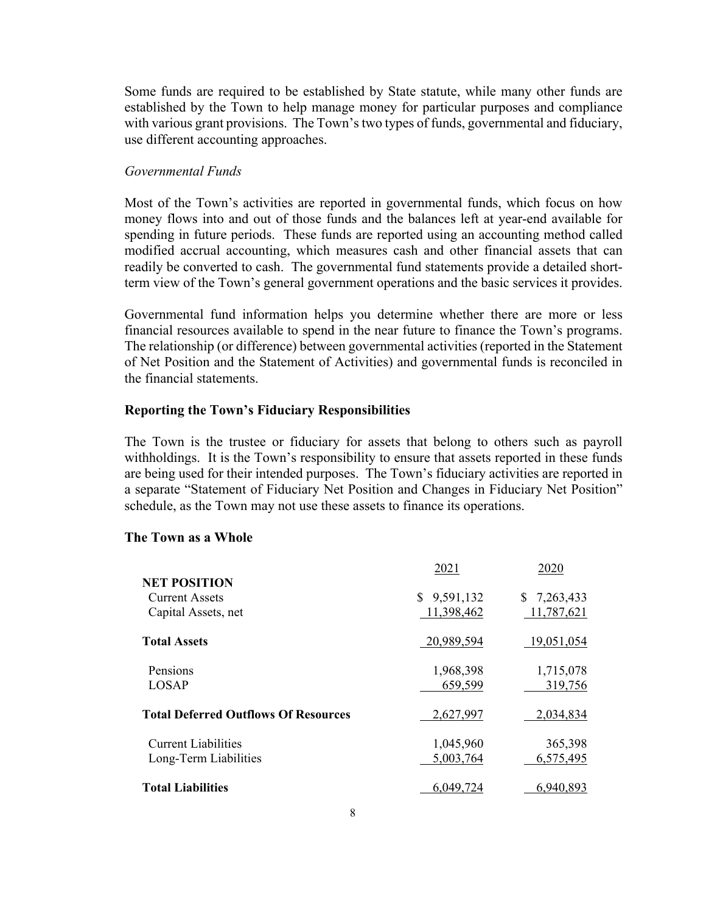Some funds are required to be established by State statute, while many other funds are established by the Town to help manage money for particular purposes and compliance with various grant provisions. The Town's two types of funds, governmental and fiduciary, use different accounting approaches.

*Governmental Funds*

Most of the Town's activities are reported in governmental funds, which focus on how money flows into and out of those funds and the balances left at year-end available for spending in future periods. These funds are reported using an accounting method called modified accrual accounting, which measures cash and other financial assets that can readily be converted to cash. The governmental fund statements provide a detailed short-term view of the Town's general government operations and the basic services it provides.

Governmental fund information helps you determine whether there are more or less financial resources available to spend in the near future to finance the Town's programs. The relationship (or difference) between governmental activities (reported in the Statement of Net Position and the Statement of Activities) and governmental funds is reconciled in the financial statements.

**Reporting the Town's Fiduciary Responsibilities**

The Town is the trustee or fiduciary for assets that belong to others such as payroll withholdings. It is the Town's responsibility to ensure that assets reported in these funds are being used for their intended purposes. The Town's fiduciary activities are reported in a separate "Statement of Fiduciary Net Position and Changes in Fiduciary Net Position" schedule, as the Town may not use these assets to finance its operations.

**The Town as a Whole**

| | 2021 | 2020 |
|---|---|---|
| **NET POSITION** | | |
| Current Assets | $ 9,591,132 | $ 7,263,433 |
| Capital Assets, net | 11,398,462 | 11,787,621 |
| **Total Assets** | 20,989,594 | 19,051,054 |
| Pensions | 1,968,398 | 1,715,078 |
| LOSAP | 659,599 | 319,756 |
| **Total Deferred Outflows Of Resources** | 2,627,997 | 2,034,834 |
| Current Liabilities | 1,045,960 | 365,398 |
| Long-Term Liabilities | 5,003,764 | 6,575,495 |
| **Total Liabilities** | 6,049,724 | 6,940,893 |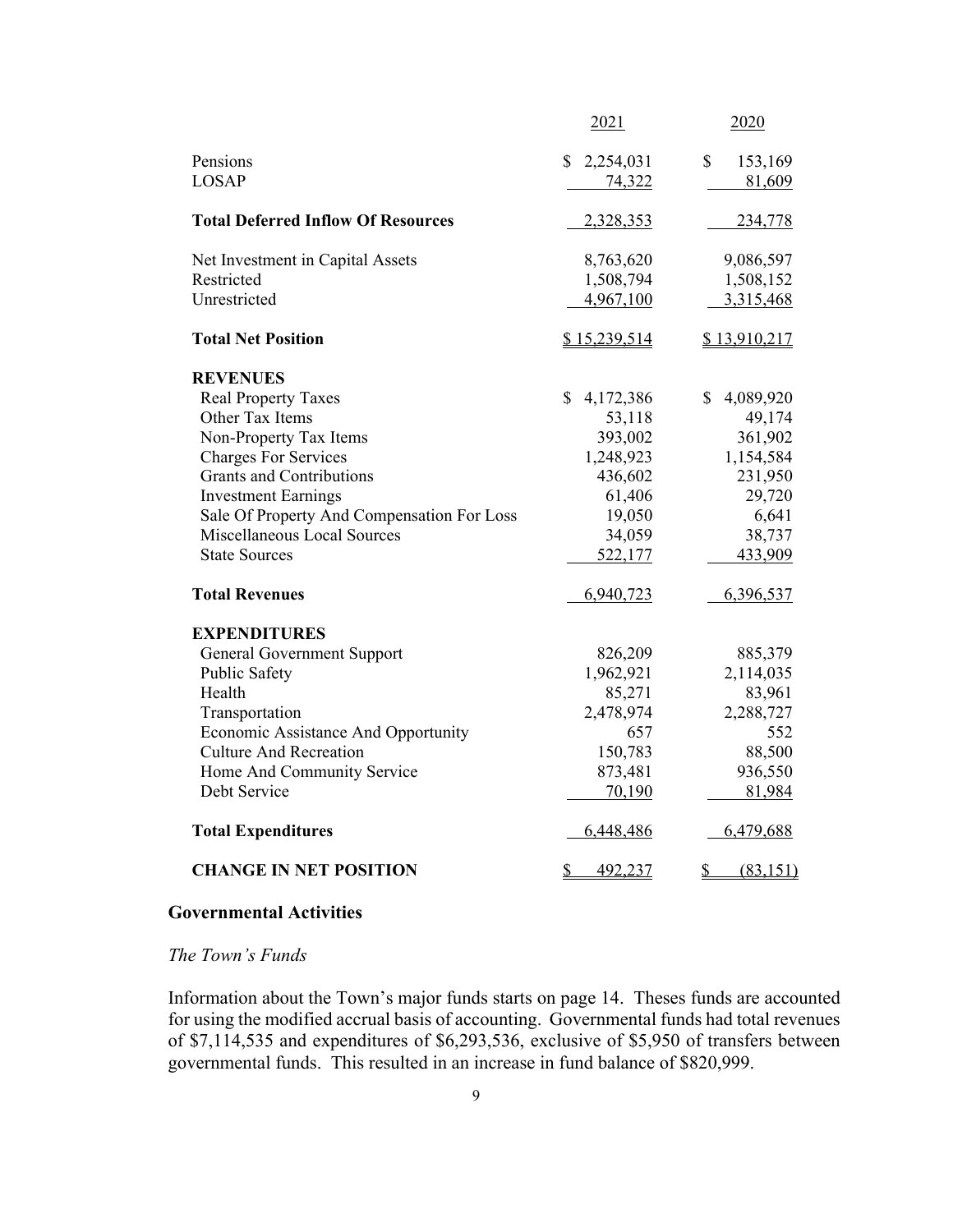| | 2021 | 2020 |
|---|---|---|
| Pensions | $ 2,254,031 | $ 153,169 |
| LOSAP | 74,322 | 81,609 |
| **Total Deferred Inflow Of Resources** | 2,328,353 | 234,778 |
| Net Investment in Capital Assets | 8,763,620 | 9,086,597 |
| Restricted | 1,508,794 | 1,508,152 |
| Unrestricted | 4,967,100 | 3,315,468 |
| **Total Net Position** | $ 15,239,514 | $ 13,910,217 |
| **REVENUES** | | |
| Real Property Taxes | $ 4,172,386 | $ 4,089,920 |
| Other Tax Items | 53,118 | 49,174 |
| Non-Property Tax Items | 393,002 | 361,902 |
| Charges For Services | 1,248,923 | 1,154,584 |
| Grants and Contributions | 436,602 | 231,950 |
| Investment Earnings | 61,406 | 29,720 |
| Sale Of Property And Compensation For Loss | 19,050 | 6,641 |
| Miscellaneous Local Sources | 34,059 | 38,737 |
| State Sources | 522,177 | 433,909 |
| **Total Revenues** | 6,940,723 | 6,396,537 |
| **EXPENDITURES** | | |
| General Government Support | 826,209 | 885,379 |
| Public Safety | 1,962,921 | 2,114,035 |
| Health | 85,271 | 83,961 |
| Transportation | 2,478,974 | 2,288,727 |
| Economic Assistance And Opportunity | 657 | 552 |
| Culture And Recreation | 150,783 | 88,500 |
| Home And Community Service | 873,481 | 936,550 |
| Debt Service | 70,190 | 81,984 |
| **Total Expenditures** | 6,448,486 | 6,479,688 |
| **CHANGE IN NET POSITION** | $ 492,237 | $ (83,151) |

## Governmental Activities

### *The Town's Funds*

Information about the Town's major funds starts on page 14. Theses funds are accounted for using the modified accrual basis of accounting. Governmental funds had total revenues of $7,114,535 and expenditures of $6,293,536, exclusive of $5,950 of transfers between governmental funds. This resulted in an increase in fund balance of $820,999.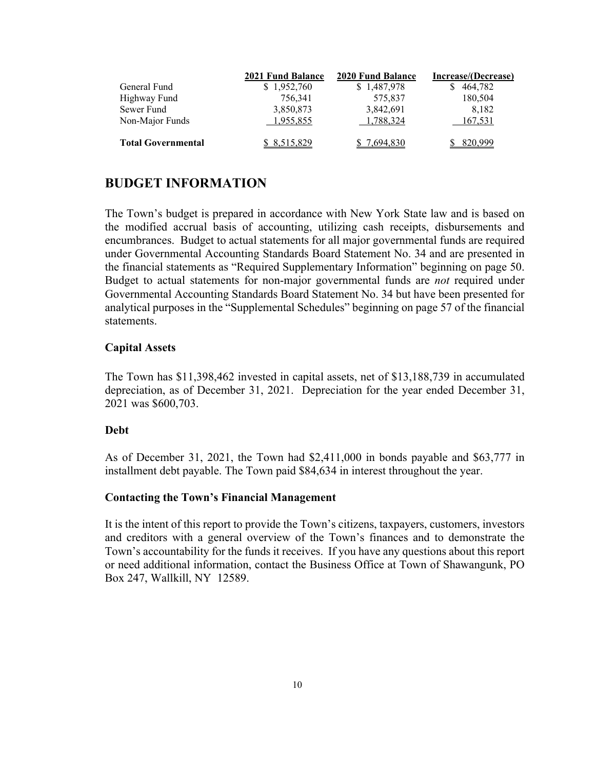| | 2021 Fund Balance | 2020 Fund Balance | Increase/(Decrease) |
|---|---|---|---|
| General Fund | $ 1,952,760 | $ 1,487,978 | $ 464,782 |
| Highway Fund | 756,341 | 575,837 | 180,504 |
| Sewer Fund | 3,850,873 | 3,842,691 | 8,182 |
| Non-Major Funds | 1,955,855 | 1,788,324 | 167,531 |
| **Total Governmental** | $ 8,515,829 | $ 7,694,830 | $ 820,999 |

## BUDGET INFORMATION

The Town's budget is prepared in accordance with New York State law and is based on the modified accrual basis of accounting, utilizing cash receipts, disbursements and encumbrances. Budget to actual statements for all major governmental funds are required under Governmental Accounting Standards Board Statement No. 34 and are presented in the financial statements as "Required Supplementary Information" beginning on page 50. Budget to actual statements for non-major governmental funds are *not* required under Governmental Accounting Standards Board Statement No. 34 but have been presented for analytical purposes in the "Supplemental Schedules" beginning on page 57 of the financial statements.

### Capital Assets

The Town has $11,398,462 invested in capital assets, net of $13,188,739 in accumulated depreciation, as of December 31, 2021. Depreciation for the year ended December 31, 2021 was $600,703.

### Debt

As of December 31, 2021, the Town had $2,411,000 in bonds payable and $63,777 in installment debt payable. The Town paid $84,634 in interest throughout the year.

### Contacting the Town's Financial Management

It is the intent of this report to provide the Town's citizens, taxpayers, customers, investors and creditors with a general overview of the Town's finances and to demonstrate the Town's accountability for the funds it receives. If you have any questions about this report or need additional information, contact the Business Office at Town of Shawangunk, PO Box 247, Wallkill, NY 12589.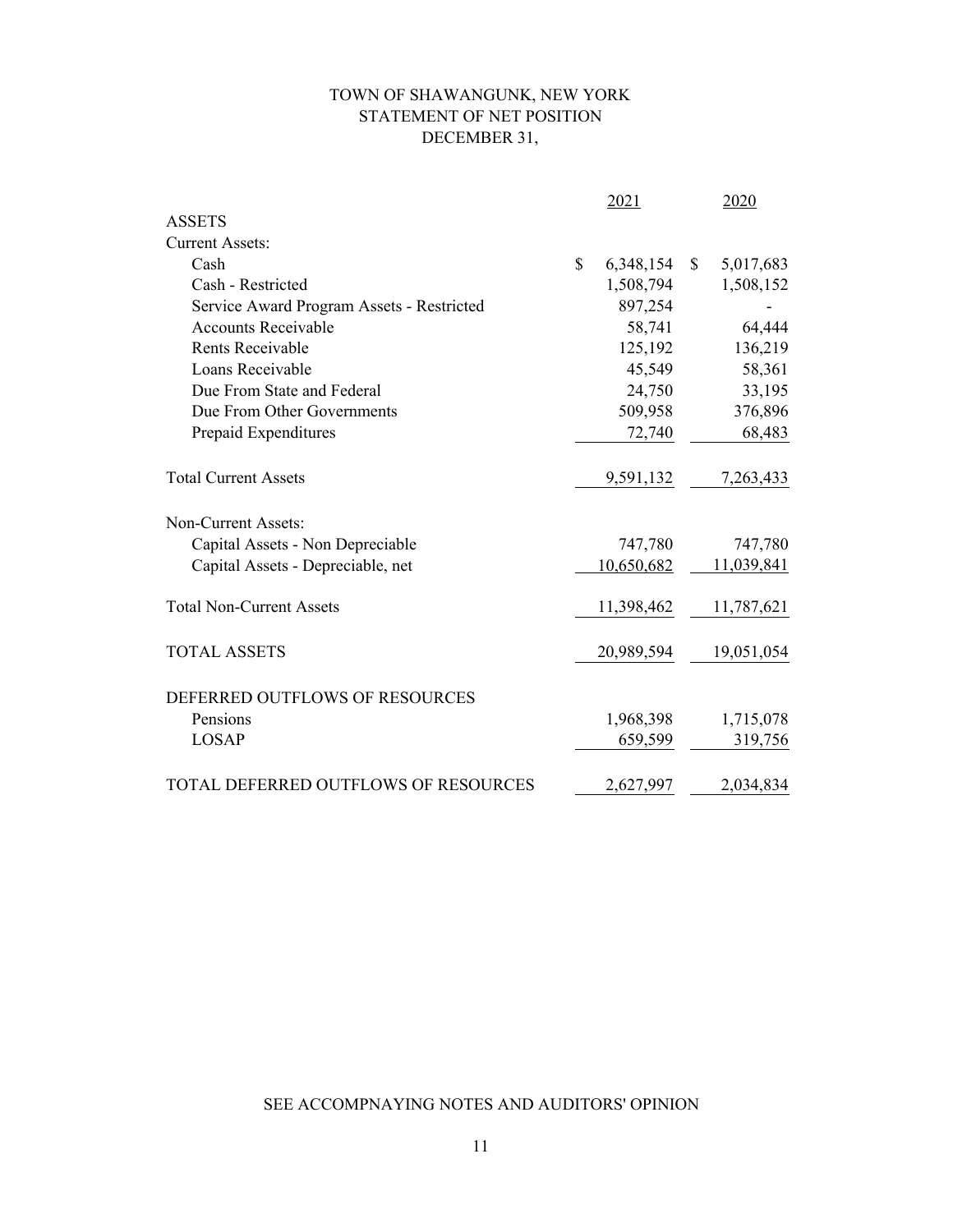# TOWN OF SHAWANGUNK, NEW YORK
## STATEMENT OF NET POSITION
### DECEMBER 31,

| | 2021 | 2020 |
|---|---|---|
| **ASSETS** | | |
| Current Assets: | | |
| Cash | $ 6,348,154 | $ 5,017,683 |
| Cash - Restricted | 1,508,794 | 1,508,152 |
| Service Award Program Assets - Restricted | 897,254 | - |
| Accounts Receivable | 58,741 | 64,444 |
| Rents Receivable | 125,192 | 136,219 |
| Loans Receivable | 45,549 | 58,361 |
| Due From State and Federal | 24,750 | 33,195 |
| Due From Other Governments | 509,958 | 376,896 |
| Prepaid Expenditures | 72,740 | 68,483 |
| Total Current Assets | 9,591,132 | 7,263,433 |
| Non-Current Assets: | | |
| Capital Assets - Non Depreciable | 747,780 | 747,780 |
| Capital Assets - Depreciable, net | 10,650,682 | 11,039,841 |
| Total Non-Current Assets | 11,398,462 | 11,787,621 |
| TOTAL ASSETS | 20,989,594 | 19,051,054 |
| DEFERRED OUTFLOWS OF RESOURCES | | |
| Pensions | 1,968,398 | 1,715,078 |
| LOSAP | 659,599 | 319,756 |
| TOTAL DEFERRED OUTFLOWS OF RESOURCES | 2,627,997 | 2,034,834 |

SEE ACCOMPNAYING NOTES AND AUDITORS' OPINION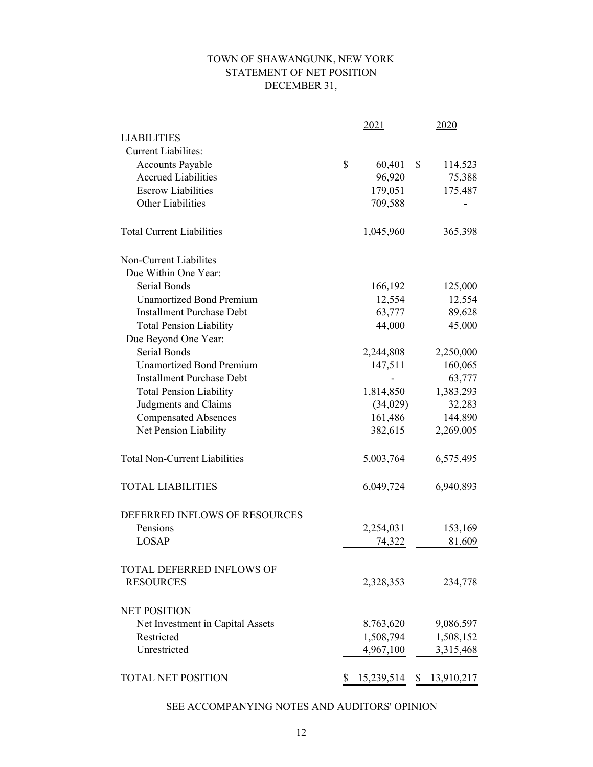# TOWN OF SHAWANGUNK, NEW YORK
## STATEMENT OF NET POSITION
### DECEMBER 31,

| | 2021 | 2020 |
|---|---|---|
| **LIABILITIES** | | |
| Current Liabilites: | | |
| Accounts Payable | $ 60,401 | $ 114,523 |
| Accrued Liabilities | 96,920 | 75,388 |
| Escrow Liabilities | 179,051 | 175,487 |
| Other Liabilities | 709,588 | - |
| Total Current Liabilities | 1,045,960 | 365,398 |
| Non-Current Liabilites | | |
| Due Within One Year: | | |
| Serial Bonds | 166,192 | 125,000 |
| Unamortized Bond Premium | 12,554 | 12,554 |
| Installment Purchase Debt | 63,777 | 89,628 |
| Total Pension Liability | 44,000 | 45,000 |
| Due Beyond One Year: | | |
| Serial Bonds | 2,244,808 | 2,250,000 |
| Unamortized Bond Premium | 147,511 | 160,065 |
| Installment Purchase Debt | - | 63,777 |
| Total Pension Liability | 1,814,850 | 1,383,293 |
| Judgments and Claims | (34,029) | 32,283 |
| Compensated Absences | 161,486 | 144,890 |
| Net Pension Liability | 382,615 | 2,269,005 |
| Total Non-Current Liabilities | 5,003,764 | 6,575,495 |
| TOTAL LIABILITIES | 6,049,724 | 6,940,893 |
| DEFERRED INFLOWS OF RESOURCES | | |
| Pensions | 2,254,031 | 153,169 |
| LOSAP | 74,322 | 81,609 |
| TOTAL DEFERRED INFLOWS OF RESOURCES | 2,328,353 | 234,778 |
| NET POSITION | | |
| Net Investment in Capital Assets | 8,763,620 | 9,086,597 |
| Restricted | 1,508,794 | 1,508,152 |
| Unrestricted | 4,967,100 | 3,315,468 |
| TOTAL NET POSITION | $ 15,239,514 | $ 13,910,217 |

SEE ACCOMPANYING NOTES AND AUDITORS' OPINION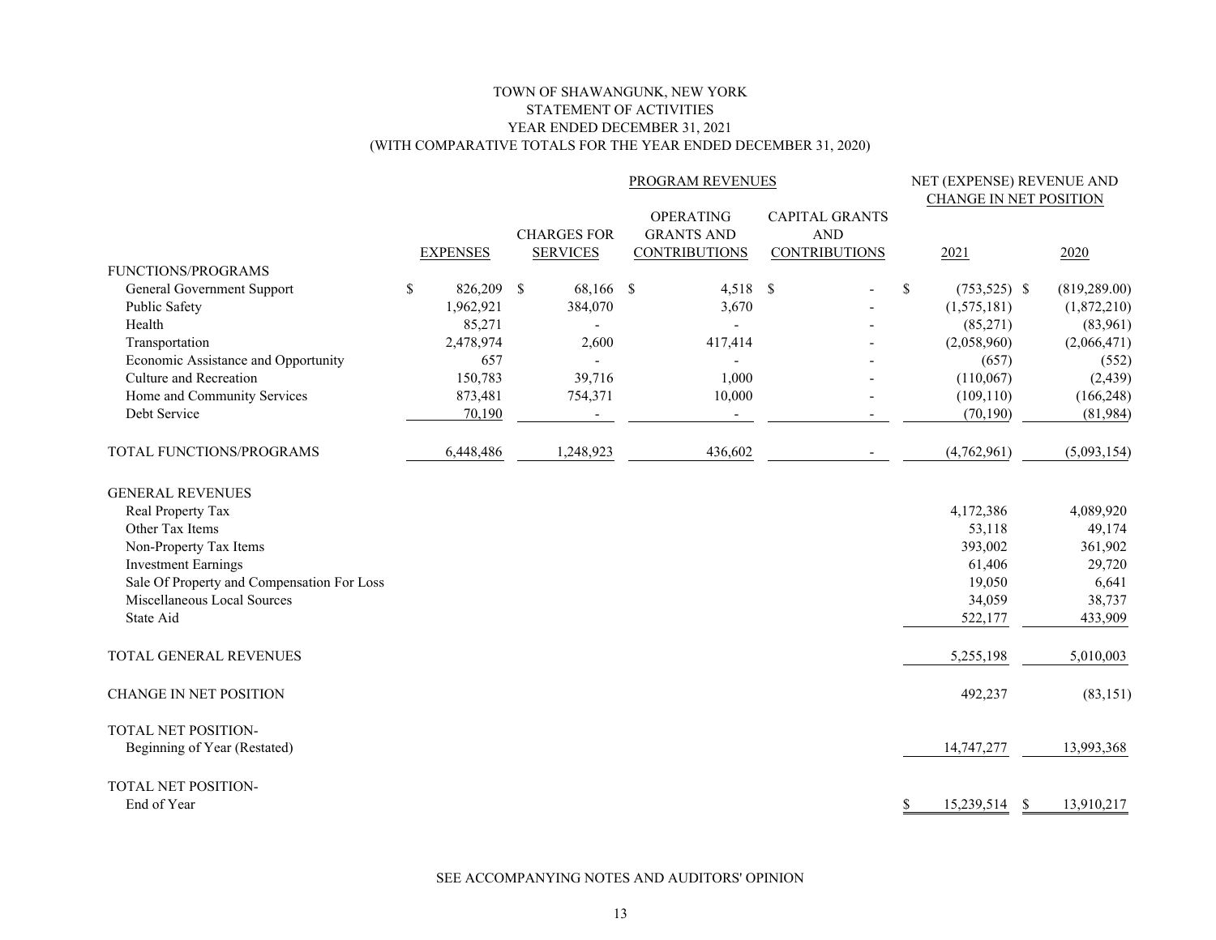# TOWN OF SHAWANGUNK, NEW YORK
## STATEMENT OF ACTIVITIES
### YEAR ENDED DECEMBER 31, 2021
### (WITH COMPARATIVE TOTALS FOR THE YEAR ENDED DECEMBER 31, 2020)

| | | PROGRAM REVENUES | | | NET (EXPENSE) REVENUE AND CHANGE IN NET POSITION | |
|---|---|---|---|---|---|---|
| | EXPENSES | CHARGES FOR SERVICES | OPERATING GRANTS AND CONTRIBUTIONS | CAPITAL GRANTS AND CONTRIBUTIONS | 2021 | 2020 |
| FUNCTIONS/PROGRAMS | | | | | | |
| General Government Support | $ 826,209 | $ 68,166 | $ 4,518 | $ - | $ (753,525) | $ (819,289.00) |
| Public Safety | 1,962,921 | 384,070 | 3,670 | - | (1,575,181) | (1,872,210) |
| Health | 85,271 | - | - | - | (85,271) | (83,961) |
| Transportation | 2,478,974 | 2,600 | 417,414 | - | (2,058,960) | (2,066,471) |
| Economic Assistance and Opportunity | 657 | - | - | - | (657) | (552) |
| Culture and Recreation | 150,783 | 39,716 | 1,000 | - | (110,067) | (2,439) |
| Home and Community Services | 873,481 | 754,371 | 10,000 | - | (109,110) | (166,248) |
| Debt Service | 70,190 | - | - | - | (70,190) | (81,984) |
| TOTAL FUNCTIONS/PROGRAMS | 6,448,486 | 1,248,923 | 436,602 | - | (4,762,961) | (5,093,154) |
| GENERAL REVENUES | | | | | | |
| Real Property Tax | | | | | 4,172,386 | 4,089,920 |
| Other Tax Items | | | | | 53,118 | 49,174 |
| Non-Property Tax Items | | | | | 393,002 | 361,902 |
| Investment Earnings | | | | | 61,406 | 29,720 |
| Sale Of Property and Compensation For Loss | | | | | 19,050 | 6,641 |
| Miscellaneous Local Sources | | | | | 34,059 | 38,737 |
| State Aid | | | | | 522,177 | 433,909 |
| TOTAL GENERAL REVENUES | | | | | 5,255,198 | 5,010,003 |
| CHANGE IN NET POSITION | | | | | 492,237 | (83,151) |
| TOTAL NET POSITION- Beginning of Year (Restated) | | | | | 14,747,277 | 13,993,368 |
| TOTAL NET POSITION- End of Year | | | | | $ 15,239,514 | $ 13,910,217 |

SEE ACCOMPANYING NOTES AND AUDITORS' OPINION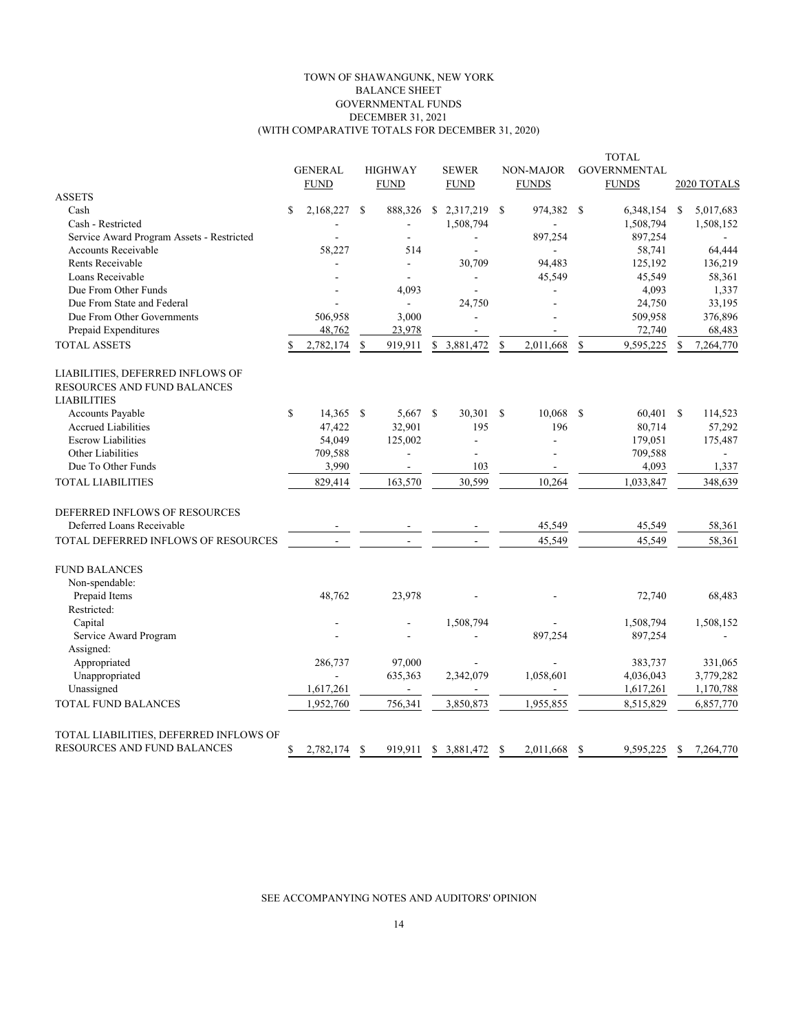# TOWN OF SHAWANGUNK, NEW YORK
## BALANCE SHEET
## GOVERNMENTAL FUNDS
## DECEMBER 31, 2021
## (WITH COMPARATIVE TOTALS FOR DECEMBER 31, 2020)

| | GENERAL FUND | HIGHWAY FUND | SEWER FUND | NON-MAJOR FUNDS | TOTAL GOVERNMENTAL FUNDS | 2020 TOTALS |
|---|---|---|---|---|---|---|
| **ASSETS** | | | | | | |
| Cash | $ 2,168,227 | $ 888,326 | $ 2,317,219 | $ 974,382 | $ 6,348,154 | $ 5,017,683 |
| Cash - Restricted | - | - | 1,508,794 | - | 1,508,794 | 1,508,152 |
| Service Award Program Assets - Restricted | - | - | - | 897,254 | 897,254 | - |
| Accounts Receivable | 58,227 | 514 | - | - | 58,741 | 64,444 |
| Rents Receivable | - | - | 30,709 | 94,483 | 125,192 | 136,219 |
| Loans Receivable | - | - | - | 45,549 | 45,549 | 58,361 |
| Due From Other Funds | - | 4,093 | - | - | 4,093 | 1,337 |
| Due From State and Federal | - | - | 24,750 | - | 24,750 | 33,195 |
| Due From Other Governments | 506,958 | 3,000 | - | - | 509,958 | 376,896 |
| Prepaid Expenditures | 48,762 | 23,978 | - | - | 72,740 | 68,483 |
| TOTAL ASSETS | $ 2,782,174 | $ 919,911 | $ 3,881,472 | $ 2,011,668 | $ 9,595,225 | $ 7,264,770 |
| **LIABILITIES, DEFERRED INFLOWS OF RESOURCES AND FUND BALANCES** | | | | | | |
| **LIABILITIES** | | | | | | |
| Accounts Payable | $ 14,365 | $ 5,667 | $ 30,301 | $ 10,068 | $ 60,401 | $ 114,523 |
| Accrued Liabilities | 47,422 | 32,901 | 195 | 196 | 80,714 | 57,292 |
| Escrow Liabilities | 54,049 | 125,002 | - | - | 179,051 | 175,487 |
| Other Liabilities | 709,588 | - | - | - | 709,588 | - |
| Due To Other Funds | 3,990 | - | 103 | - | 4,093 | 1,337 |
| TOTAL LIABILITIES | 829,414 | 163,570 | 30,599 | 10,264 | 1,033,847 | 348,639 |
| **DEFERRED INFLOWS OF RESOURCES** | | | | | | |
| Deferred Loans Receivable | - | - | - | 45,549 | 45,549 | 58,361 |
| TOTAL DEFERRED INFLOWS OF RESOURCES | - | - | - | 45,549 | 45,549 | 58,361 |
| **FUND BALANCES** | | | | | | |
| Non-spendable: | | | | | | |
| Prepaid Items | 48,762 | 23,978 | - | - | 72,740 | 68,483 |
| Restricted: | | | | | | |
| Capital | - | - | 1,508,794 | - | 1,508,794 | 1,508,152 |
| Service Award Program | - | - | - | 897,254 | 897,254 | - |
| Assigned: | | | | | | |
| Appropriated | 286,737 | 97,000 | - | - | 383,737 | 331,065 |
| Unappropriated | - | 635,363 | 2,342,079 | 1,058,601 | 4,036,043 | 3,779,282 |
| Unassigned | 1,617,261 | - | - | - | 1,617,261 | 1,170,788 |
| TOTAL FUND BALANCES | 1,952,760 | 756,341 | 3,850,873 | 1,955,855 | 8,515,829 | 6,857,770 |
| TOTAL LIABILITIES, DEFERRED INFLOWS OF RESOURCES AND FUND BALANCES | $ 2,782,174 | $ 919,911 | $ 3,881,472 | $ 2,011,668 | $ 9,595,225 | $ 7,264,770 |

SEE ACCOMPANYING NOTES AND AUDITORS' OPINION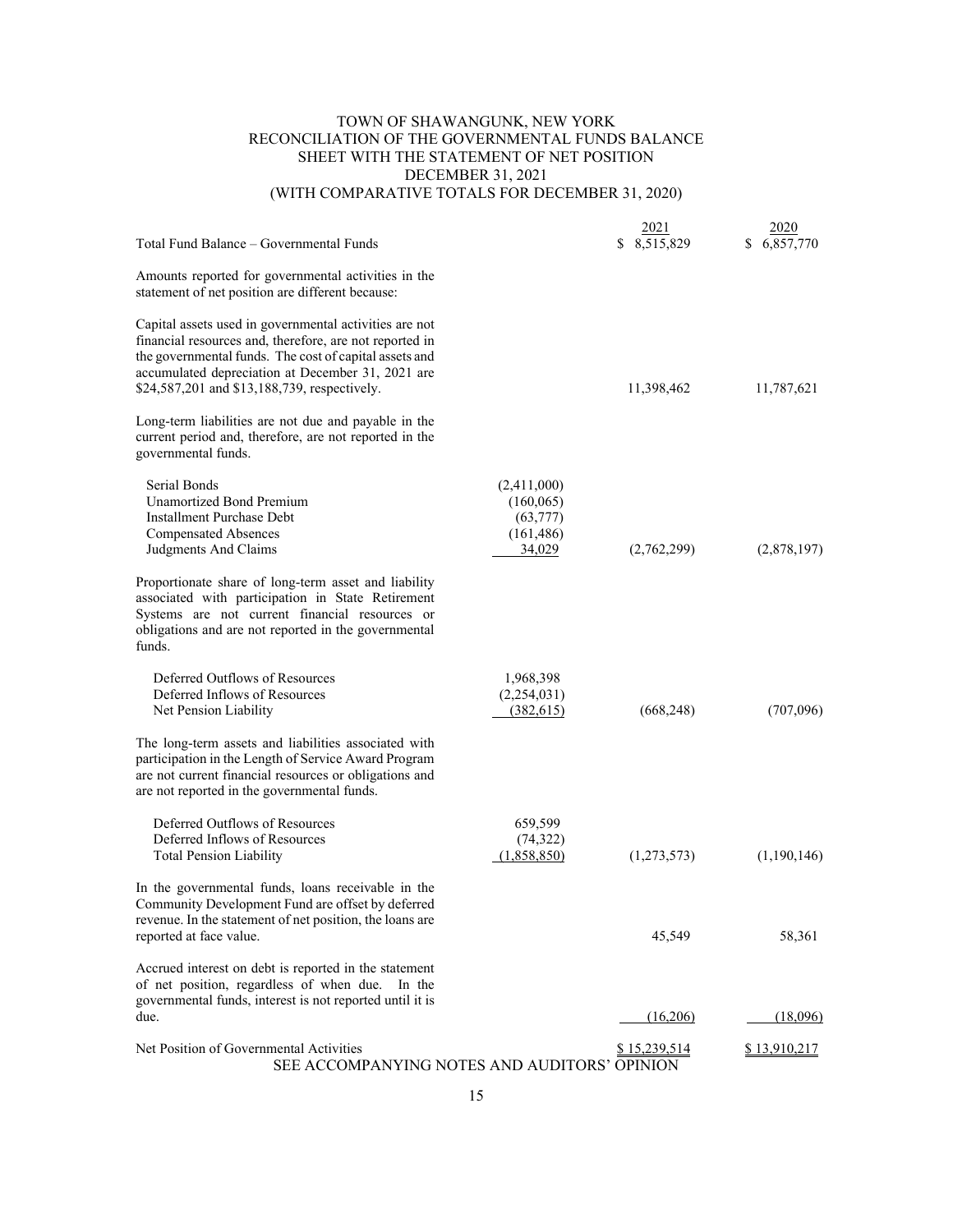# TOWN OF SHAWANGUNK, NEW YORK
## RECONCILIATION OF THE GOVERNMENTAL FUNDS BALANCE SHEET WITH THE STATEMENT OF NET POSITION
### DECEMBER 31, 2021
### (WITH COMPARATIVE TOTALS FOR DECEMBER 31, 2020)

| | | 2021 | 2020 |
|---|---|---|---|
| Total Fund Balance – Governmental Funds | | $ 8,515,829 | $ 6,857,770 |
| Amounts reported for governmental activities in the statement of net position are different because: | | | |
| Capital assets used in governmental activities are not financial resources and, therefore, are not reported in the governmental funds. The cost of capital assets and accumulated depreciation at December 31, 2021 are $24,587,201 and $13,188,739, respectively. | | 11,398,462 | 11,787,621 |
| Long-term liabilities are not due and payable in the current period and, therefore, are not reported in the governmental funds. | | | |
| Serial Bonds | (2,411,000) | | |
| Unamortized Bond Premium | (160,065) | | |
| Installment Purchase Debt | (63,777) | | |
| Compensated Absences | (161,486) | | |
| Judgments And Claims | 34,029 | (2,762,299) | (2,878,197) |
| Proportionate share of long-term asset and liability associated with participation in State Retirement Systems are not current financial resources or obligations and are not reported in the governmental funds. | | | |
| Deferred Outflows of Resources | 1,968,398 | | |
| Deferred Inflows of Resources | (2,254,031) | | |
| Net Pension Liability | (382,615) | (668,248) | (707,096) |
| The long-term assets and liabilities associated with participation in the Length of Service Award Program are not current financial resources or obligations and are not reported in the governmental funds. | | | |
| Deferred Outflows of Resources | 659,599 | | |
| Deferred Inflows of Resources | (74,322) | | |
| Total Pension Liability | (1,858,850) | (1,273,573) | (1,190,146) |
| In the governmental funds, loans receivable in the Community Development Fund are offset by deferred revenue. In the statement of net position, the loans are reported at face value. | | 45,549 | 58,361 |
| Accrued interest on debt is reported in the statement of net position, regardless of when due. In the governmental funds, interest is not reported until it is due. | | (16,206) | (18,096) |
| Net Position of Governmental Activities | | $ 15,239,514 | $ 13,910,217 |

SEE ACCOMPANYING NOTES AND AUDITORS' OPINION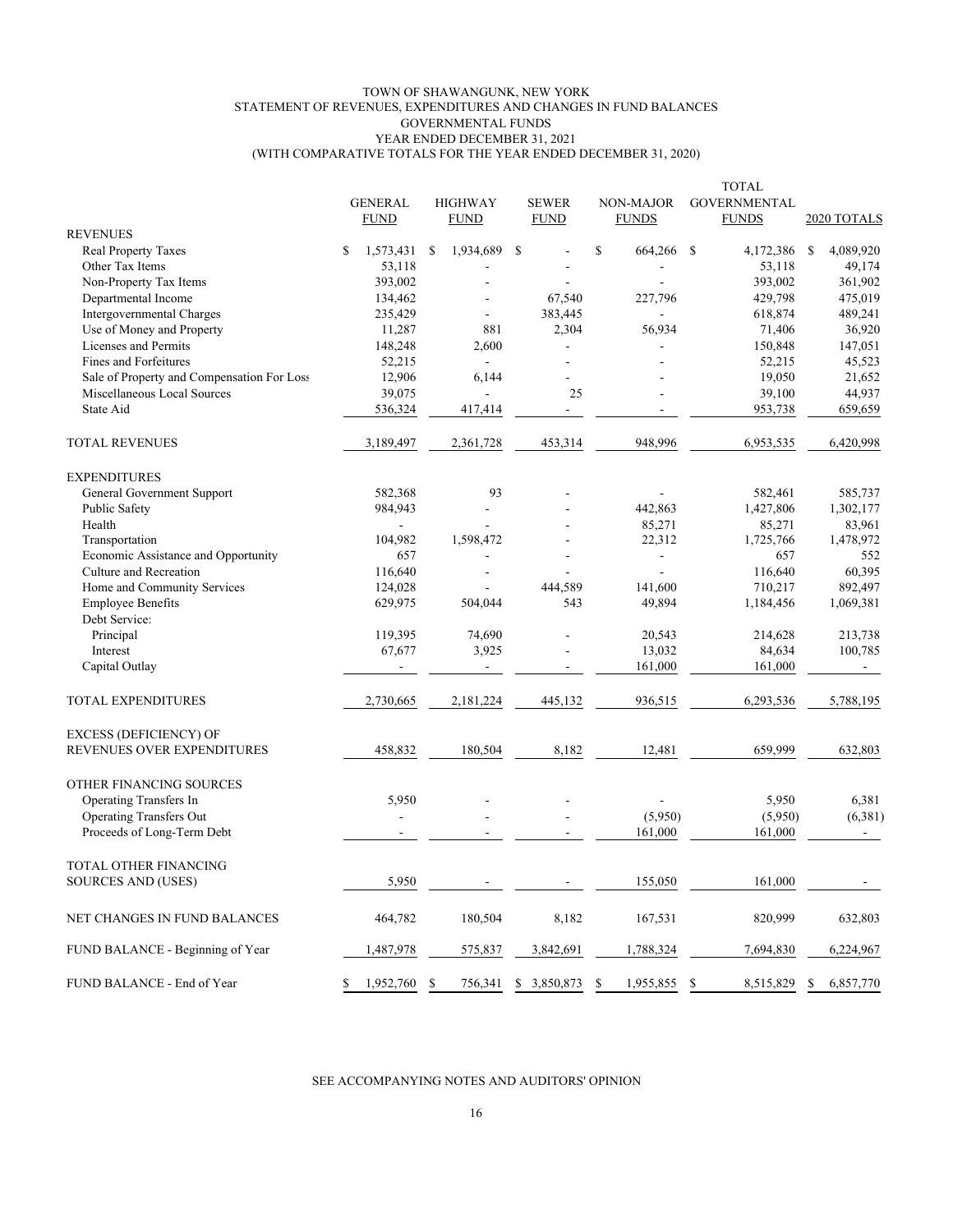# TOWN OF SHAWANGUNK, NEW YORK
## STATEMENT OF REVENUES, EXPENDITURES AND CHANGES IN FUND BALANCES
## GOVERNMENTAL FUNDS
## YEAR ENDED DECEMBER 31, 2021
## (WITH COMPARATIVE TOTALS FOR THE YEAR ENDED DECEMBER 31, 2020)

| | GENERAL FUND | HIGHWAY FUND | SEWER FUND | NON-MAJOR FUNDS | TOTAL GOVERNMENTAL FUNDS | 2020 TOTALS |
|---|---|---|---|---|---|---|
| **REVENUES** | | | | | | |
| Real Property Taxes | $ 1,573,431 | $ 1,934,689 | $ - | $ 664,266 | $ 4,172,386 | $ 4,089,920 |
| Other Tax Items | 53,118 | - | - | - | 53,118 | 49,174 |
| Non-Property Tax Items | 393,002 | - | - | - | 393,002 | 361,902 |
| Departmental Income | 134,462 | - | 67,540 | 227,796 | 429,798 | 475,019 |
| Intergovernmental Charges | 235,429 | - | 383,445 | - | 618,874 | 489,241 |
| Use of Money and Property | 11,287 | 881 | 2,304 | 56,934 | 71,406 | 36,920 |
| Licenses and Permits | 148,248 | 2,600 | - | - | 150,848 | 147,051 |
| Fines and Forfeitures | 52,215 | - | - | - | 52,215 | 45,523 |
| Sale of Property and Compensation For Loss | 12,906 | 6,144 | - | - | 19,050 | 21,652 |
| Miscellaneous Local Sources | 39,075 | - | 25 | - | 39,100 | 44,937 |
| State Aid | 536,324 | 417,414 | - | - | 953,738 | 659,659 |
| TOTAL REVENUES | 3,189,497 | 2,361,728 | 453,314 | 948,996 | 6,953,535 | 6,420,998 |
| **EXPENDITURES** | | | | | | |
| General Government Support | 582,368 | 93 | - | - | 582,461 | 585,737 |
| Public Safety | 984,943 | - | - | 442,863 | 1,427,806 | 1,302,177 |
| Health | - | - | - | 85,271 | 85,271 | 83,961 |
| Transportation | 104,982 | 1,598,472 | - | 22,312 | 1,725,766 | 1,478,972 |
| Economic Assistance and Opportunity | 657 | - | - | - | 657 | 552 |
| Culture and Recreation | 116,640 | - | - | - | 116,640 | 60,395 |
| Home and Community Services | 124,028 | - | 444,589 | 141,600 | 710,217 | 892,497 |
| Employee Benefits | 629,975 | 504,044 | 543 | 49,894 | 1,184,456 | 1,069,381 |
| Debt Service: | | | | | | |
| Principal | 119,395 | 74,690 | - | 20,543 | 214,628 | 213,738 |
| Interest | 67,677 | 3,925 | - | 13,032 | 84,634 | 100,785 |
| Capital Outlay | - | - | - | 161,000 | 161,000 | - |
| TOTAL EXPENDITURES | 2,730,665 | 2,181,224 | 445,132 | 936,515 | 6,293,536 | 5,788,195 |
| EXCESS (DEFICIENCY) OF REVENUES OVER EXPENDITURES | 458,832 | 180,504 | 8,182 | 12,481 | 659,999 | 632,803 |
| **OTHER FINANCING SOURCES** | | | | | | |
| Operating Transfers In | 5,950 | - | - | - | 5,950 | 6,381 |
| Operating Transfers Out | - | - | - | (5,950) | (5,950) | (6,381) |
| Proceeds of Long-Term Debt | - | - | - | 161,000 | 161,000 | - |
| TOTAL OTHER FINANCING SOURCES AND (USES) | 5,950 | - | - | 155,050 | 161,000 | - |
| NET CHANGES IN FUND BALANCES | 464,782 | 180,504 | 8,182 | 167,531 | 820,999 | 632,803 |
| FUND BALANCE - Beginning of Year | 1,487,978 | 575,837 | 3,842,691 | 1,788,324 | 7,694,830 | 6,224,967 |
| FUND BALANCE - End of Year | $ 1,952,760 | $ 756,341 | $ 3,850,873 | $ 1,955,855 | $ 8,515,829 | $ 6,857,770 |

SEE ACCOMPANYING NOTES AND AUDITORS' OPINION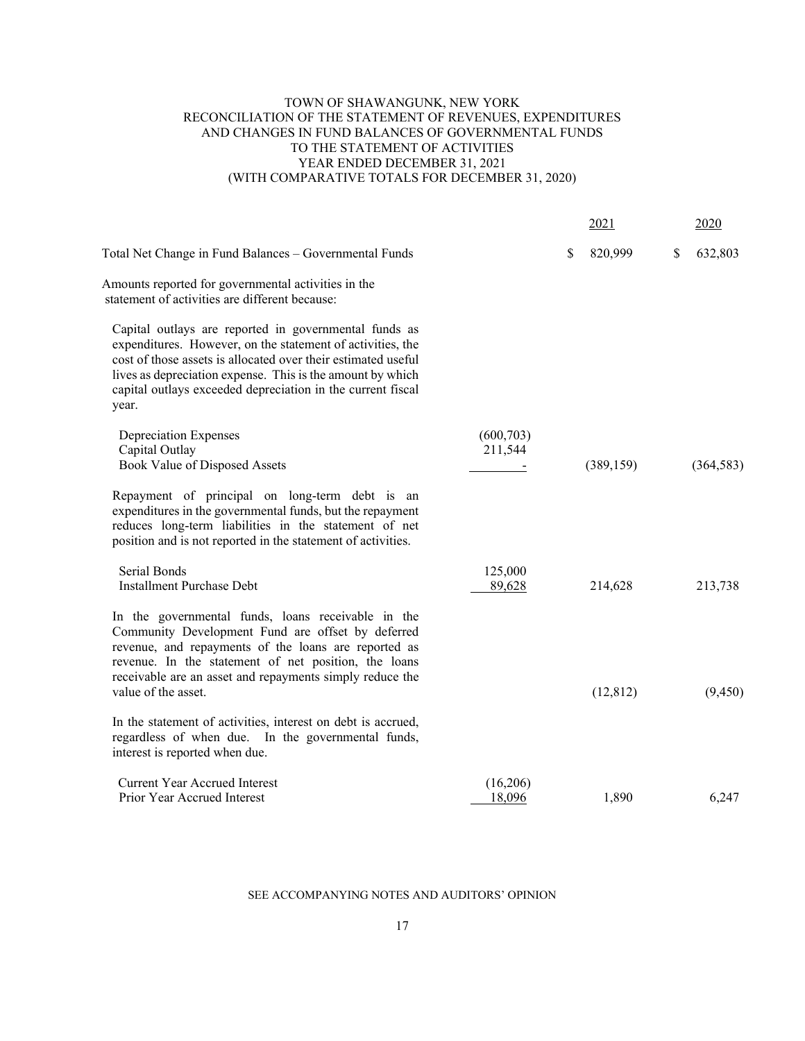# TOWN OF SHAWANGUNK, NEW YORK
## RECONCILIATION OF THE STATEMENT OF REVENUES, EXPENDITURES AND CHANGES IN FUND BALANCES OF GOVERNMENTAL FUNDS TO THE STATEMENT OF ACTIVITIES
### YEAR ENDED DECEMBER 31, 2021
### (WITH COMPARATIVE TOTALS FOR DECEMBER 31, 2020)

| | | 2021 | 2020 |
|---|---|---|---|
| Total Net Change in Fund Balances – Governmental Funds | | $ 820,999 | $ 632,803 |
| Amounts reported for governmental activities in the statement of activities are different because: | | | |
| Capital outlays are reported in governmental funds as expenditures. However, on the statement of activities, the cost of those assets is allocated over their estimated useful lives as depreciation expense. This is the amount by which capital outlays exceeded depreciation in the current fiscal year. | | | |
| Depreciation Expenses | (600,703) | | |
| Capital Outlay | 211,544 | | |
| Book Value of Disposed Assets | - | (389,159) | (364,583) |
| Repayment of principal on long-term debt is an expenditures in the governmental funds, but the repayment reduces long-term liabilities in the statement of net position and is not reported in the statement of activities. | | | |
| Serial Bonds | 125,000 | | |
| Installment Purchase Debt | 89,628 | 214,628 | 213,738 |
| In the governmental funds, loans receivable in the Community Development Fund are offset by deferred revenue, and repayments of the loans are reported as revenue. In the statement of net position, the loans receivable are an asset and repayments simply reduce the value of the asset. | | (12,812) | (9,450) |
| In the statement of activities, interest on debt is accrued, regardless of when due. In the governmental funds, interest is reported when due. | | | |
| Current Year Accrued Interest | (16,206) | | |
| Prior Year Accrued Interest | 18,096 | 1,890 | 6,247 |

SEE ACCOMPANYING NOTES AND AUDITORS' OPINION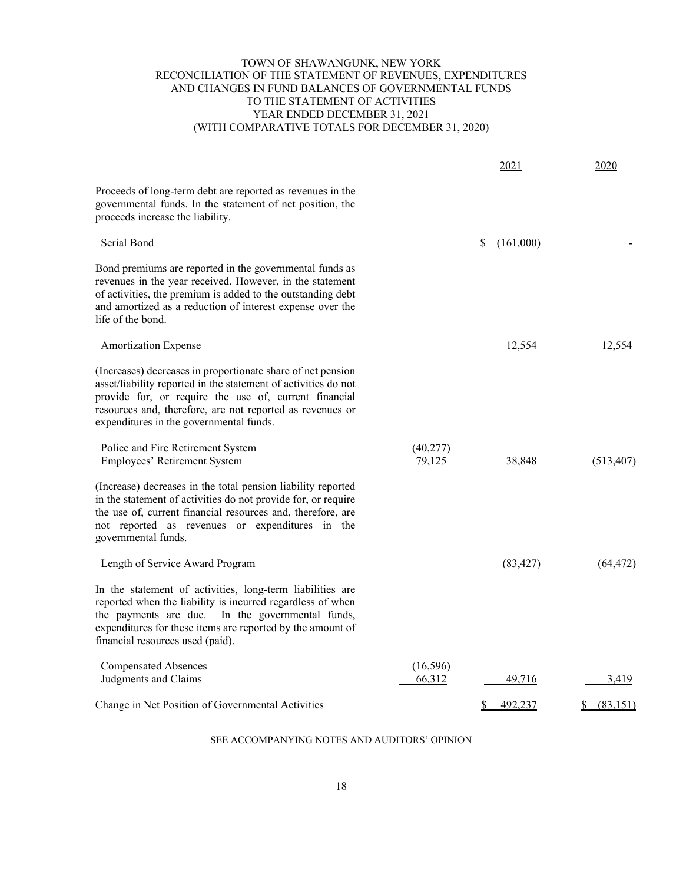# TOWN OF SHAWANGUNK, NEW YORK
## RECONCILIATION OF THE STATEMENT OF REVENUES, EXPENDITURES AND CHANGES IN FUND BALANCES OF GOVERNMENTAL FUNDS TO THE STATEMENT OF ACTIVITIES
### YEAR ENDED DECEMBER 31, 2021
### (WITH COMPARATIVE TOTALS FOR DECEMBER 31, 2020)

| | | 2021 | 2020 |
|---|---|---|---|
| Proceeds of long-term debt are reported as revenues in the governmental funds. In the statement of net position, the proceeds increase the liability. | | | |
| Serial Bond | | $ (161,000) | - |
| Bond premiums are reported in the governmental funds as revenues in the year received. However, in the statement of activities, the premium is added to the outstanding debt and amortized as a reduction of interest expense over the life of the bond. | | | |
| Amortization Expense | | 12,554 | 12,554 |
| (Increases) decreases in proportionate share of net pension asset/liability reported in the statement of activities do not provide for, or require the use of, current financial resources and, therefore, are not reported as revenues or expenditures in the governmental funds. | | | |
| Police and Fire Retirement System | (40,277) | | |
| Employees' Retirement System | 79,125 | 38,848 | (513,407) |
| (Increase) decreases in the total pension liability reported in the statement of activities do not provide for, or require the use of, current financial resources and, therefore, are not reported as revenues or expenditures in the governmental funds. | | | |
| Length of Service Award Program | | (83,427) | (64,472) |
| In the statement of activities, long-term liabilities are reported when the liability is incurred regardless of when the payments are due. In the governmental funds, expenditures for these items are reported by the amount of financial resources used (paid). | | | |
| Compensated Absences | (16,596) | | |
| Judgments and Claims | 66,312 | 49,716 | 3,419 |
| Change in Net Position of Governmental Activities | | $ 492,237 | $ (83,151) |

SEE ACCOMPANYING NOTES AND AUDITORS' OPINION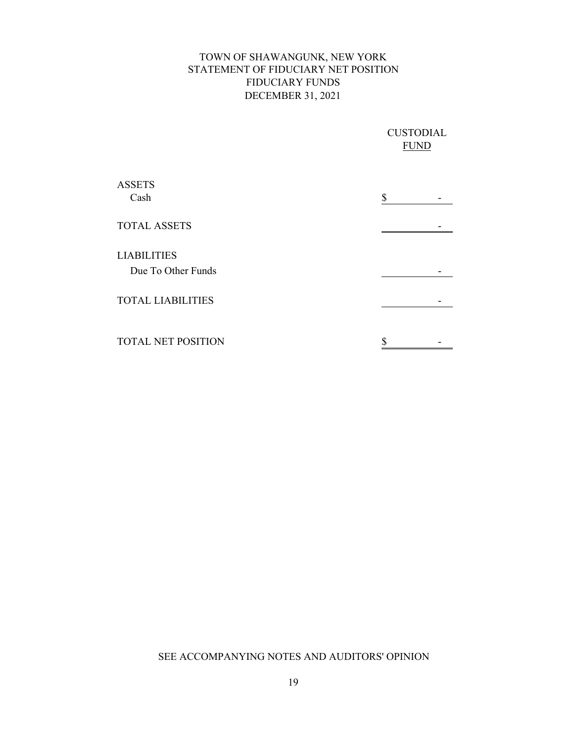# TOWN OF SHAWANGUNK, NEW YORK
## STATEMENT OF FIDUCIARY NET POSITION
## FIDUCIARY FUNDS
## DECEMBER 31, 2021

| | CUSTODIAL FUND |
|---|---|
| **ASSETS** | |
| Cash | $ - |
| **TOTAL ASSETS** | - |
| **LIABILITIES** | |
| Due To Other Funds | - |
| **TOTAL LIABILITIES** | - |
| **TOTAL NET POSITION** | $ - |

SEE ACCOMPANYING NOTES AND AUDITORS' OPINION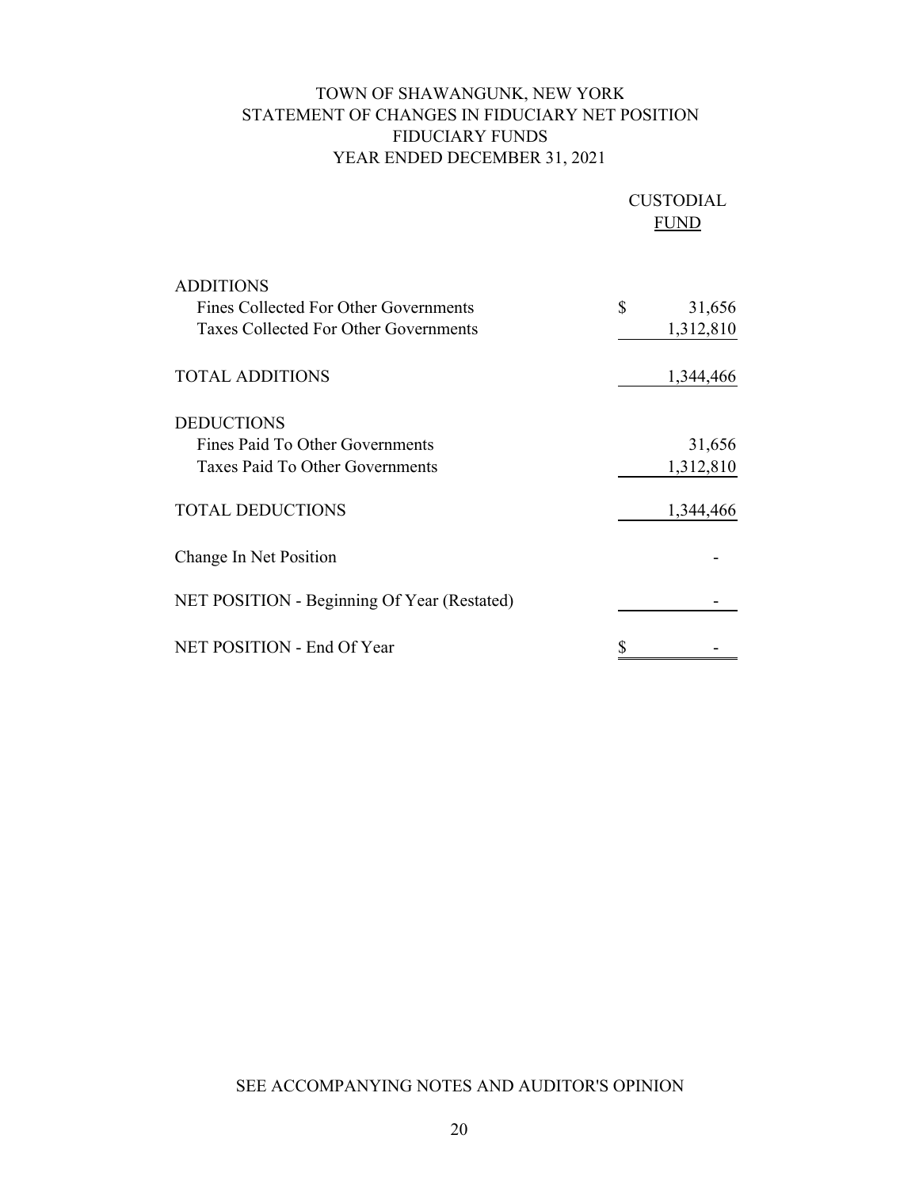# TOWN OF SHAWANGUNK, NEW YORK
## STATEMENT OF CHANGES IN FIDUCIARY NET POSITION
## FIDUCIARY FUNDS
## YEAR ENDED DECEMBER 31, 2021

| | CUSTODIAL FUND |
|---|---|
| **ADDITIONS** | |
| Fines Collected For Other Governments | $ 31,656 |
| Taxes Collected For Other Governments | 1,312,810 |
| **TOTAL ADDITIONS** | 1,344,466 |
| **DEDUCTIONS** | |
| Fines Paid To Other Governments | 31,656 |
| Taxes Paid To Other Governments | 1,312,810 |
| **TOTAL DEDUCTIONS** | 1,344,466 |
| Change In Net Position | - |
| NET POSITION - Beginning Of Year (Restated) | - |
| NET POSITION - End Of Year | $ - |

SEE ACCOMPANYING NOTES AND AUDITOR'S OPINION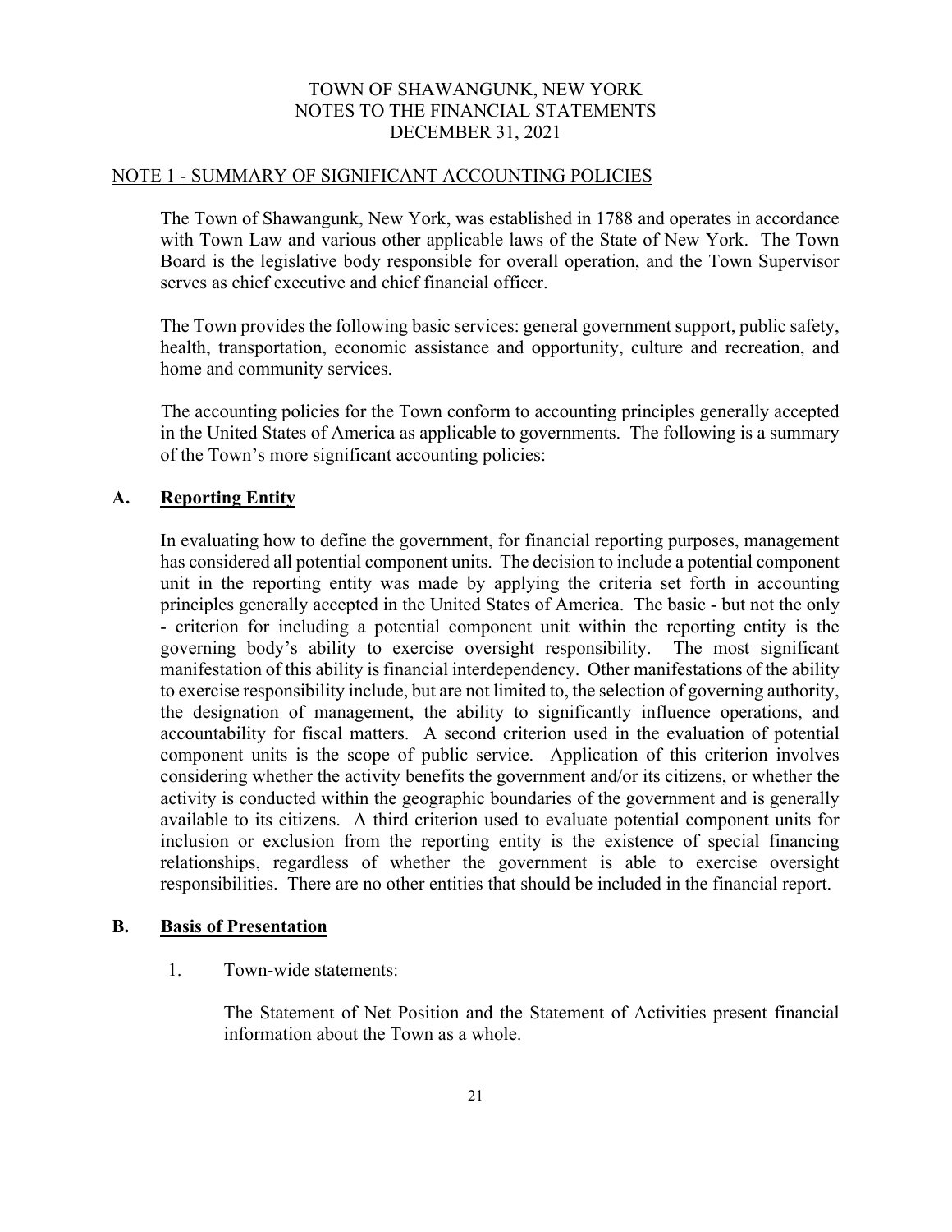# TOWN OF SHAWANGUNK, NEW YORK
# NOTES TO THE FINANCIAL STATEMENTS
# DECEMBER 31, 2021

## NOTE 1 - SUMMARY OF SIGNIFICANT ACCOUNTING POLICIES

The Town of Shawangunk, New York, was established in 1788 and operates in accordance with Town Law and various other applicable laws of the State of New York. The Town Board is the legislative body responsible for overall operation, and the Town Supervisor serves as chief executive and chief financial officer.

The Town provides the following basic services: general government support, public safety, health, transportation, economic assistance and opportunity, culture and recreation, and home and community services.

The accounting policies for the Town conform to accounting principles generally accepted in the United States of America as applicable to governments. The following is a summary of the Town's more significant accounting policies:

### A. Reporting Entity

In evaluating how to define the government, for financial reporting purposes, management has considered all potential component units. The decision to include a potential component unit in the reporting entity was made by applying the criteria set forth in accounting principles generally accepted in the United States of America. The basic - but not the only - criterion for including a potential component unit within the reporting entity is the governing body's ability to exercise oversight responsibility. The most significant manifestation of this ability is financial interdependency. Other manifestations of the ability to exercise responsibility include, but are not limited to, the selection of governing authority, the designation of management, the ability to significantly influence operations, and accountability for fiscal matters. A second criterion used in the evaluation of potential component units is the scope of public service. Application of this criterion involves considering whether the activity benefits the government and/or its citizens, or whether the activity is conducted within the geographic boundaries of the government and is generally available to its citizens. A third criterion used to evaluate potential component units for inclusion or exclusion from the reporting entity is the existence of special financing relationships, regardless of whether the government is able to exercise oversight responsibilities. There are no other entities that should be included in the financial report.

### B. Basis of Presentation

1. Town-wide statements:

   The Statement of Net Position and the Statement of Activities present financial information about the Town as a whole.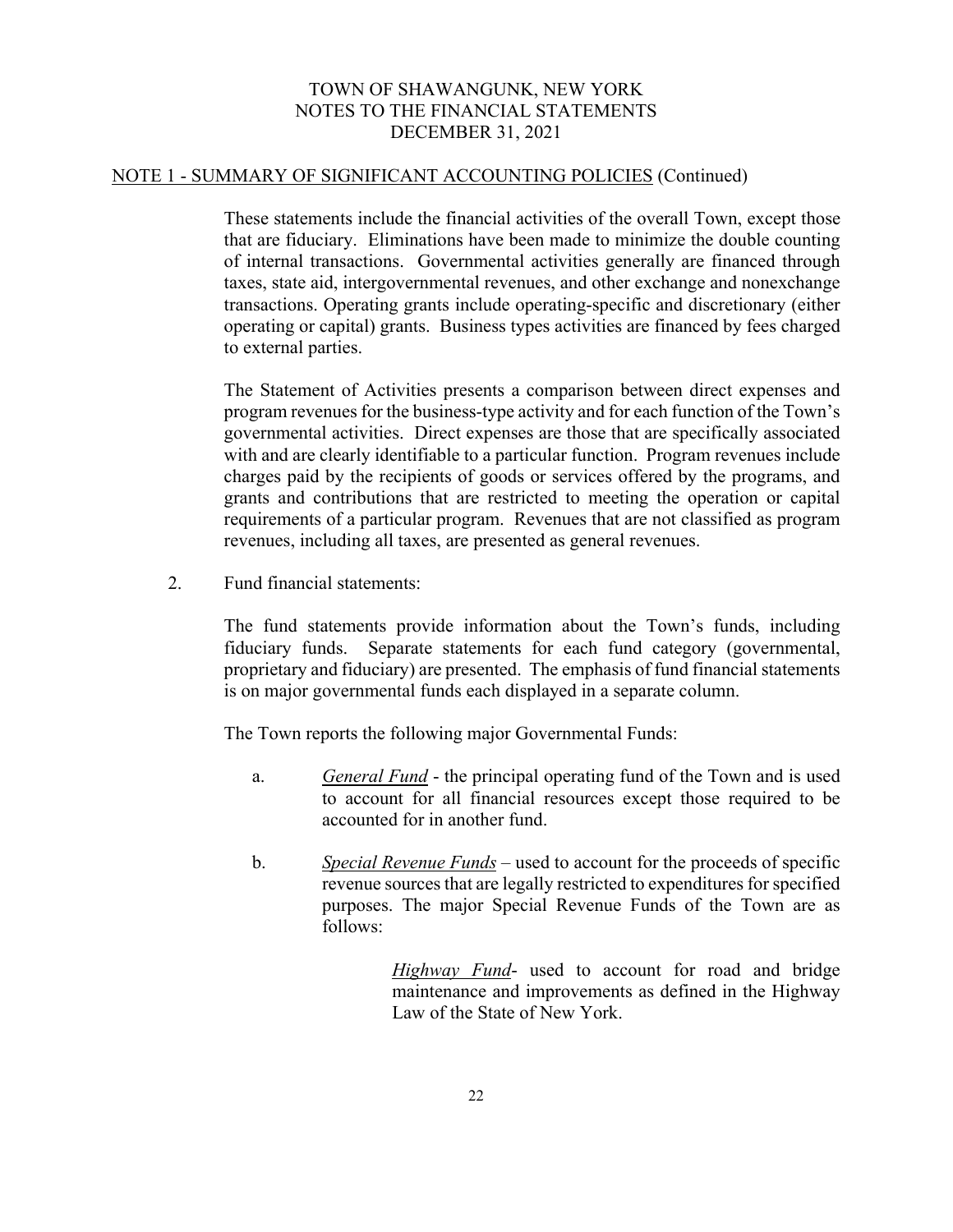NOTE 1 - SUMMARY OF SIGNIFICANT ACCOUNTING POLICIES (Continued)

These statements include the financial activities of the overall Town, except those that are fiduciary. Eliminations have been made to minimize the double counting of internal transactions. Governmental activities generally are financed through taxes, state aid, intergovernmental revenues, and other exchange and nonexchange transactions. Operating grants include operating-specific and discretionary (either operating or capital) grants. Business types activities are financed by fees charged to external parties.

The Statement of Activities presents a comparison between direct expenses and program revenues for the business-type activity and for each function of the Town's governmental activities. Direct expenses are those that are specifically associated with and are clearly identifiable to a particular function. Program revenues include charges paid by the recipients of goods or services offered by the programs, and grants and contributions that are restricted to meeting the operation or capital requirements of a particular program. Revenues that are not classified as program revenues, including all taxes, are presented as general revenues.

2. Fund financial statements:

The fund statements provide information about the Town's funds, including fiduciary funds. Separate statements for each fund category (governmental, proprietary and fiduciary) are presented. The emphasis of fund financial statements is on major governmental funds each displayed in a separate column.

The Town reports the following major Governmental Funds:

a. *General Fund* - the principal operating fund of the Town and is used to account for all financial resources except those required to be accounted for in another fund.

b. *Special Revenue Funds* – used to account for the proceeds of specific revenue sources that are legally restricted to expenditures for specified purposes. The major Special Revenue Funds of the Town are as follows:

*Highway Fund*- used to account for road and bridge maintenance and improvements as defined in the Highway Law of the State of New York.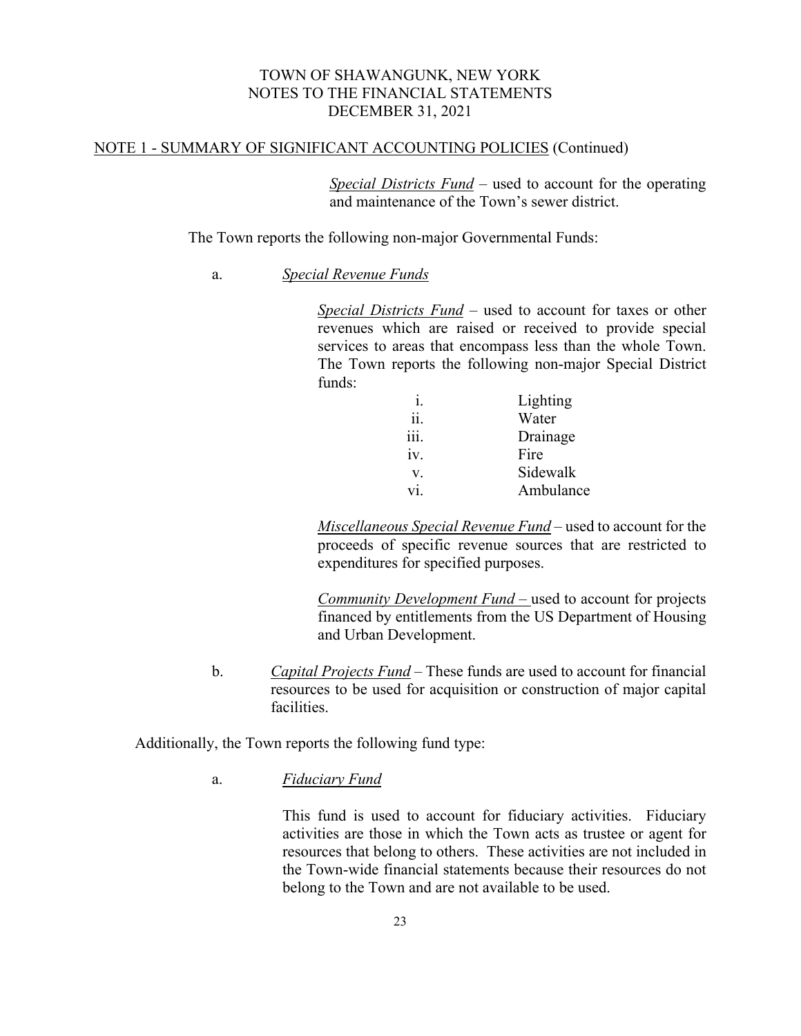NOTE 1 - SUMMARY OF SIGNIFICANT ACCOUNTING POLICIES (Continued)

*Special Districts Fund* – used to account for the operating and maintenance of the Town's sewer district.

The Town reports the following non-major Governmental Funds:

a. *Special Revenue Funds*

*Special Districts Fund* – used to account for taxes or other revenues which are raised or received to provide special services to areas that encompass less than the whole Town. The Town reports the following non-major Special District funds:

i. Lighting
ii. Water
iii. Drainage
iv. Fire
v. Sidewalk
vi. Ambulance

*Miscellaneous Special Revenue Fund* – used to account for the proceeds of specific revenue sources that are restricted to expenditures for specified purposes.

*Community Development Fund* – used to account for projects financed by entitlements from the US Department of Housing and Urban Development.

b. *Capital Projects Fund* – These funds are used to account for financial resources to be used for acquisition or construction of major capital facilities.

Additionally, the Town reports the following fund type:

a. *Fiduciary Fund*

This fund is used to account for fiduciary activities. Fiduciary activities are those in which the Town acts as trustee or agent for resources that belong to others. These activities are not included in the Town-wide financial statements because their resources do not belong to the Town and are not available to be used.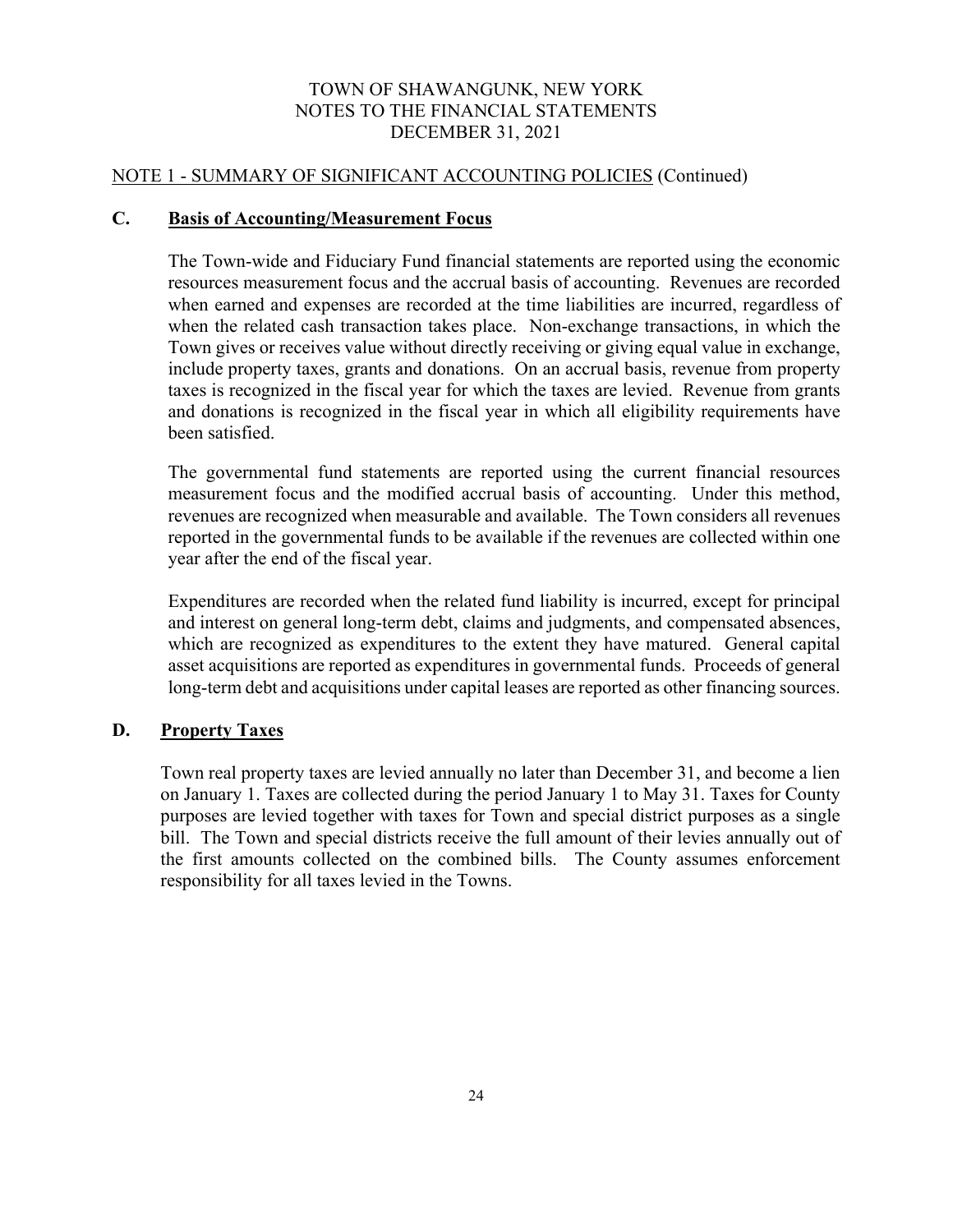NOTE 1 - SUMMARY OF SIGNIFICANT ACCOUNTING POLICIES (Continued)

## C. Basis of Accounting/Measurement Focus

The Town-wide and Fiduciary Fund financial statements are reported using the economic resources measurement focus and the accrual basis of accounting. Revenues are recorded when earned and expenses are recorded at the time liabilities are incurred, regardless of when the related cash transaction takes place. Non-exchange transactions, in which the Town gives or receives value without directly receiving or giving equal value in exchange, include property taxes, grants and donations. On an accrual basis, revenue from property taxes is recognized in the fiscal year for which the taxes are levied. Revenue from grants and donations is recognized in the fiscal year in which all eligibility requirements have been satisfied.

The governmental fund statements are reported using the current financial resources measurement focus and the modified accrual basis of accounting. Under this method, revenues are recognized when measurable and available. The Town considers all revenues reported in the governmental funds to be available if the revenues are collected within one year after the end of the fiscal year.

Expenditures are recorded when the related fund liability is incurred, except for principal and interest on general long-term debt, claims and judgments, and compensated absences, which are recognized as expenditures to the extent they have matured. General capital asset acquisitions are reported as expenditures in governmental funds. Proceeds of general long-term debt and acquisitions under capital leases are reported as other financing sources.

## D. Property Taxes

Town real property taxes are levied annually no later than December 31, and become a lien on January 1. Taxes are collected during the period January 1 to May 31. Taxes for County purposes are levied together with taxes for Town and special district purposes as a single bill. The Town and special districts receive the full amount of their levies annually out of the first amounts collected on the combined bills. The County assumes enforcement responsibility for all taxes levied in the Towns.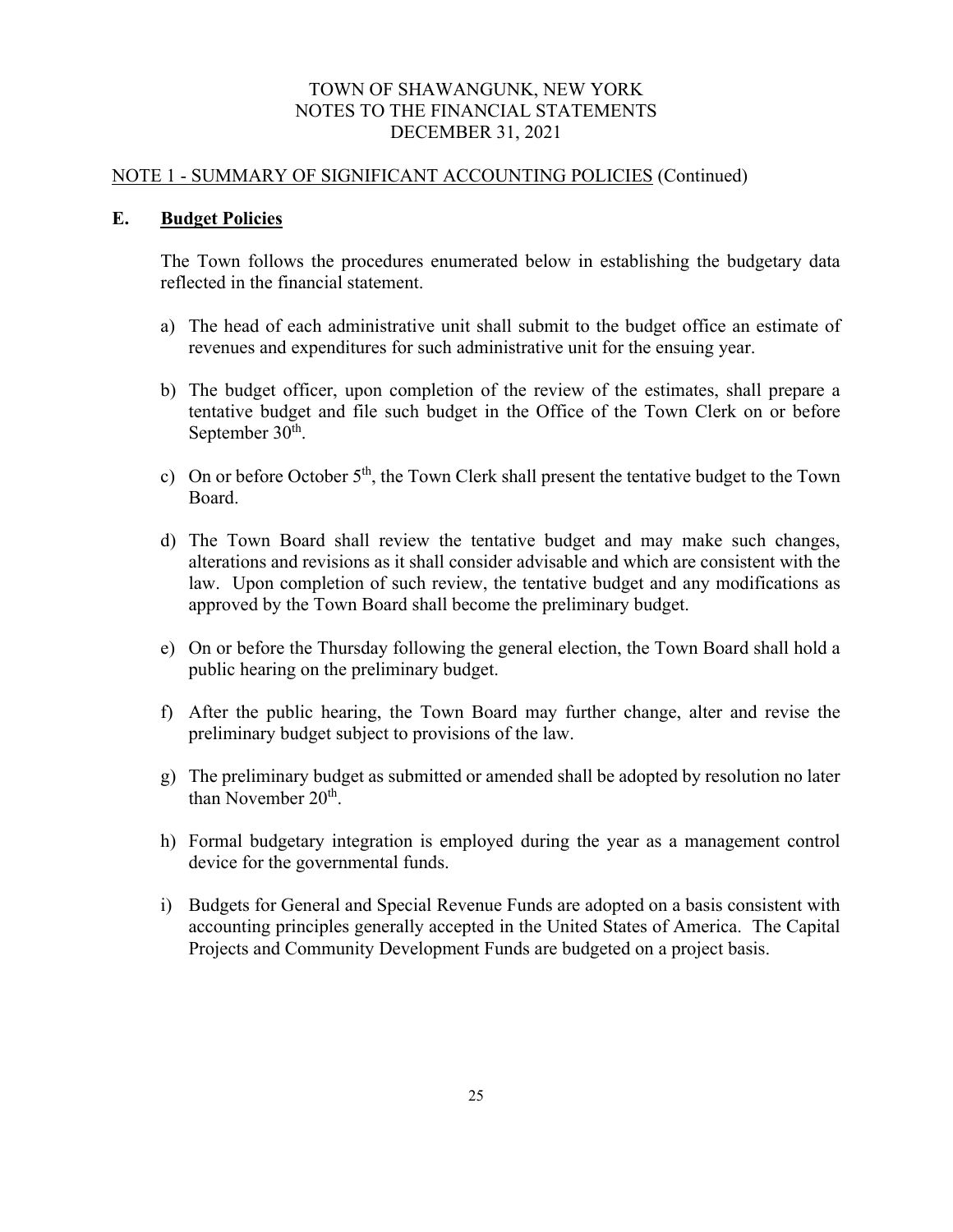NOTE 1 - SUMMARY OF SIGNIFICANT ACCOUNTING POLICIES (Continued)

## E. Budget Policies

The Town follows the procedures enumerated below in establishing the budgetary data reflected in the financial statement.

a) The head of each administrative unit shall submit to the budget office an estimate of revenues and expenditures for such administrative unit for the ensuing year.

b) The budget officer, upon completion of the review of the estimates, shall prepare a tentative budget and file such budget in the Office of the Town Clerk on or before September 30th.

c) On or before October 5th, the Town Clerk shall present the tentative budget to the Town Board.

d) The Town Board shall review the tentative budget and may make such changes, alterations and revisions as it shall consider advisable and which are consistent with the law. Upon completion of such review, the tentative budget and any modifications as approved by the Town Board shall become the preliminary budget.

e) On or before the Thursday following the general election, the Town Board shall hold a public hearing on the preliminary budget.

f) After the public hearing, the Town Board may further change, alter and revise the preliminary budget subject to provisions of the law.

g) The preliminary budget as submitted or amended shall be adopted by resolution no later than November 20th.

h) Formal budgetary integration is employed during the year as a management control device for the governmental funds.

i) Budgets for General and Special Revenue Funds are adopted on a basis consistent with accounting principles generally accepted in the United States of America. The Capital Projects and Community Development Funds are budgeted on a project basis.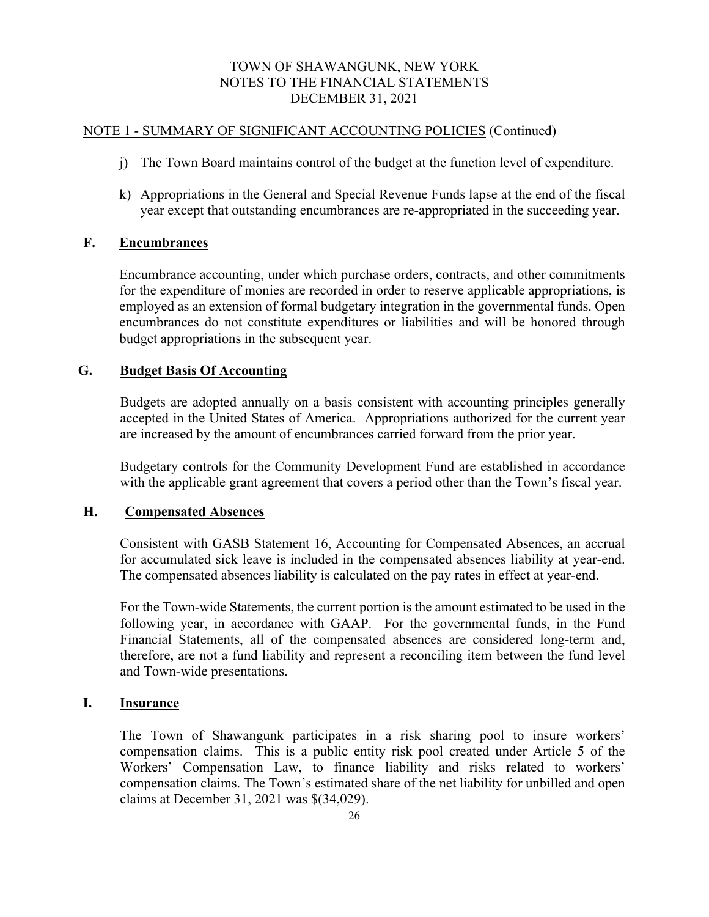## NOTE 1 - SUMMARY OF SIGNIFICANT ACCOUNTING POLICIES (Continued)

j) The Town Board maintains control of the budget at the function level of expenditure.

k) Appropriations in the General and Special Revenue Funds lapse at the end of the fiscal year except that outstanding encumbrances are re-appropriated in the succeeding year.

### F. Encumbrances

Encumbrance accounting, under which purchase orders, contracts, and other commitments for the expenditure of monies are recorded in order to reserve applicable appropriations, is employed as an extension of formal budgetary integration in the governmental funds. Open encumbrances do not constitute expenditures or liabilities and will be honored through budget appropriations in the subsequent year.

### G. Budget Basis Of Accounting

Budgets are adopted annually on a basis consistent with accounting principles generally accepted in the United States of America. Appropriations authorized for the current year are increased by the amount of encumbrances carried forward from the prior year.

Budgetary controls for the Community Development Fund are established in accordance with the applicable grant agreement that covers a period other than the Town's fiscal year.

### H. Compensated Absences

Consistent with GASB Statement 16, Accounting for Compensated Absences, an accrual for accumulated sick leave is included in the compensated absences liability at year-end. The compensated absences liability is calculated on the pay rates in effect at year-end.

For the Town-wide Statements, the current portion is the amount estimated to be used in the following year, in accordance with GAAP. For the governmental funds, in the Fund Financial Statements, all of the compensated absences are considered long-term and, therefore, are not a fund liability and represent a reconciling item between the fund level and Town-wide presentations.

### I. Insurance

The Town of Shawangunk participates in a risk sharing pool to insure workers' compensation claims. This is a public entity risk pool created under Article 5 of the Workers' Compensation Law, to finance liability and risks related to workers' compensation claims. The Town's estimated share of the net liability for unbilled and open claims at December 31, 2021 was $(34,029).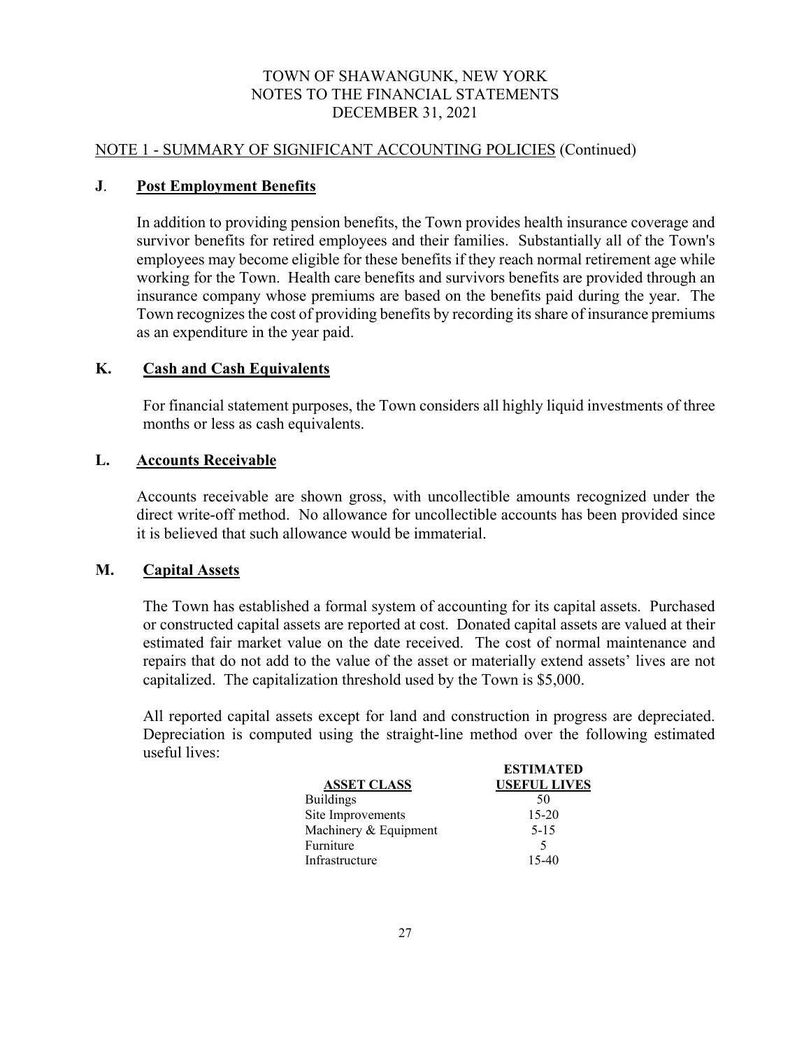## NOTE 1 - SUMMARY OF SIGNIFICANT ACCOUNTING POLICIES (Continued)

### J. Post Employment Benefits

In addition to providing pension benefits, the Town provides health insurance coverage and survivor benefits for retired employees and their families. Substantially all of the Town's employees may become eligible for these benefits if they reach normal retirement age while working for the Town. Health care benefits and survivors benefits are provided through an insurance company whose premiums are based on the benefits paid during the year. The Town recognizes the cost of providing benefits by recording its share of insurance premiums as an expenditure in the year paid.

### K. Cash and Cash Equivalents

For financial statement purposes, the Town considers all highly liquid investments of three months or less as cash equivalents.

### L. Accounts Receivable

Accounts receivable are shown gross, with uncollectible amounts recognized under the direct write-off method. No allowance for uncollectible accounts has been provided since it is believed that such allowance would be immaterial.

### M. Capital Assets

The Town has established a formal system of accounting for its capital assets. Purchased or constructed capital assets are reported at cost. Donated capital assets are valued at their estimated fair market value on the date received. The cost of normal maintenance and repairs that do not add to the value of the asset or materially extend assets' lives are not capitalized. The capitalization threshold used by the Town is $5,000.

All reported capital assets except for land and construction in progress are depreciated. Depreciation is computed using the straight-line method over the following estimated useful lives:

| ASSET CLASS | ESTIMATED USEFUL LIVES |
|---|---|
| Buildings | 50 |
| Site Improvements | 15-20 |
| Machinery & Equipment | 5-15 |
| Furniture | 5 |
| Infrastructure | 15-40 |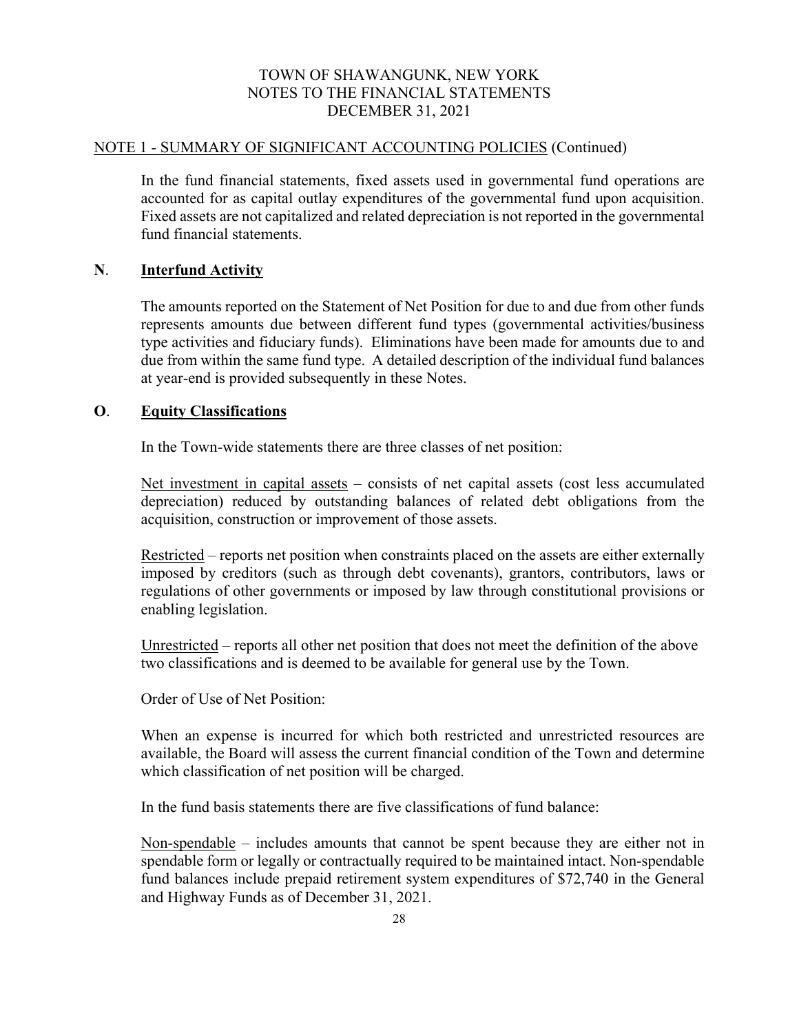## NOTE 1 - SUMMARY OF SIGNIFICANT ACCOUNTING POLICIES (Continued)

In the fund financial statements, fixed assets used in governmental fund operations are accounted for as capital outlay expenditures of the governmental fund upon acquisition. Fixed assets are not capitalized and related depreciation is not reported in the governmental fund financial statements.

### N. **Interfund Activity**

The amounts reported on the Statement of Net Position for due to and due from other funds represents amounts due between different fund types (governmental activities/business type activities and fiduciary funds). Eliminations have been made for amounts due to and due from within the same fund type. A detailed description of the individual fund balances at year-end is provided subsequently in these Notes.

### O. **Equity Classifications**

In the Town-wide statements there are three classes of net position:

Net investment in capital assets – consists of net capital assets (cost less accumulated depreciation) reduced by outstanding balances of related debt obligations from the acquisition, construction or improvement of those assets.

Restricted – reports net position when constraints placed on the assets are either externally imposed by creditors (such as through debt covenants), grantors, contributors, laws or regulations of other governments or imposed by law through constitutional provisions or enabling legislation.

Unrestricted – reports all other net position that does not meet the definition of the above two classifications and is deemed to be available for general use by the Town.

Order of Use of Net Position:

When an expense is incurred for which both restricted and unrestricted resources are available, the Board will assess the current financial condition of the Town and determine which classification of net position will be charged.

In the fund basis statements there are five classifications of fund balance:

Non-spendable – includes amounts that cannot be spent because they are either not in spendable form or legally or contractually required to be maintained intact. Non-spendable fund balances include prepaid retirement system expenditures of $72,740 in the General and Highway Funds as of December 31, 2021.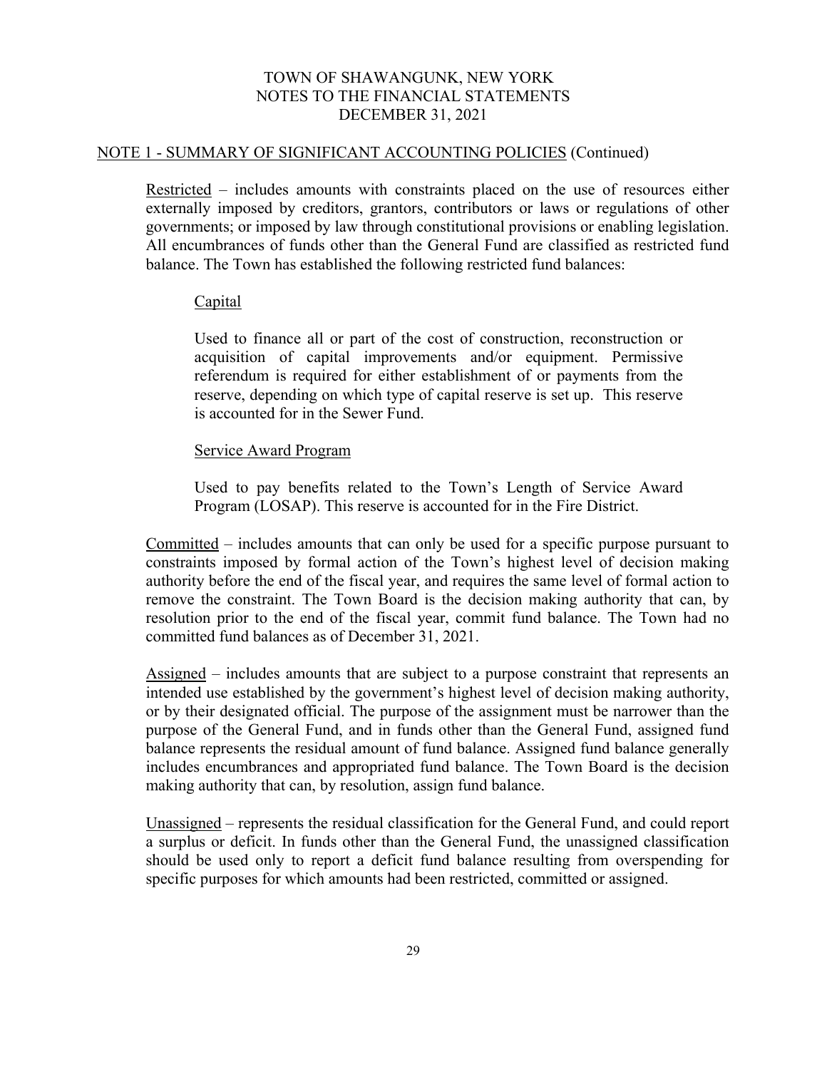## NOTE 1 - SUMMARY OF SIGNIFICANT ACCOUNTING POLICIES (Continued)

Restricted – includes amounts with constraints placed on the use of resources either externally imposed by creditors, grantors, contributors or laws or regulations of other governments; or imposed by law through constitutional provisions or enabling legislation. All encumbrances of funds other than the General Fund are classified as restricted fund balance. The Town has established the following restricted fund balances:

Capital

Used to finance all or part of the cost of construction, reconstruction or acquisition of capital improvements and/or equipment. Permissive referendum is required for either establishment of or payments from the reserve, depending on which type of capital reserve is set up. This reserve is accounted for in the Sewer Fund.

Service Award Program

Used to pay benefits related to the Town's Length of Service Award Program (LOSAP). This reserve is accounted for in the Fire District.

Committed – includes amounts that can only be used for a specific purpose pursuant to constraints imposed by formal action of the Town's highest level of decision making authority before the end of the fiscal year, and requires the same level of formal action to remove the constraint. The Town Board is the decision making authority that can, by resolution prior to the end of the fiscal year, commit fund balance. The Town had no committed fund balances as of December 31, 2021.

Assigned – includes amounts that are subject to a purpose constraint that represents an intended use established by the government's highest level of decision making authority, or by their designated official. The purpose of the assignment must be narrower than the purpose of the General Fund, and in funds other than the General Fund, assigned fund balance represents the residual amount of fund balance. Assigned fund balance generally includes encumbrances and appropriated fund balance. The Town Board is the decision making authority that can, by resolution, assign fund balance.

Unassigned – represents the residual classification for the General Fund, and could report a surplus or deficit. In funds other than the General Fund, the unassigned classification should be used only to report a deficit fund balance resulting from overspending for specific purposes for which amounts had been restricted, committed or assigned.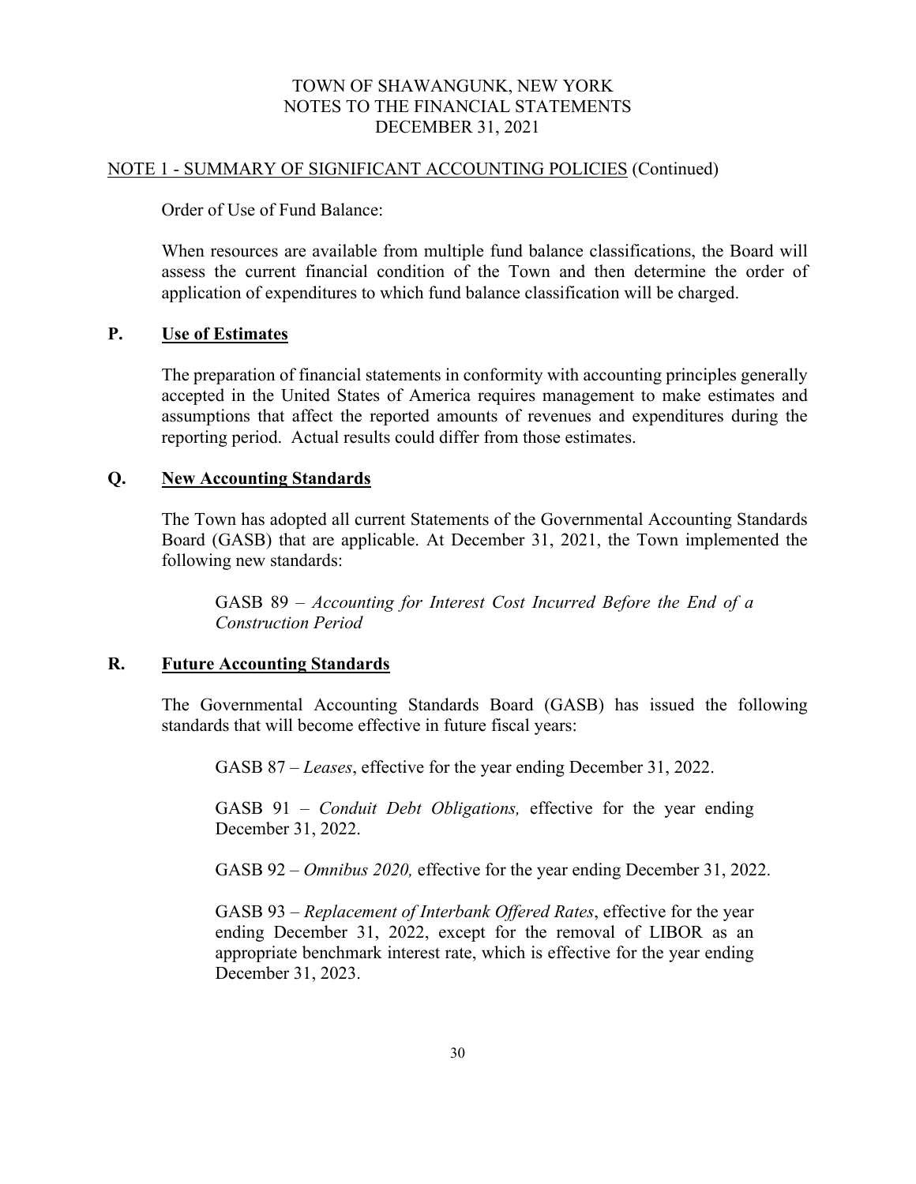## NOTE 1 - SUMMARY OF SIGNIFICANT ACCOUNTING POLICIES (Continued)

Order of Use of Fund Balance:

When resources are available from multiple fund balance classifications, the Board will assess the current financial condition of the Town and then determine the order of application of expenditures to which fund balance classification will be charged.

### P. Use of Estimates

The preparation of financial statements in conformity with accounting principles generally accepted in the United States of America requires management to make estimates and assumptions that affect the reported amounts of revenues and expenditures during the reporting period. Actual results could differ from those estimates.

### Q. New Accounting Standards

The Town has adopted all current Statements of the Governmental Accounting Standards Board (GASB) that are applicable. At December 31, 2021, the Town implemented the following new standards:

GASB 89 – *Accounting for Interest Cost Incurred Before the End of a Construction Period*

### R. Future Accounting Standards

The Governmental Accounting Standards Board (GASB) has issued the following standards that will become effective in future fiscal years:

GASB 87 – *Leases*, effective for the year ending December 31, 2022.

GASB 91 – *Conduit Debt Obligations,* effective for the year ending December 31, 2022.

GASB 92 – *Omnibus 2020,* effective for the year ending December 31, 2022.

GASB 93 – *Replacement of Interbank Offered Rates*, effective for the year ending December 31, 2022, except for the removal of LIBOR as an appropriate benchmark interest rate, which is effective for the year ending December 31, 2023.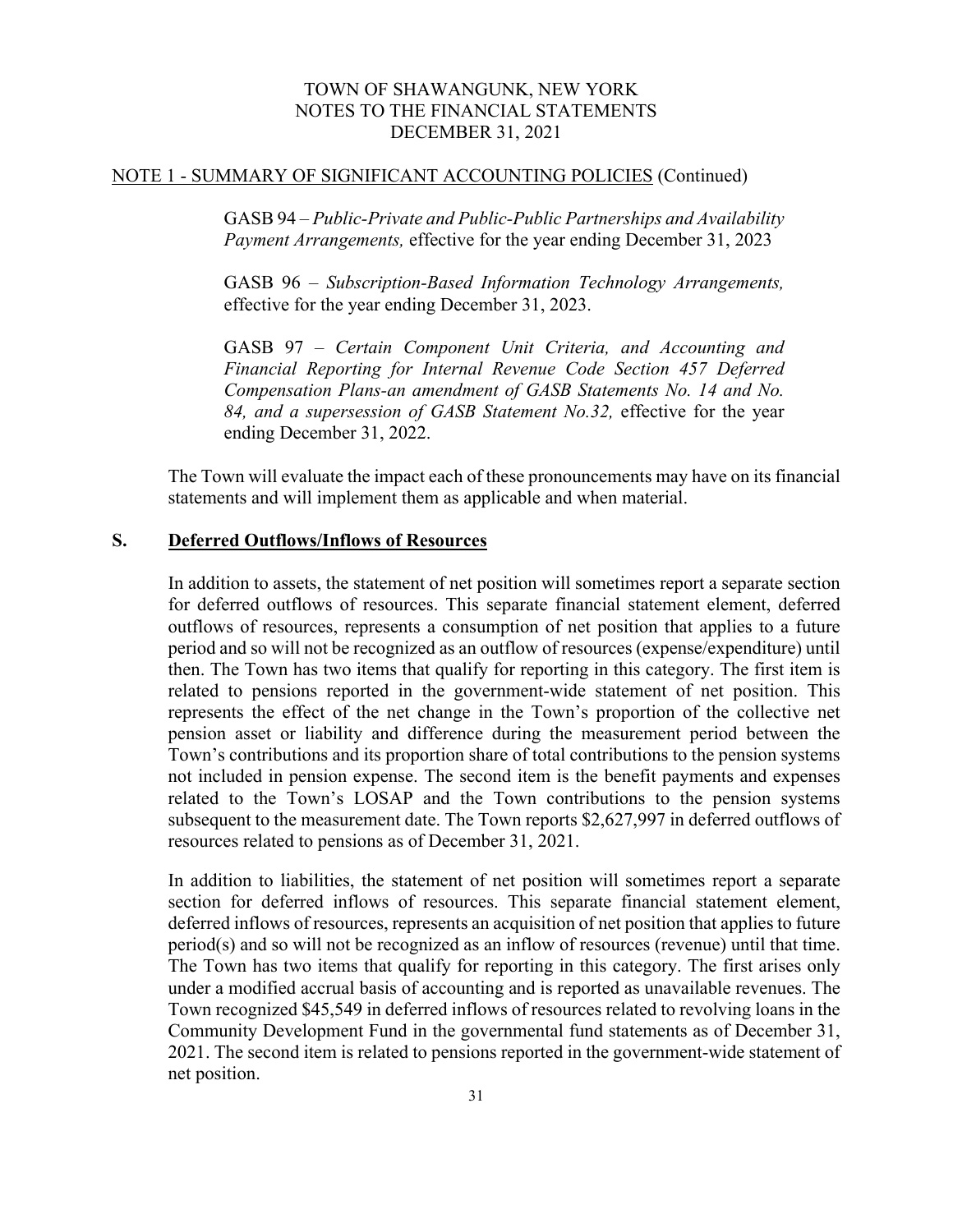NOTE 1 - SUMMARY OF SIGNIFICANT ACCOUNTING POLICIES (Continued)

GASB 94 – *Public-Private and Public-Public Partnerships and Availability Payment Arrangements,* effective for the year ending December 31, 2023

GASB 96 – *Subscription-Based Information Technology Arrangements,* effective for the year ending December 31, 2023.

GASB 97 – *Certain Component Unit Criteria, and Accounting and Financial Reporting for Internal Revenue Code Section 457 Deferred Compensation Plans-an amendment of GASB Statements No. 14 and No. 84, and a supersession of GASB Statement No.32,* effective for the year ending December 31, 2022.

The Town will evaluate the impact each of these pronouncements may have on its financial statements and will implement them as applicable and when material.

## S. Deferred Outflows/Inflows of Resources

In addition to assets, the statement of net position will sometimes report a separate section for deferred outflows of resources. This separate financial statement element, deferred outflows of resources, represents a consumption of net position that applies to a future period and so will not be recognized as an outflow of resources (expense/expenditure) until then. The Town has two items that qualify for reporting in this category. The first item is related to pensions reported in the government-wide statement of net position. This represents the effect of the net change in the Town's proportion of the collective net pension asset or liability and difference during the measurement period between the Town's contributions and its proportion share of total contributions to the pension systems not included in pension expense. The second item is the benefit payments and expenses related to the Town's LOSAP and the Town contributions to the pension systems subsequent to the measurement date. The Town reports $2,627,997 in deferred outflows of resources related to pensions as of December 31, 2021.

In addition to liabilities, the statement of net position will sometimes report a separate section for deferred inflows of resources. This separate financial statement element, deferred inflows of resources, represents an acquisition of net position that applies to future period(s) and so will not be recognized as an inflow of resources (revenue) until that time. The Town has two items that qualify for reporting in this category. The first arises only under a modified accrual basis of accounting and is reported as unavailable revenues. The Town recognized $45,549 in deferred inflows of resources related to revolving loans in the Community Development Fund in the governmental fund statements as of December 31, 2021. The second item is related to pensions reported in the government-wide statement of net position.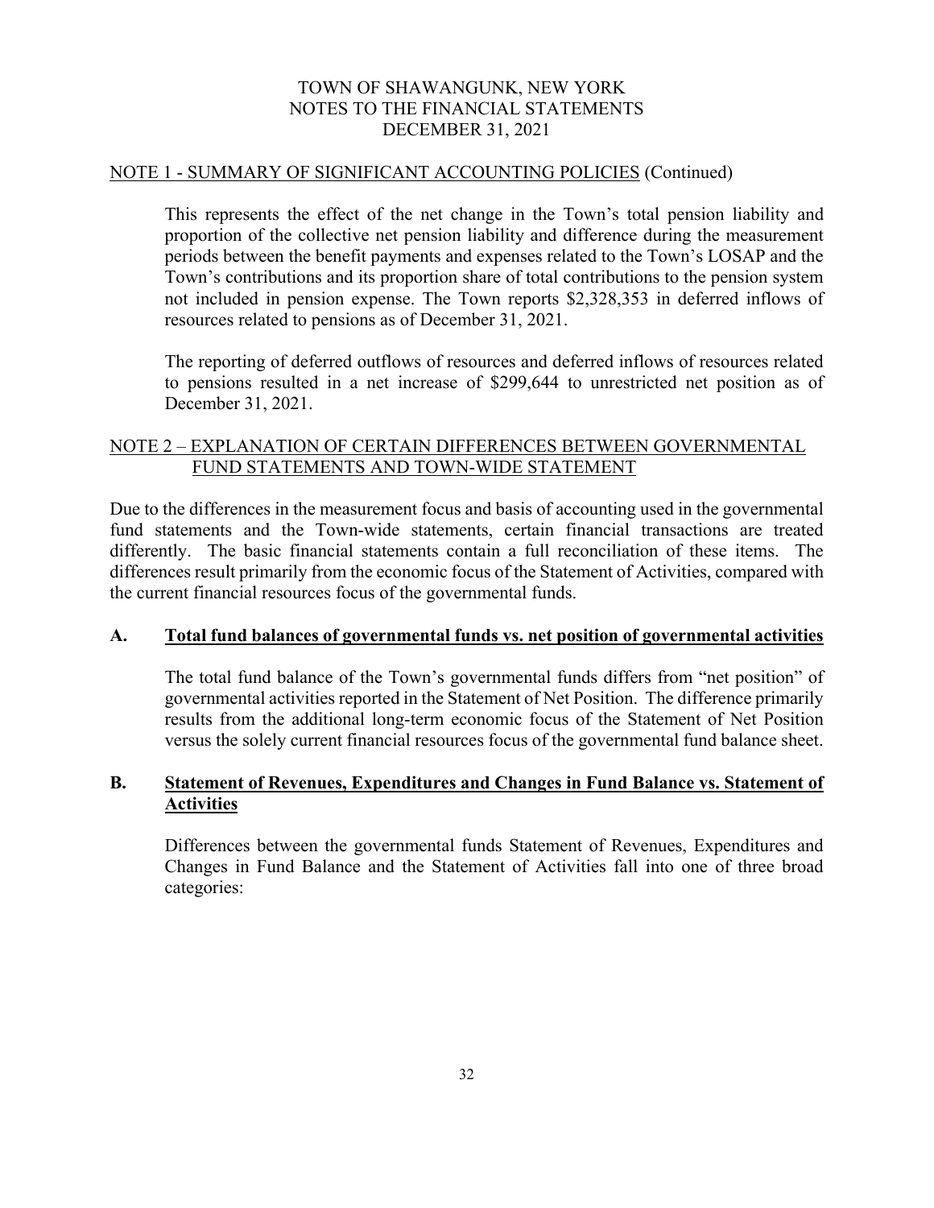## NOTE 1 - SUMMARY OF SIGNIFICANT ACCOUNTING POLICIES (Continued)

This represents the effect of the net change in the Town's total pension liability and proportion of the collective net pension liability and difference during the measurement periods between the benefit payments and expenses related to the Town's LOSAP and the Town's contributions and its proportion share of total contributions to the pension system not included in pension expense. The Town reports $2,328,353 in deferred inflows of resources related to pensions as of December 31, 2021.

The reporting of deferred outflows of resources and deferred inflows of resources related to pensions resulted in a net increase of $299,644 to unrestricted net position as of December 31, 2021.

## NOTE 2 – EXPLANATION OF CERTAIN DIFFERENCES BETWEEN GOVERNMENTAL FUND STATEMENTS AND TOWN-WIDE STATEMENT

Due to the differences in the measurement focus and basis of accounting used in the governmental fund statements and the Town-wide statements, certain financial transactions are treated differently. The basic financial statements contain a full reconciliation of these items. The differences result primarily from the economic focus of the Statement of Activities, compared with the current financial resources focus of the governmental funds.

### A. Total fund balances of governmental funds vs. net position of governmental activities

The total fund balance of the Town's governmental funds differs from "net position" of governmental activities reported in the Statement of Net Position. The difference primarily results from the additional long-term economic focus of the Statement of Net Position versus the solely current financial resources focus of the governmental fund balance sheet.

### B. Statement of Revenues, Expenditures and Changes in Fund Balance vs. Statement of Activities

Differences between the governmental funds Statement of Revenues, Expenditures and Changes in Fund Balance and the Statement of Activities fall into one of three broad categories: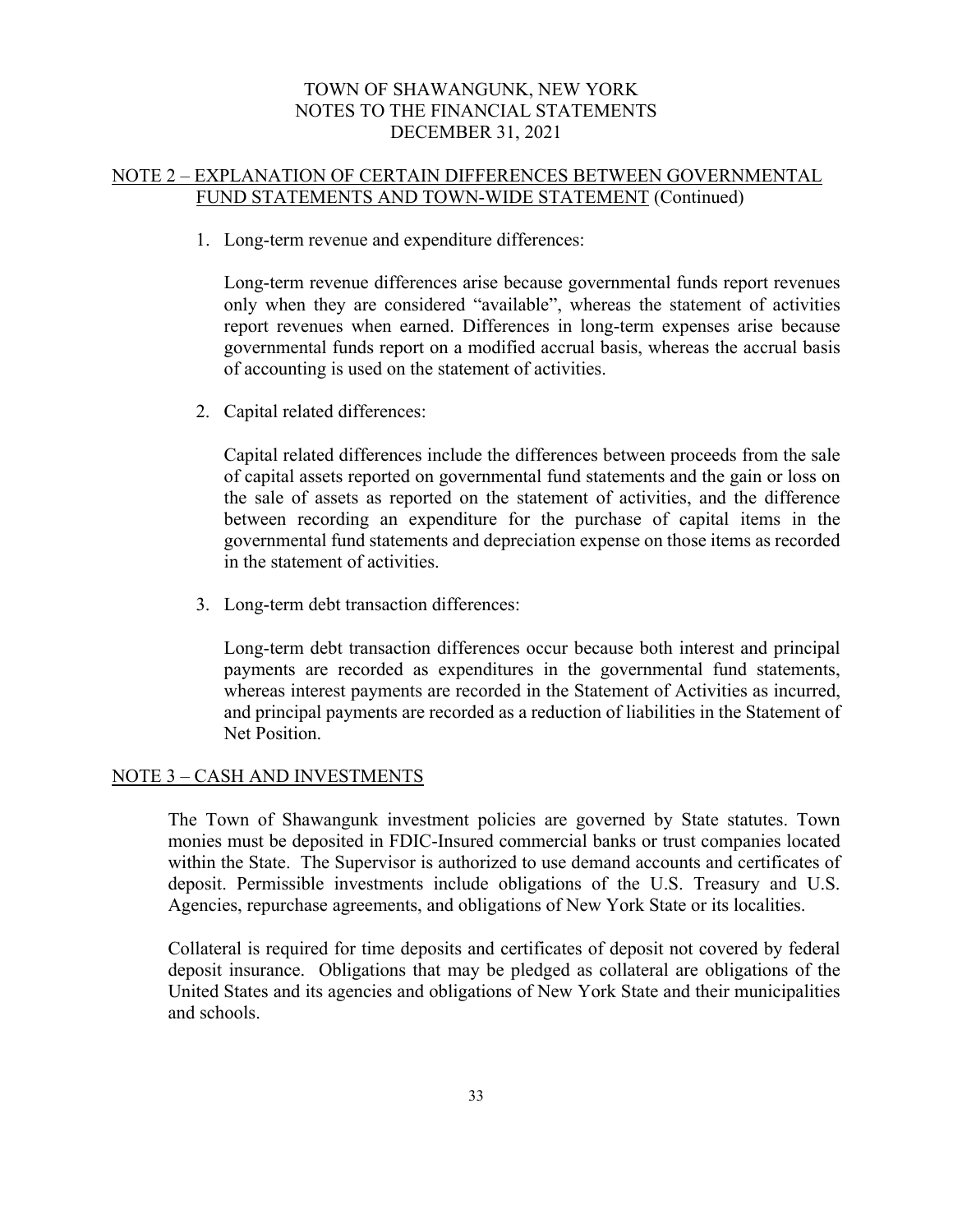## NOTE 2 – EXPLANATION OF CERTAIN DIFFERENCES BETWEEN GOVERNMENTAL FUND STATEMENTS AND TOWN-WIDE STATEMENT (Continued)

1. Long-term revenue and expenditure differences:

   Long-term revenue differences arise because governmental funds report revenues only when they are considered "available", whereas the statement of activities report revenues when earned. Differences in long-term expenses arise because governmental funds report on a modified accrual basis, whereas the accrual basis of accounting is used on the statement of activities.

2. Capital related differences:

   Capital related differences include the differences between proceeds from the sale of capital assets reported on governmental fund statements and the gain or loss on the sale of assets as reported on the statement of activities, and the difference between recording an expenditure for the purchase of capital items in the governmental fund statements and depreciation expense on those items as recorded in the statement of activities.

3. Long-term debt transaction differences:

   Long-term debt transaction differences occur because both interest and principal payments are recorded as expenditures in the governmental fund statements, whereas interest payments are recorded in the Statement of Activities as incurred, and principal payments are recorded as a reduction of liabilities in the Statement of Net Position.

## NOTE 3 – CASH AND INVESTMENTS

The Town of Shawangunk investment policies are governed by State statutes. Town monies must be deposited in FDIC-Insured commercial banks or trust companies located within the State. The Supervisor is authorized to use demand accounts and certificates of deposit. Permissible investments include obligations of the U.S. Treasury and U.S. Agencies, repurchase agreements, and obligations of New York State or its localities.

Collateral is required for time deposits and certificates of deposit not covered by federal deposit insurance. Obligations that may be pledged as collateral are obligations of the United States and its agencies and obligations of New York State and their municipalities and schools.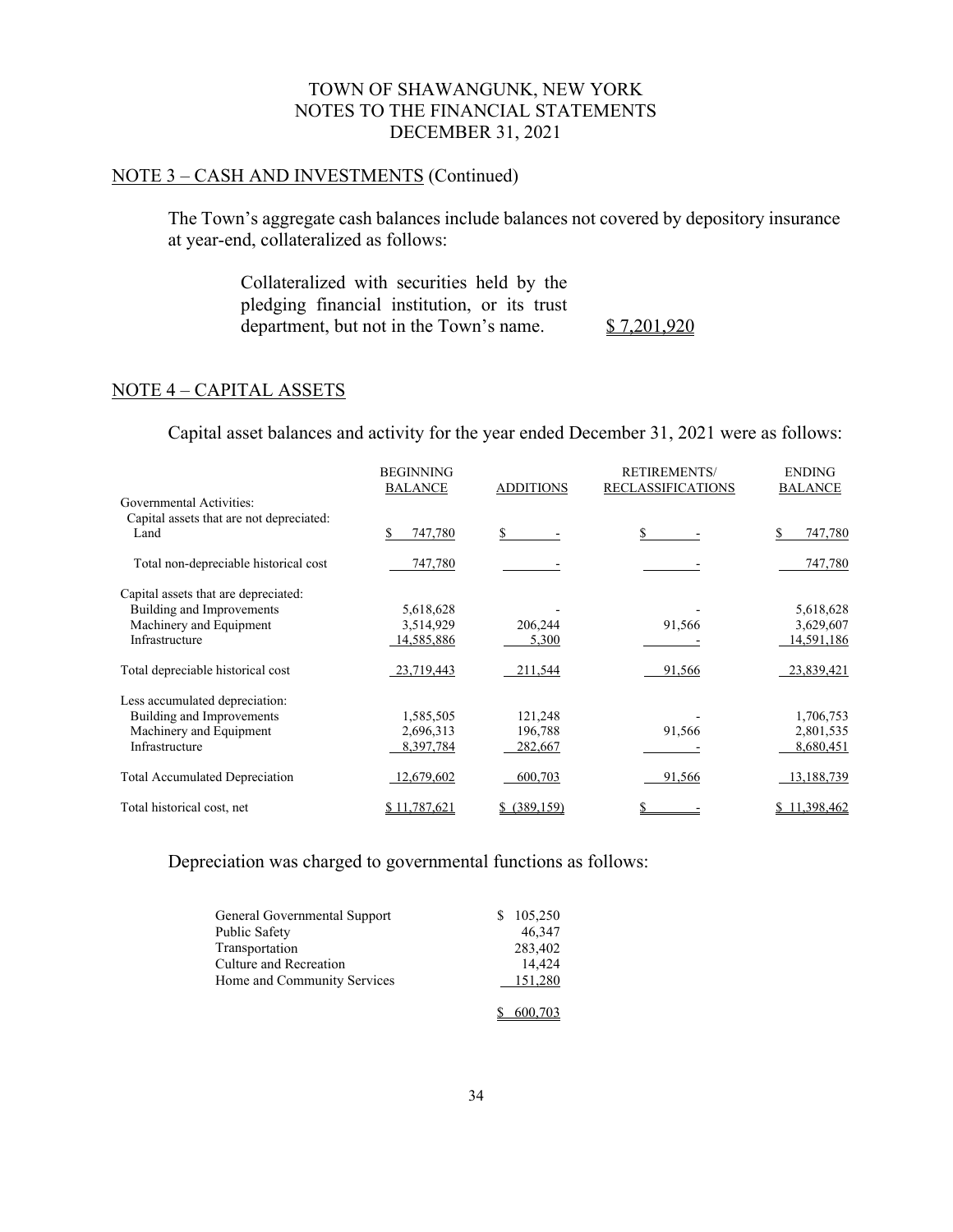TOWN OF SHAWANGUNK, NEW YORK
NOTES TO THE FINANCIAL STATEMENTS
DECEMBER 31, 2021

## NOTE 3 – CASH AND INVESTMENTS (Continued)

The Town's aggregate cash balances include balances not covered by depository insurance at year-end, collateralized as follows:

| | |
|---|---|
| Collateralized with securities held by the pledging financial institution, or its trust department, but not in the Town's name. | $ 7,201,920 |

## NOTE 4 – CAPITAL ASSETS

Capital asset balances and activity for the year ended December 31, 2021 were as follows:

| | BEGINNING BALANCE | ADDITIONS | RETIREMENTS/ RECLASSIFICATIONS | ENDING BALANCE |
|---|---|---|---|---|
| Governmental Activities: | | | | |
| Capital assets that are not depreciated: | | | | |
| Land | $ 747,780 | $ - | $ - | $ 747,780 |
| Total non-depreciable historical cost | 747,780 | - | - | 747,780 |
| Capital assets that are depreciated: | | | | |
| Building and Improvements | 5,618,628 | - | - | 5,618,628 |
| Machinery and Equipment | 3,514,929 | 206,244 | 91,566 | 3,629,607 |
| Infrastructure | 14,585,886 | 5,300 | - | 14,591,186 |
| Total depreciable historical cost | 23,719,443 | 211,544 | 91,566 | 23,839,421 |
| Less accumulated depreciation: | | | | |
| Building and Improvements | 1,585,505 | 121,248 | - | 1,706,753 |
| Machinery and Equipment | 2,696,313 | 196,788 | 91,566 | 2,801,535 |
| Infrastructure | 8,397,784 | 282,667 | - | 8,680,451 |
| Total Accumulated Depreciation | 12,679,602 | 600,703 | 91,566 | 13,188,739 |
| Total historical cost, net | $ 11,787,621 | $ (389,159) | $ - | $ 11,398,462 |

Depreciation was charged to governmental functions as follows:

| | |
|---|---|
| General Governmental Support | $ 105,250 |
| Public Safety | 46,347 |
| Transportation | 283,402 |
| Culture and Recreation | 14,424 |
| Home and Community Services | 151,280 |
| | $ 600,703 |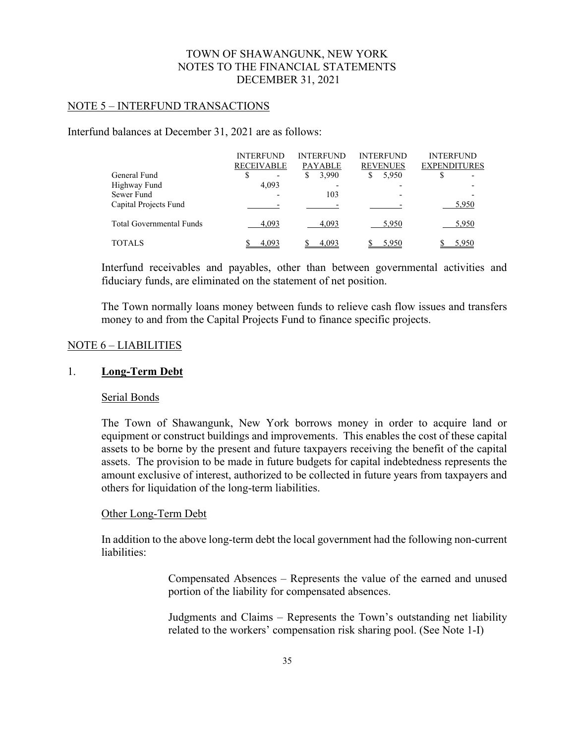TOWN OF SHAWANGUNK, NEW YORK
NOTES TO THE FINANCIAL STATEMENTS
DECEMBER 31, 2021

## NOTE 5 – INTERFUND TRANSACTIONS

Interfund balances at December 31, 2021 are as follows:

| | INTERFUND RECEIVABLE | INTERFUND PAYABLE | INTERFUND REVENUES | INTERFUND EXPENDITURES |
|---|---|---|---|---|
| General Fund | $ - | $ 3,990 | $ 5,950 | $ - |
| Highway Fund | 4,093 | - | - | - |
| Sewer Fund | - | 103 | - | - |
| Capital Projects Fund | - | - | - | 5,950 |
| Total Governmental Funds | 4,093 | 4,093 | 5,950 | 5,950 |
| TOTALS | $ 4,093 | $ 4,093 | $ 5,950 | $ 5,950 |

Interfund receivables and payables, other than between governmental activities and fiduciary funds, are eliminated on the statement of net position.

The Town normally loans money between funds to relieve cash flow issues and transfers money to and from the Capital Projects Fund to finance specific projects.

## NOTE 6 – LIABILITIES

### 1. Long-Term Debt

#### Serial Bonds

The Town of Shawangunk, New York borrows money in order to acquire land or equipment or construct buildings and improvements. This enables the cost of these capital assets to be borne by the present and future taxpayers receiving the benefit of the capital assets. The provision to be made in future budgets for capital indebtedness represents the amount exclusive of interest, authorized to be collected in future years from taxpayers and others for liquidation of the long-term liabilities.

#### Other Long-Term Debt

In addition to the above long-term debt the local government had the following non-current liabilities:

Compensated Absences – Represents the value of the earned and unused portion of the liability for compensated absences.

Judgments and Claims – Represents the Town's outstanding net liability related to the workers' compensation risk sharing pool. (See Note 1-I)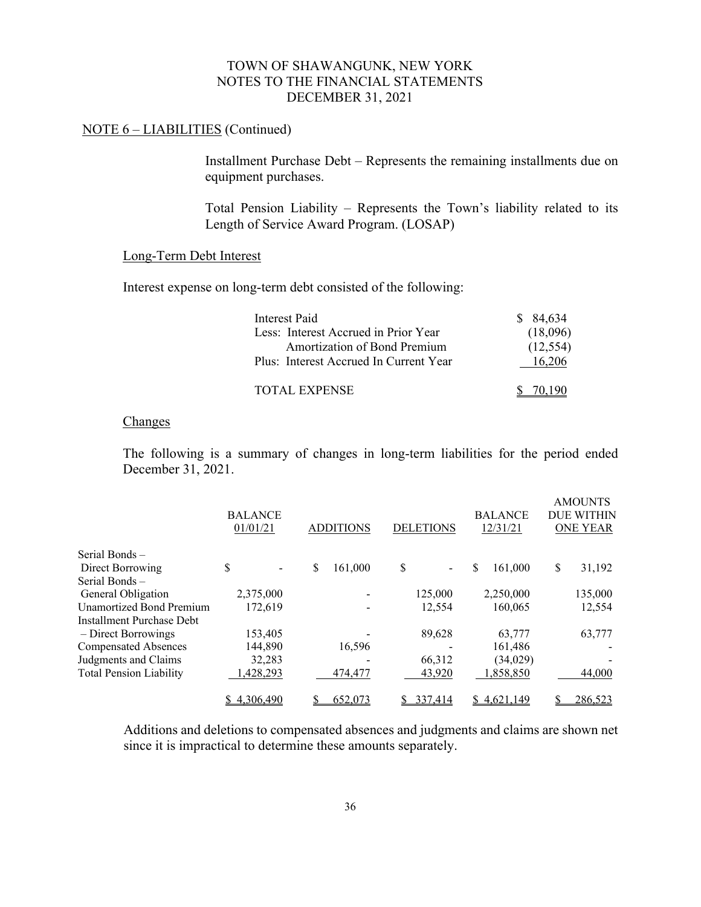## NOTE 6 – LIABILITIES (Continued)

Installment Purchase Debt – Represents the remaining installments due on equipment purchases.

Total Pension Liability – Represents the Town's liability related to its Length of Service Award Program. (LOSAP)

### Long-Term Debt Interest

Interest expense on long-term debt consisted of the following:

| | |
|---|---|
| Interest Paid | $ 84,634 |
| Less: Interest Accrued in Prior Year | (18,096) |
| Amortization of Bond Premium | (12,554) |
| Plus: Interest Accrued In Current Year | 16,206 |
| TOTAL EXPENSE | $ 70,190 |

### Changes

The following is a summary of changes in long-term liabilities for the period ended December 31, 2021.

| | BALANCE 01/01/21 | ADDITIONS | DELETIONS | BALANCE 12/31/21 | AMOUNTS DUE WITHIN ONE YEAR |
|---|---|---|---|---|---|
| Serial Bonds – Direct Borrowing | $ - | $ 161,000 | $ - | $ 161,000 | $ 31,192 |
| Serial Bonds – General Obligation | 2,375,000 | - | 125,000 | 2,250,000 | 135,000 |
| Unamortized Bond Premium | 172,619 | - | 12,554 | 160,065 | 12,554 |
| Installment Purchase Debt – Direct Borrowings | 153,405 | - | 89,628 | 63,777 | 63,777 |
| Compensated Absences | 144,890 | 16,596 | - | 161,486 | - |
| Judgments and Claims | 32,283 | - | 66,312 | (34,029) | - |
| Total Pension Liability | 1,428,293 | 474,477 | 43,920 | 1,858,850 | 44,000 |
| | $ 4,306,490 | $ 652,073 | $ 337,414 | $ 4,621,149 | $ 286,523 |

Additions and deletions to compensated absences and judgments and claims are shown net since it is impractical to determine these amounts separately.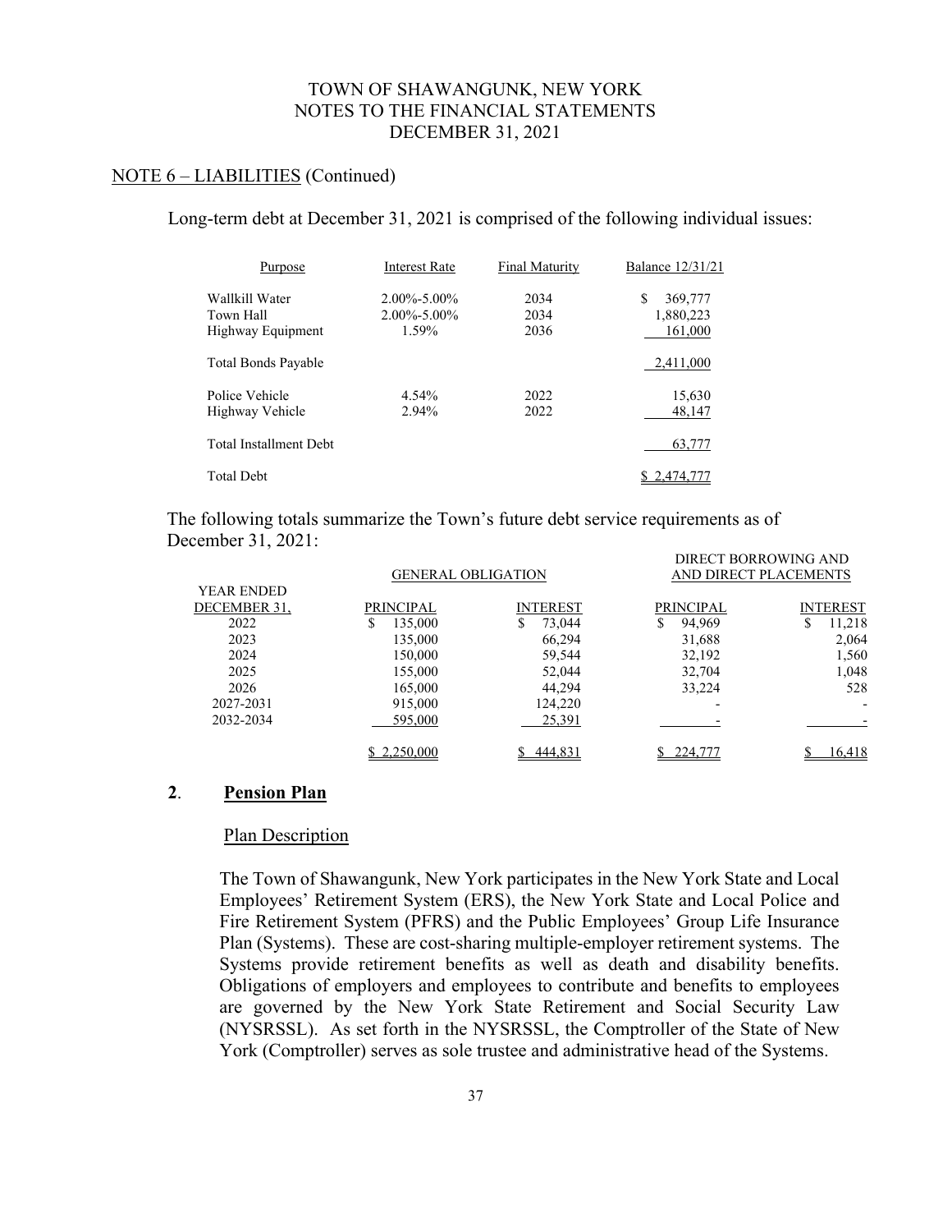## NOTE 6 – LIABILITIES (Continued)

Long-term debt at December 31, 2021 is comprised of the following individual issues:

| Purpose | Interest Rate | Final Maturity | Balance 12/31/21 |
|---|---|---|---|
| Wallkill Water | 2.00%-5.00% | 2034 | $ 369,777 |
| Town Hall | 2.00%-5.00% | 2034 | 1,880,223 |
| Highway Equipment | 1.59% | 2036 | 161,000 |
| Total Bonds Payable | | | 2,411,000 |
| Police Vehicle | 4.54% | 2022 | 15,630 |
| Highway Vehicle | 2.94% | 2022 | 48,147 |
| Total Installment Debt | | | 63,777 |
| Total Debt | | | $ 2,474,777 |

The following totals summarize the Town's future debt service requirements as of December 31, 2021:

| | GENERAL OBLIGATION | | DIRECT BORROWING AND AND DIRECT PLACEMENTS | |
|---|---|---|---|---|
| YEAR ENDED DECEMBER 31, | PRINCIPAL | INTEREST | PRINCIPAL | INTEREST |
| 2022 | $ 135,000 | $ 73,044 | $ 94,969 | $ 11,218 |
| 2023 | 135,000 | 66,294 | 31,688 | 2,064 |
| 2024 | 150,000 | 59,544 | 32,192 | 1,560 |
| 2025 | 155,000 | 52,044 | 32,704 | 1,048 |
| 2026 | 165,000 | 44,294 | 33,224 | 528 |
| 2027-2031 | 915,000 | 124,220 | - | - |
| 2032-2034 | 595,000 | 25,391 | - | - |
| | $ 2,250,000 | $ 444,831 | $ 224,777 | $ 16,418 |

### 2. Pension Plan

#### Plan Description

The Town of Shawangunk, New York participates in the New York State and Local Employees' Retirement System (ERS), the New York State and Local Police and Fire Retirement System (PFRS) and the Public Employees' Group Life Insurance Plan (Systems). These are cost-sharing multiple-employer retirement systems. The Systems provide retirement benefits as well as death and disability benefits. Obligations of employers and employees to contribute and benefits to employees are governed by the New York State Retirement and Social Security Law (NYSRSSL). As set forth in the NYSRSSL, the Comptroller of the State of New York (Comptroller) serves as sole trustee and administrative head of the Systems.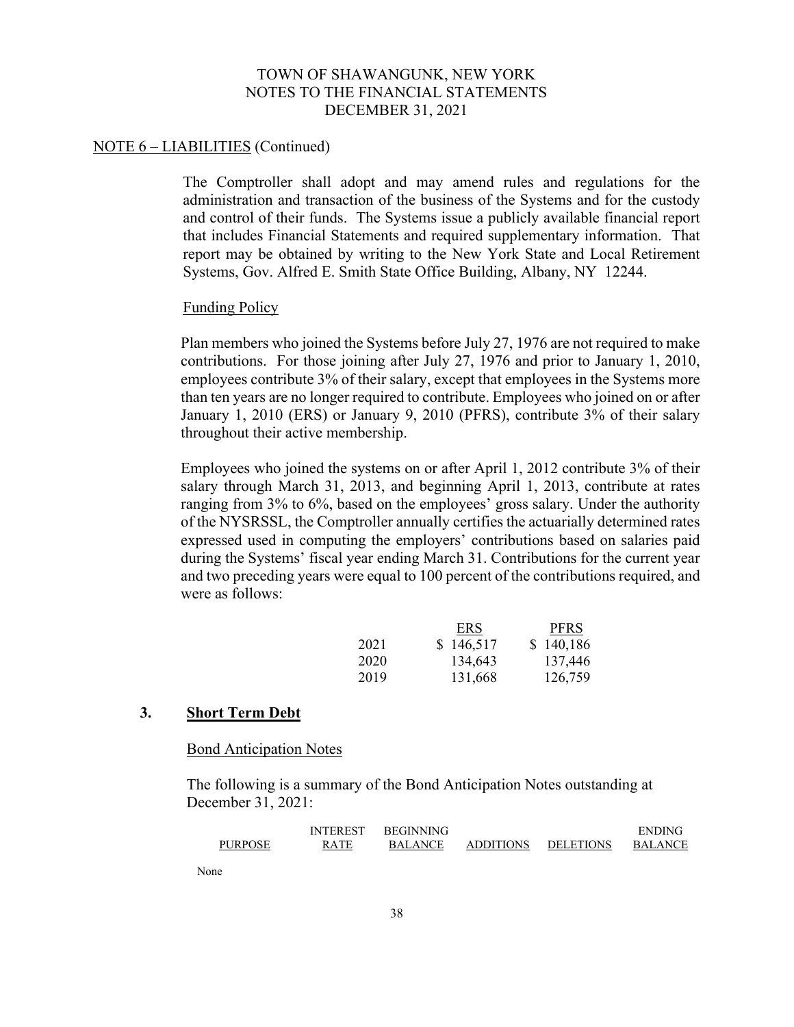NOTE 6 – LIABILITIES (Continued)

The Comptroller shall adopt and may amend rules and regulations for the administration and transaction of the business of the Systems and for the custody and control of their funds. The Systems issue a publicly available financial report that includes Financial Statements and required supplementary information. That report may be obtained by writing to the New York State and Local Retirement Systems, Gov. Alfred E. Smith State Office Building, Albany, NY 12244.

Funding Policy

Plan members who joined the Systems before July 27, 1976 are not required to make contributions. For those joining after July 27, 1976 and prior to January 1, 2010, employees contribute 3% of their salary, except that employees in the Systems more than ten years are no longer required to contribute. Employees who joined on or after January 1, 2010 (ERS) or January 9, 2010 (PFRS), contribute 3% of their salary throughout their active membership.

Employees who joined the systems on or after April 1, 2012 contribute 3% of their salary through March 31, 2013, and beginning April 1, 2013, contribute at rates ranging from 3% to 6%, based on the employees' gross salary. Under the authority of the NYSRSSL, the Comptroller annually certifies the actuarially determined rates expressed used in computing the employers' contributions based on salaries paid during the Systems' fiscal year ending March 31. Contributions for the current year and two preceding years were equal to 100 percent of the contributions required, and were as follows:

| | ERS | PFRS |
|---|---|---|
| 2021 | $ 146,517 | $ 140,186 |
| 2020 | 134,643 | 137,446 |
| 2019 | 131,668 | 126,759 |

## 3. **Short Term Debt**

Bond Anticipation Notes

The following is a summary of the Bond Anticipation Notes outstanding at December 31, 2021:

| PURPOSE | INTEREST RATE | BEGINNING BALANCE | ADDITIONS | DELETIONS | ENDING BALANCE |
|---|---|---|---|---|---|
| None | | | | | |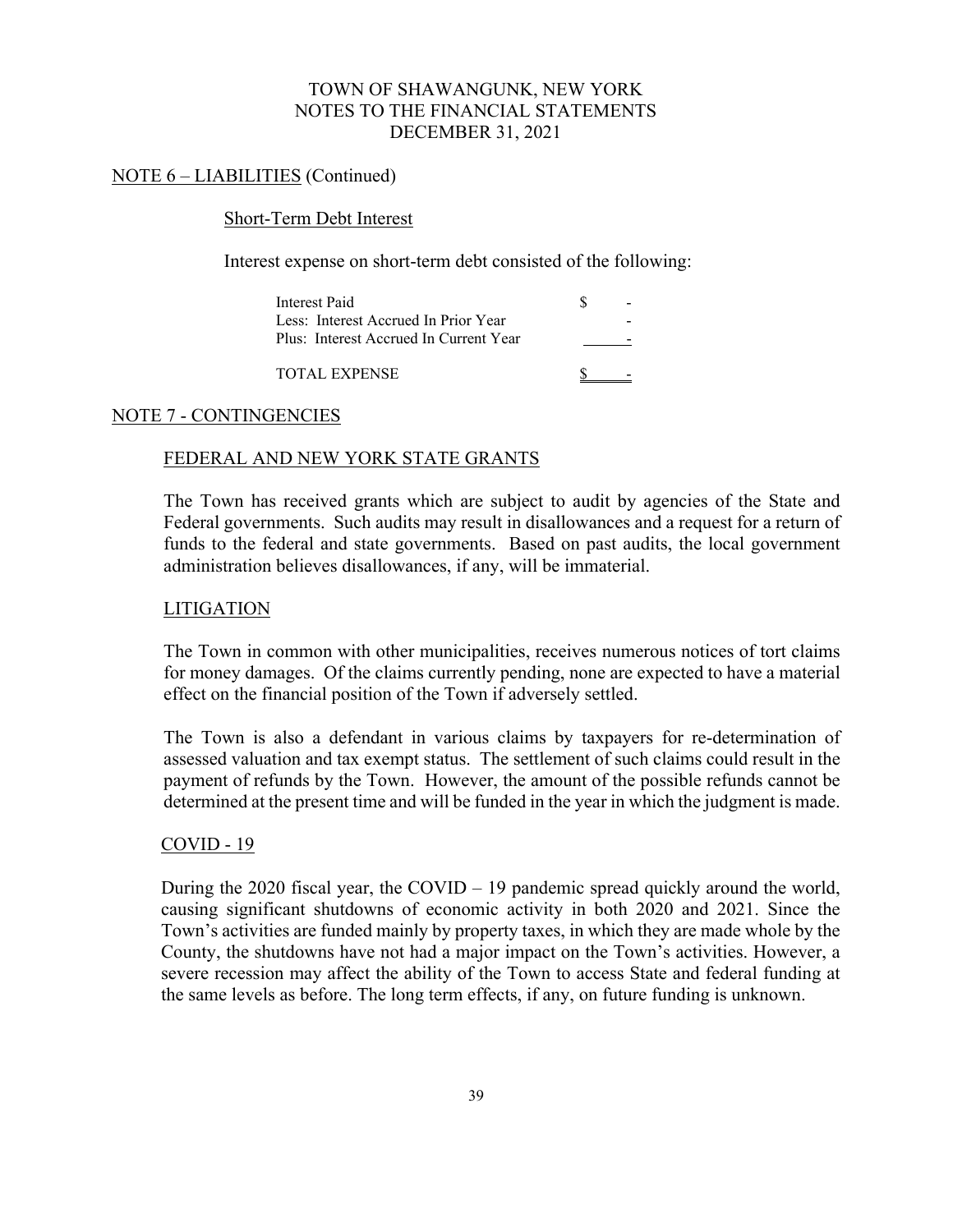## NOTE 6 – LIABILITIES (Continued)

### Short-Term Debt Interest

Interest expense on short-term debt consisted of the following:

| | | |
|---|---|---|
| Interest Paid | $ | - |
| Less: Interest Accrued In Prior Year | | - |
| Plus: Interest Accrued In Current Year | | - |
| TOTAL EXPENSE | $ | - |

## NOTE 7 - CONTINGENCIES

### FEDERAL AND NEW YORK STATE GRANTS

The Town has received grants which are subject to audit by agencies of the State and Federal governments. Such audits may result in disallowances and a request for a return of funds to the federal and state governments. Based on past audits, the local government administration believes disallowances, if any, will be immaterial.

### LITIGATION

The Town in common with other municipalities, receives numerous notices of tort claims for money damages. Of the claims currently pending, none are expected to have a material effect on the financial position of the Town if adversely settled.

The Town is also a defendant in various claims by taxpayers for re-determination of assessed valuation and tax exempt status. The settlement of such claims could result in the payment of refunds by the Town. However, the amount of the possible refunds cannot be determined at the present time and will be funded in the year in which the judgment is made.

### COVID - 19

During the 2020 fiscal year, the COVID – 19 pandemic spread quickly around the world, causing significant shutdowns of economic activity in both 2020 and 2021. Since the Town's activities are funded mainly by property taxes, in which they are made whole by the County, the shutdowns have not had a major impact on the Town's activities. However, a severe recession may affect the ability of the Town to access State and federal funding at the same levels as before. The long term effects, if any, on future funding is unknown.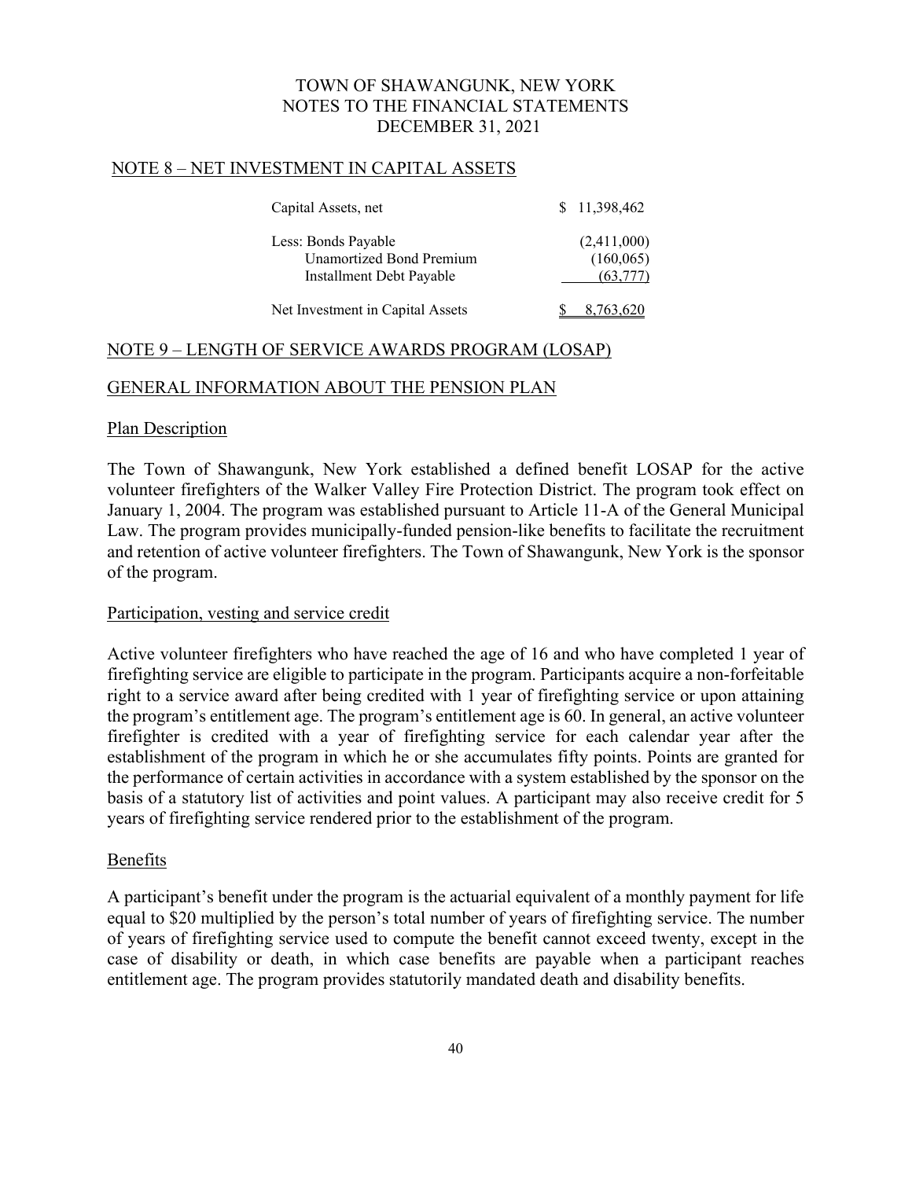# TOWN OF SHAWANGUNK, NEW YORK
# NOTES TO THE FINANCIAL STATEMENTS
# DECEMBER 31, 2021

## NOTE 8 – NET INVESTMENT IN CAPITAL ASSETS

| | |
|---|---|
| Capital Assets, net | $ 11,398,462 |
| Less: Bonds Payable | (2,411,000) |
| Unamortized Bond Premium | (160,065) |
| Installment Debt Payable | (63,777) |
| Net Investment in Capital Assets | $ 8,763,620 |

## NOTE 9 – LENGTH OF SERVICE AWARDS PROGRAM (LOSAP)

## GENERAL INFORMATION ABOUT THE PENSION PLAN

### Plan Description

The Town of Shawangunk, New York established a defined benefit LOSAP for the active volunteer firefighters of the Walker Valley Fire Protection District. The program took effect on January 1, 2004. The program was established pursuant to Article 11-A of the General Municipal Law. The program provides municipally-funded pension-like benefits to facilitate the recruitment and retention of active volunteer firefighters. The Town of Shawangunk, New York is the sponsor of the program.

### Participation, vesting and service credit

Active volunteer firefighters who have reached the age of 16 and who have completed 1 year of firefighting service are eligible to participate in the program. Participants acquire a non-forfeitable right to a service award after being credited with 1 year of firefighting service or upon attaining the program's entitlement age. The program's entitlement age is 60. In general, an active volunteer firefighter is credited with a year of firefighting service for each calendar year after the establishment of the program in which he or she accumulates fifty points. Points are granted for the performance of certain activities in accordance with a system established by the sponsor on the basis of a statutory list of activities and point values. A participant may also receive credit for 5 years of firefighting service rendered prior to the establishment of the program.

### Benefits

A participant's benefit under the program is the actuarial equivalent of a monthly payment for life equal to $20 multiplied by the person's total number of years of firefighting service. The number of years of firefighting service used to compute the benefit cannot exceed twenty, except in the case of disability or death, in which case benefits are payable when a participant reaches entitlement age. The program provides statutorily mandated death and disability benefits.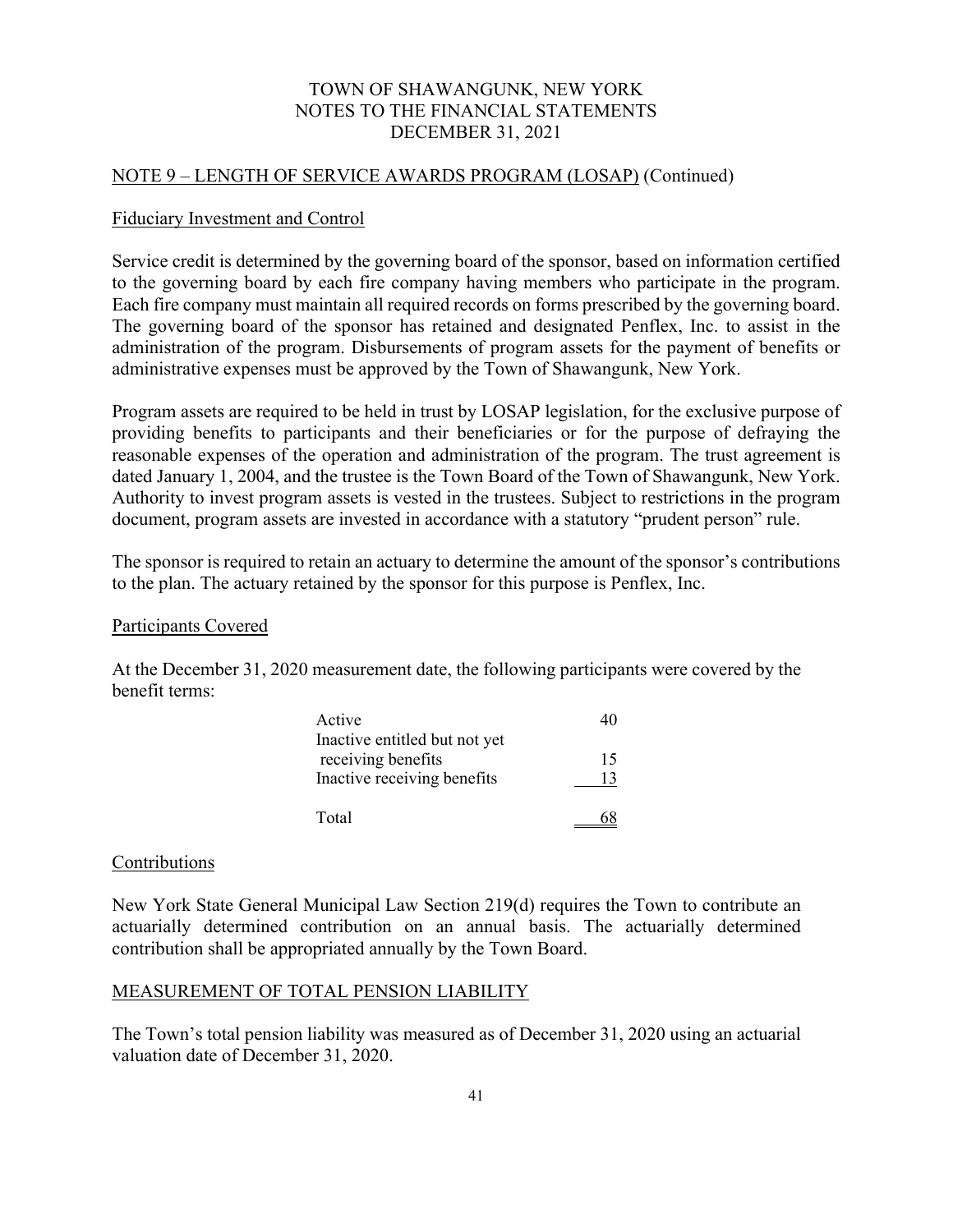# TOWN OF SHAWANGUNK, NEW YORK
## NOTES TO THE FINANCIAL STATEMENTS
## DECEMBER 31, 2021

### NOTE 9 – LENGTH OF SERVICE AWARDS PROGRAM (LOSAP) (Continued)

#### Fiduciary Investment and Control

Service credit is determined by the governing board of the sponsor, based on information certified to the governing board by each fire company having members who participate in the program. Each fire company must maintain all required records on forms prescribed by the governing board. The governing board of the sponsor has retained and designated Penflex, Inc. to assist in the administration of the program. Disbursements of program assets for the payment of benefits or administrative expenses must be approved by the Town of Shawangunk, New York.

Program assets are required to be held in trust by LOSAP legislation, for the exclusive purpose of providing benefits to participants and their beneficiaries or for the purpose of defraying the reasonable expenses of the operation and administration of the program. The trust agreement is dated January 1, 2004, and the trustee is the Town Board of the Town of Shawangunk, New York. Authority to invest program assets is vested in the trustees. Subject to restrictions in the program document, program assets are invested in accordance with a statutory "prudent person" rule.

The sponsor is required to retain an actuary to determine the amount of the sponsor's contributions to the plan. The actuary retained by the sponsor for this purpose is Penflex, Inc.

#### Participants Covered

At the December 31, 2020 measurement date, the following participants were covered by the benefit terms:

| | |
|---|---|
| Active | 40 |
| Inactive entitled but not yet receiving benefits | 15 |
| Inactive receiving benefits | 13 |
| Total | 68 |

#### Contributions

New York State General Municipal Law Section 219(d) requires the Town to contribute an actuarially determined contribution on an annual basis. The actuarially determined contribution shall be appropriated annually by the Town Board.

#### MEASUREMENT OF TOTAL PENSION LIABILITY

The Town's total pension liability was measured as of December 31, 2020 using an actuarial valuation date of December 31, 2020.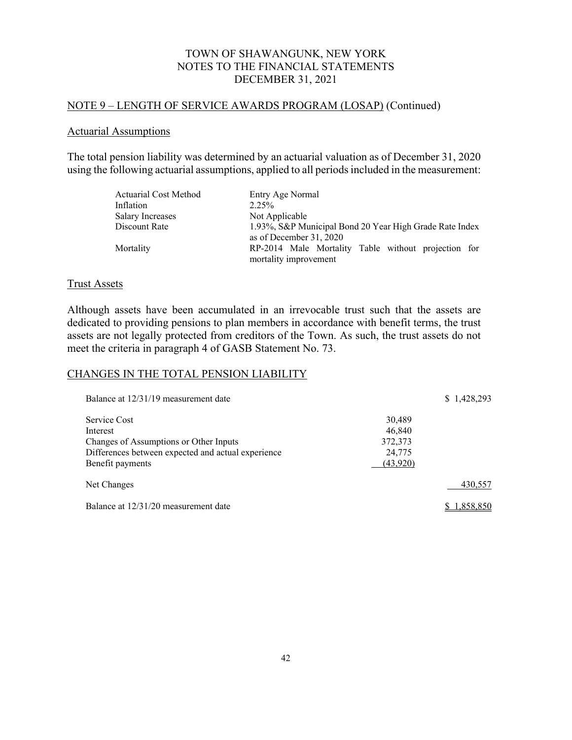## NOTE 9 – LENGTH OF SERVICE AWARDS PROGRAM (LOSAP) (Continued)

### Actuarial Assumptions

The total pension liability was determined by an actuarial valuation as of December 31, 2020 using the following actuarial assumptions, applied to all periods included in the measurement:

| | |
|---|---|
| Actuarial Cost Method | Entry Age Normal |
| Inflation | 2.25% |
| Salary Increases | Not Applicable |
| Discount Rate | 1.93%, S&P Municipal Bond 20 Year High Grade Rate Index as of December 31, 2020 |
| Mortality | RP-2014 Male Mortality Table without projection for mortality improvement |

### Trust Assets

Although assets have been accumulated in an irrevocable trust such that the assets are dedicated to providing pensions to plan members in accordance with benefit terms, the trust assets are not legally protected from creditors of the Town. As such, the trust assets do not meet the criteria in paragraph 4 of GASB Statement No. 73.

### CHANGES IN THE TOTAL PENSION LIABILITY

| | | |
|---|---|---|
| Balance at 12/31/19 measurement date | | $ 1,428,293 |
| Service Cost | 30,489 | |
| Interest | 46,840 | |
| Changes of Assumptions or Other Inputs | 372,373 | |
| Differences between expected and actual experience | 24,775 | |
| Benefit payments | (43,920) | |
| Net Changes | | 430,557 |
| Balance at 12/31/20 measurement date | | $ 1,858,850 |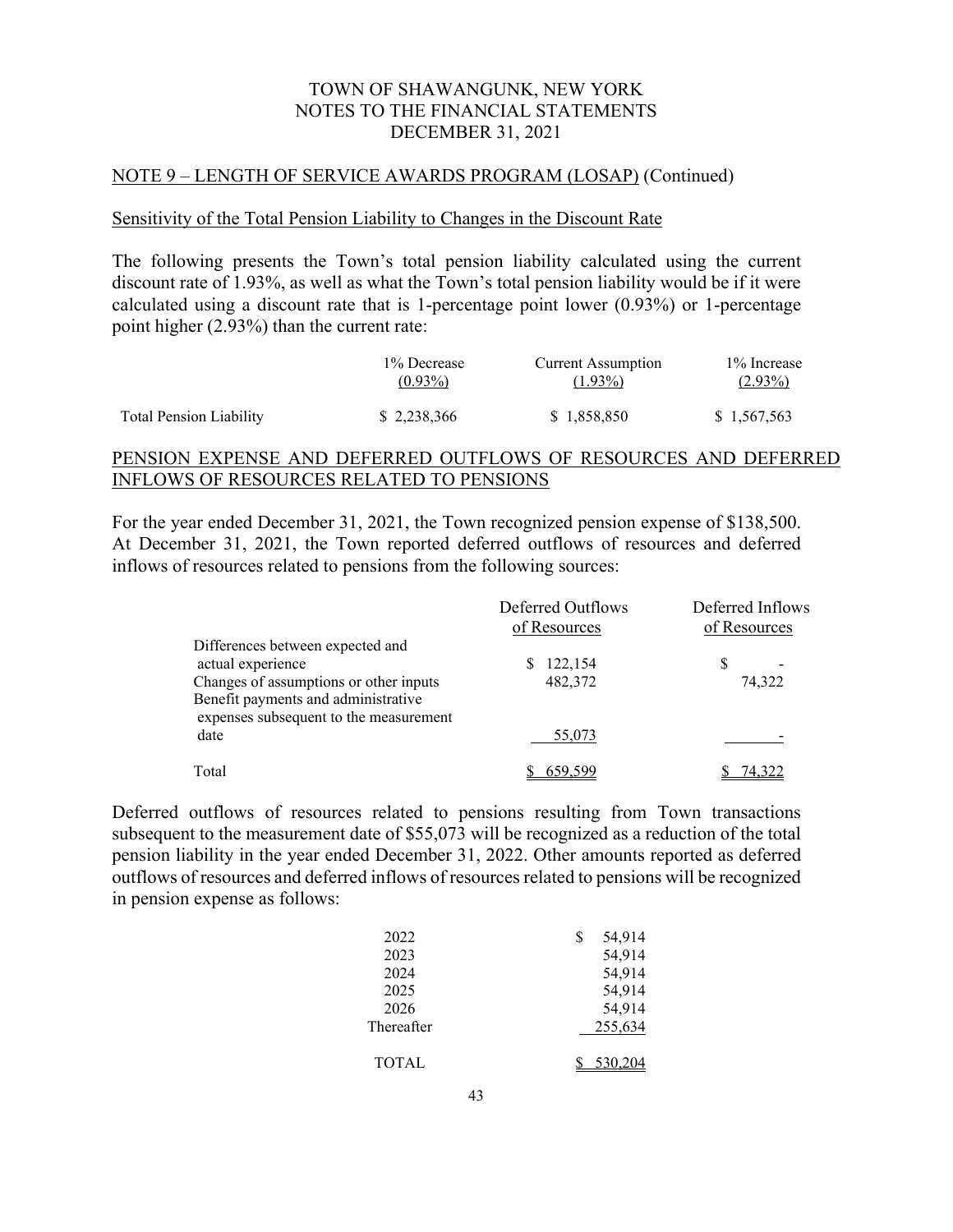TOWN OF SHAWANGUNK, NEW YORK
NOTES TO THE FINANCIAL STATEMENTS
DECEMBER 31, 2021

## NOTE 9 – LENGTH OF SERVICE AWARDS PROGRAM (LOSAP) (Continued)

### Sensitivity of the Total Pension Liability to Changes in the Discount Rate

The following presents the Town's total pension liability calculated using the current discount rate of 1.93%, as well as what the Town's total pension liability would be if it were calculated using a discount rate that is 1-percentage point lower (0.93%) or 1-percentage point higher (2.93%) than the current rate:

| | 1% Decrease (0.93%) | Current Assumption (1.93%) | 1% Increase (2.93%) |
|---|---|---|---|
| Total Pension Liability | $ 2,238,366 | $ 1,858,850 | $ 1,567,563 |

### PENSION EXPENSE AND DEFERRED OUTFLOWS OF RESOURCES AND DEFERRED INFLOWS OF RESOURCES RELATED TO PENSIONS

For the year ended December 31, 2021, the Town recognized pension expense of $138,500. At December 31, 2021, the Town reported deferred outflows of resources and deferred inflows of resources related to pensions from the following sources:

| | Deferred Outflows of Resources | Deferred Inflows of Resources |
|---|---|---|
| Differences between expected and actual experience | $ 122,154 | $ - |
| Changes of assumptions or other inputs | 482,372 | 74,322 |
| Benefit payments and administrative expenses subsequent to the measurement date | 55,073 | - |
| Total | $ 659,599 | $ 74,322 |

Deferred outflows of resources related to pensions resulting from Town transactions subsequent to the measurement date of $55,073 will be recognized as a reduction of the total pension liability in the year ended December 31, 2022. Other amounts reported as deferred outflows of resources and deferred inflows of resources related to pensions will be recognized in pension expense as follows:

| | |
|---|---|
| 2022 | $ 54,914 |
| 2023 | 54,914 |
| 2024 | 54,914 |
| 2025 | 54,914 |
| 2026 | 54,914 |
| Thereafter | 255,634 |
| TOTAL | $ 530,204 |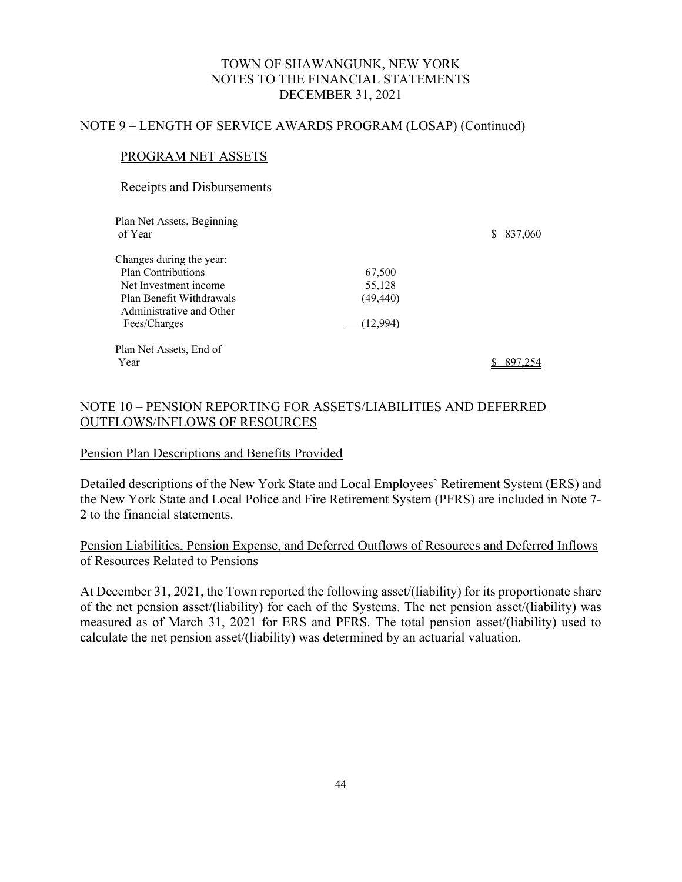## NOTE 9 – LENGTH OF SERVICE AWARDS PROGRAM (LOSAP) (Continued)

### PROGRAM NET ASSETS

#### Receipts and Disbursements

| | | |
|---|---|---|
| Plan Net Assets, Beginning of Year | | $ 837,060 |
| Changes during the year: | | |
| Plan Contributions | 67,500 | |
| Net Investment income | 55,128 | |
| Plan Benefit Withdrawals | (49,440) | |
| Administrative and Other Fees/Charges | (12,994) | |
| Plan Net Assets, End of Year | | $ 897,254 |

## NOTE 10 – PENSION REPORTING FOR ASSETS/LIABILITIES AND DEFERRED OUTFLOWS/INFLOWS OF RESOURCES

### Pension Plan Descriptions and Benefits Provided

Detailed descriptions of the New York State and Local Employees' Retirement System (ERS) and the New York State and Local Police and Fire Retirement System (PFRS) are included in Note 7-2 to the financial statements.

### Pension Liabilities, Pension Expense, and Deferred Outflows of Resources and Deferred Inflows of Resources Related to Pensions

At December 31, 2021, the Town reported the following asset/(liability) for its proportionate share of the net pension asset/(liability) for each of the Systems. The net pension asset/(liability) was measured as of March 31, 2021 for ERS and PFRS. The total pension asset/(liability) used to calculate the net pension asset/(liability) was determined by an actuarial valuation.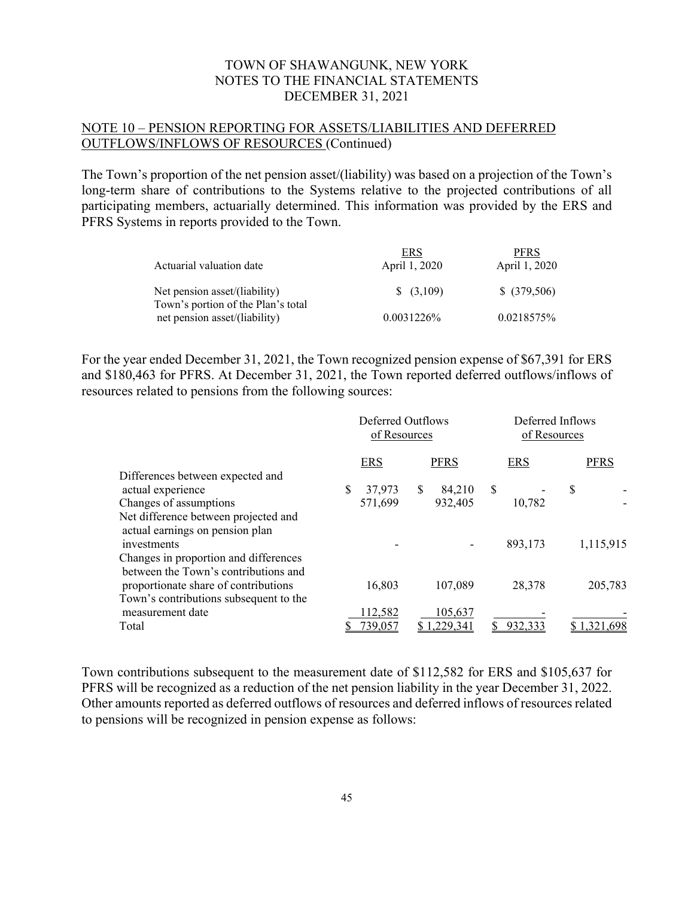## NOTE 10 – PENSION REPORTING FOR ASSETS/LIABILITIES AND DEFERRED OUTFLOWS/INFLOWS OF RESOURCES (Continued)

The Town's proportion of the net pension asset/(liability) was based on a projection of the Town's long-term share of contributions to the Systems relative to the projected contributions of all participating members, actuarially determined. This information was provided by the ERS and PFRS Systems in reports provided to the Town.

| | ERS | PFRS |
|---|---|---|
| Actuarial valuation date | April 1, 2020 | April 1, 2020 |
| Net pension asset/(liability) | $ (3,109) | $ (379,506) |
| Town's portion of the Plan's total net pension asset/(liability) | 0.0031226% | 0.0218575% |

For the year ended December 31, 2021, the Town recognized pension expense of $67,391 for ERS and $180,463 for PFRS. At December 31, 2021, the Town reported deferred outflows/inflows of resources related to pensions from the following sources:

| | Deferred Outflows of Resources | | Deferred Inflows of Resources | |
|---|---|---|---|---|
| | ERS | PFRS | ERS | PFRS |
| Differences between expected and actual experience | $ 37,973 | $ 84,210 | $ - | $ - |
| Changes of assumptions | 571,699 | 932,405 | 10,782 | - |
| Net difference between projected and actual earnings on pension plan investments | - | - | 893,173 | 1,115,915 |
| Changes in proportion and differences between the Town's contributions and proportionate share of contributions | 16,803 | 107,089 | 28,378 | 205,783 |
| Town's contributions subsequent to the measurement date | 112,582 | 105,637 | - | - |
| Total | $ 739,057 | $ 1,229,341 | $ 932,333 | $ 1,321,698 |

Town contributions subsequent to the measurement date of $112,582 for ERS and $105,637 for PFRS will be recognized as a reduction of the net pension liability in the year December 31, 2022. Other amounts reported as deferred outflows of resources and deferred inflows of resources related to pensions will be recognized in pension expense as follows: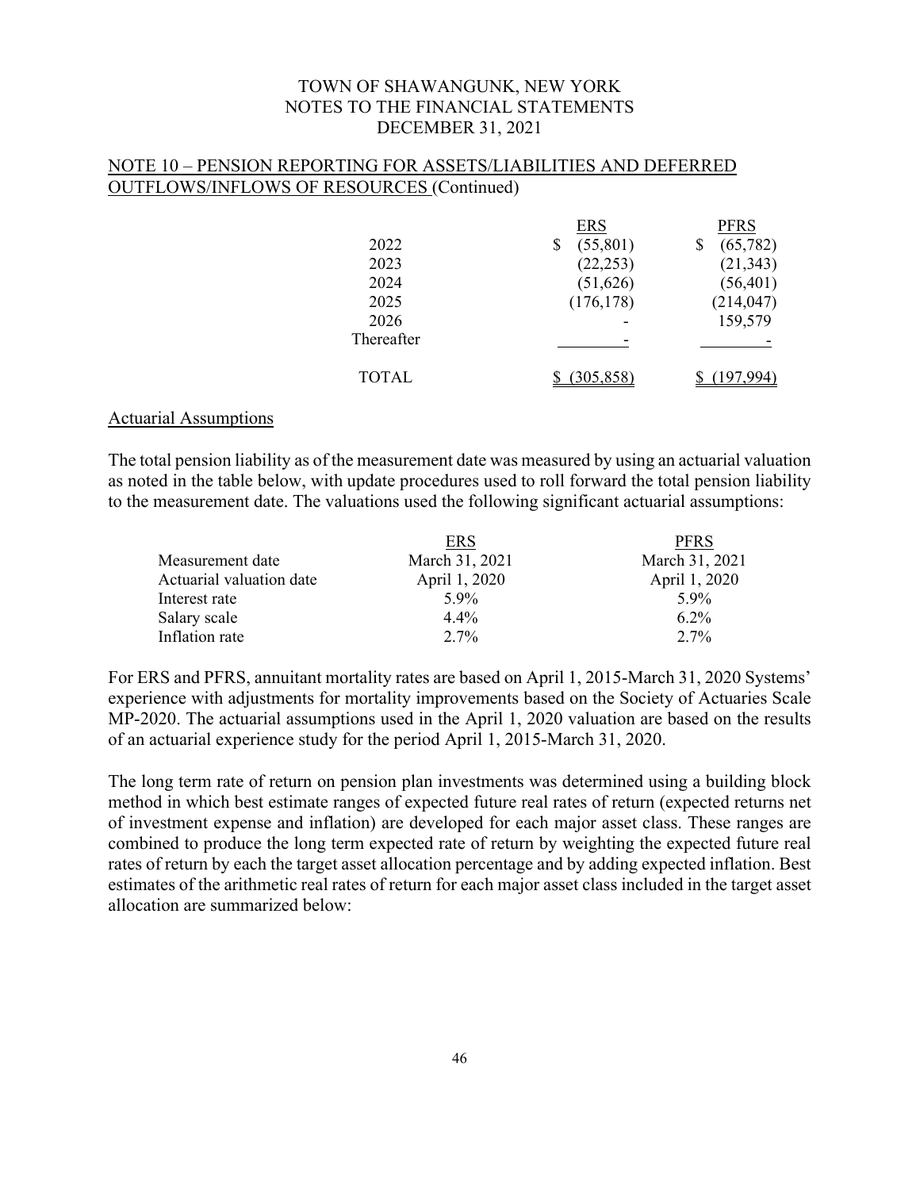## NOTE 10 – PENSION REPORTING FOR ASSETS/LIABILITIES AND DEFERRED OUTFLOWS/INFLOWS OF RESOURCES (Continued)

| | ERS | PFRS |
|---|---|---|
| 2022 | $ (55,801) | $ (65,782) |
| 2023 | (22,253) | (21,343) |
| 2024 | (51,626) | (56,401) |
| 2025 | (176,178) | (214,047) |
| 2026 | - | 159,579 |
| Thereafter | - | - |
| TOTAL | $ (305,858) | $ (197,994) |

### Actuarial Assumptions

The total pension liability as of the measurement date was measured by using an actuarial valuation as noted in the table below, with update procedures used to roll forward the total pension liability to the measurement date. The valuations used the following significant actuarial assumptions:

| | ERS | PFRS |
|---|---|---|
| Measurement date | March 31, 2021 | March 31, 2021 |
| Actuarial valuation date | April 1, 2020 | April 1, 2020 |
| Interest rate | 5.9% | 5.9% |
| Salary scale | 4.4% | 6.2% |
| Inflation rate | 2.7% | 2.7% |

For ERS and PFRS, annuitant mortality rates are based on April 1, 2015-March 31, 2020 Systems' experience with adjustments for mortality improvements based on the Society of Actuaries Scale MP-2020. The actuarial assumptions used in the April 1, 2020 valuation are based on the results of an actuarial experience study for the period April 1, 2015-March 31, 2020.

The long term rate of return on pension plan investments was determined using a building block method in which best estimate ranges of expected future real rates of return (expected returns net of investment expense and inflation) are developed for each major asset class. These ranges are combined to produce the long term expected rate of return by weighting the expected future real rates of return by each the target asset allocation percentage and by adding expected inflation. Best estimates of the arithmetic real rates of return for each major asset class included in the target asset allocation are summarized below: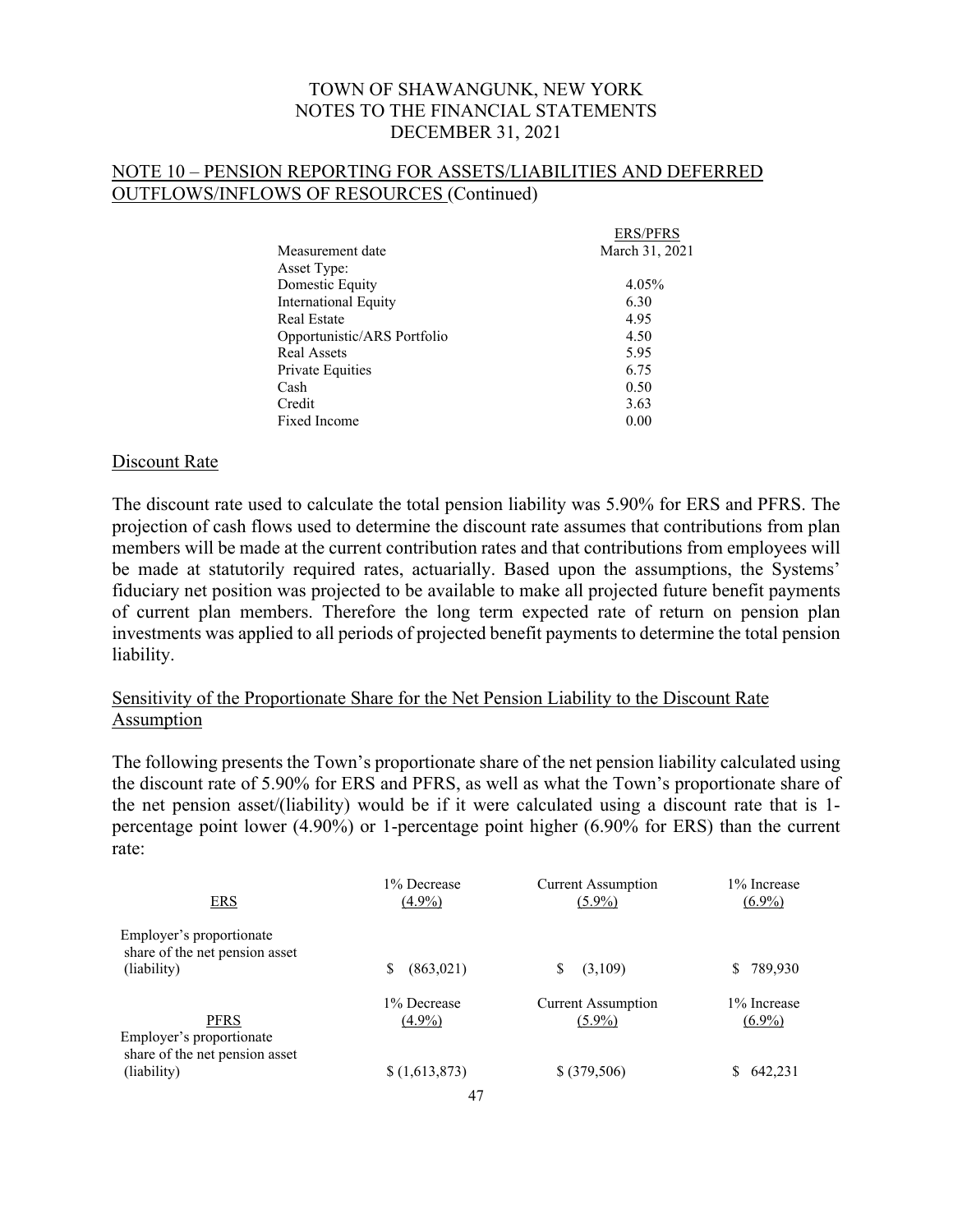TOWN OF SHAWANGUNK, NEW YORK
NOTES TO THE FINANCIAL STATEMENTS
DECEMBER 31, 2021

## NOTE 10 – PENSION REPORTING FOR ASSETS/LIABILITIES AND DEFERRED OUTFLOWS/INFLOWS OF RESOURCES (Continued)

| | ERS/PFRS |
|---|---|
| Measurement date | March 31, 2021 |
| Asset Type: | |
| Domestic Equity | 4.05% |
| International Equity | 6.30 |
| Real Estate | 4.95 |
| Opportunistic/ARS Portfolio | 4.50 |
| Real Assets | 5.95 |
| Private Equities | 6.75 |
| Cash | 0.50 |
| Credit | 3.63 |
| Fixed Income | 0.00 |

### Discount Rate

The discount rate used to calculate the total pension liability was 5.90% for ERS and PFRS. The projection of cash flows used to determine the discount rate assumes that contributions from plan members will be made at the current contribution rates and that contributions from employees will be made at statutorily required rates, actuarially. Based upon the assumptions, the Systems' fiduciary net position was projected to be available to make all projected future benefit payments of current plan members. Therefore the long term expected rate of return on pension plan investments was applied to all periods of projected benefit payments to determine the total pension liability.

### Sensitivity of the Proportionate Share for the Net Pension Liability to the Discount Rate Assumption

The following presents the Town's proportionate share of the net pension liability calculated using the discount rate of 5.90% for ERS and PFRS, as well as what the Town's proportionate share of the net pension asset/(liability) would be if it were calculated using a discount rate that is 1-percentage point lower (4.90%) or 1-percentage point higher (6.90% for ERS) than the current rate:

| ERS | 1% Decrease (4.9%) | Current Assumption (5.9%) | 1% Increase (6.9%) |
|---|---|---|---|
| Employer's proportionate share of the net pension asset (liability) | $ (863,021) | $ (3,109) | $ 789,930 |

| PFRS | 1% Decrease (4.9%) | Current Assumption (5.9%) | 1% Increase (6.9%) |
|---|---|---|---|
| Employer's proportionate share of the net pension asset (liability) | $ (1,613,873) | $ (379,506) | $ 642,231 |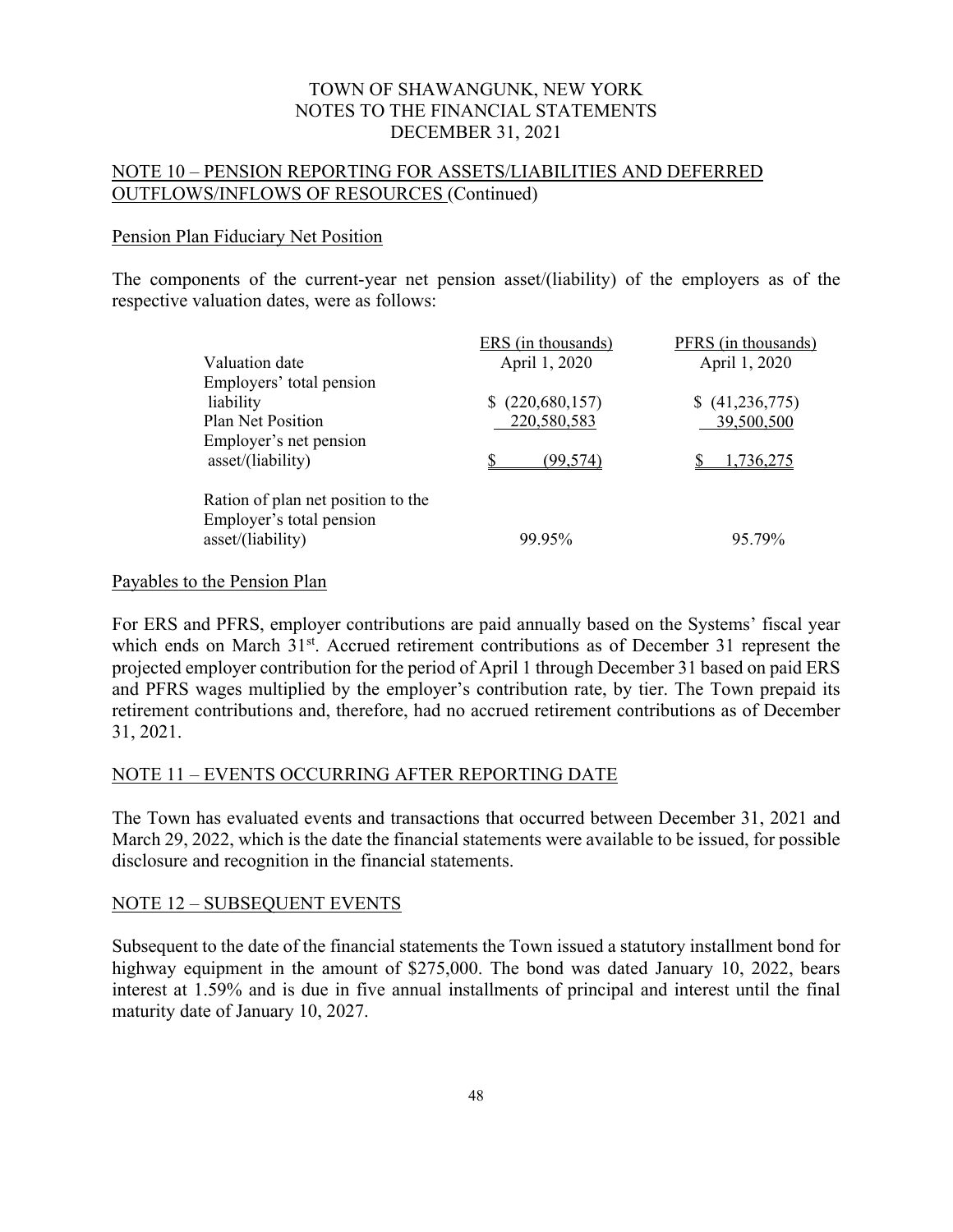TOWN OF SHAWANGUNK, NEW YORK
NOTES TO THE FINANCIAL STATEMENTS
DECEMBER 31, 2021

## NOTE 10 – PENSION REPORTING FOR ASSETS/LIABILITIES AND DEFERRED OUTFLOWS/INFLOWS OF RESOURCES (Continued)

### Pension Plan Fiduciary Net Position

The components of the current-year net pension asset/(liability) of the employers as of the respective valuation dates, were as follows:

| | ERS (in thousands) | PFRS (in thousands) |
|---|---|---|
| Valuation date | April 1, 2020 | April 1, 2020 |
| Employers' total pension liability | $ (220,680,157) | $ (41,236,775) |
| Plan Net Position | 220,580,583 | 39,500,500 |
| Employer's net pension asset/(liability) | $ (99,574) | $ 1,736,275 |
| Ration of plan net position to the Employer's total pension asset/(liability) | 99.95% | 95.79% |

### Payables to the Pension Plan

For ERS and PFRS, employer contributions are paid annually based on the Systems' fiscal year which ends on March 31st. Accrued retirement contributions as of December 31 represent the projected employer contribution for the period of April 1 through December 31 based on paid ERS and PFRS wages multiplied by the employer's contribution rate, by tier. The Town prepaid its retirement contributions and, therefore, had no accrued retirement contributions as of December 31, 2021.

## NOTE 11 – EVENTS OCCURRING AFTER REPORTING DATE

The Town has evaluated events and transactions that occurred between December 31, 2021 and March 29, 2022, which is the date the financial statements were available to be issued, for possible disclosure and recognition in the financial statements.

## NOTE 12 – SUBSEQUENT EVENTS

Subsequent to the date of the financial statements the Town issued a statutory installment bond for highway equipment in the amount of $275,000. The bond was dated January 10, 2022, bears interest at 1.59% and is due in five annual installments of principal and interest until the final maturity date of January 10, 2027.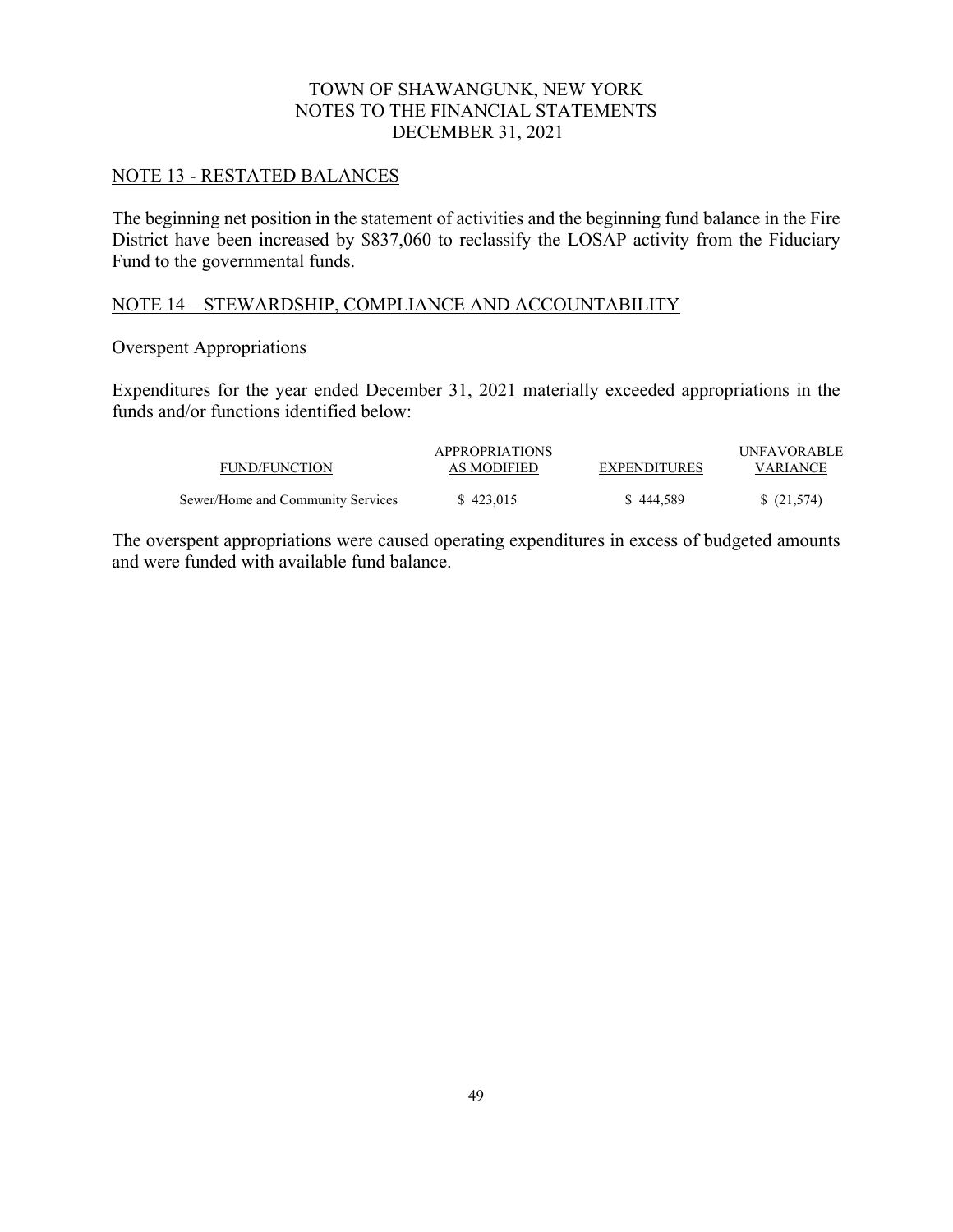## NOTE 13 - RESTATED BALANCES

The beginning net position in the statement of activities and the beginning fund balance in the Fire District have been increased by $837,060 to reclassify the LOSAP activity from the Fiduciary Fund to the governmental funds.

## NOTE 14 – STEWARDSHIP, COMPLIANCE AND ACCOUNTABILITY

### Overspent Appropriations

Expenditures for the year ended December 31, 2021 materially exceeded appropriations in the funds and/or functions identified below:

| FUND/FUNCTION | APPROPRIATIONS AS MODIFIED | EXPENDITURES | UNFAVORABLE VARIANCE |
|---|---|---|---|
| Sewer/Home and Community Services | $ 423,015 | $ 444,589 | $ (21,574) |

The overspent appropriations were caused operating expenditures in excess of budgeted amounts and were funded with available fund balance.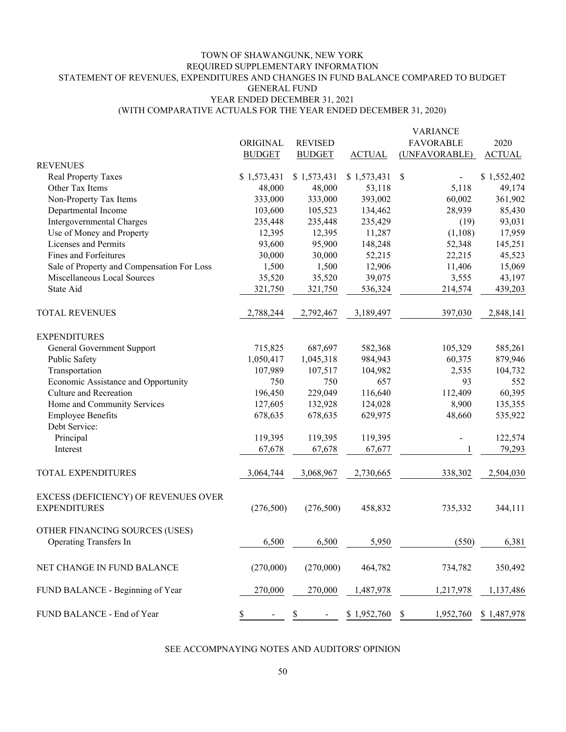# TOWN OF SHAWANGUNK, NEW YORK
## REQUIRED SUPPLEMENTARY INFORMATION
## STATEMENT OF REVENUES, EXPENDITURES AND CHANGES IN FUND BALANCE COMPARED TO BUDGET
## GENERAL FUND
## YEAR ENDED DECEMBER 31, 2021
## (WITH COMPARATIVE ACTUALS FOR THE YEAR ENDED DECEMBER 31, 2020)

| | ORIGINAL BUDGET | REVISED BUDGET | ACTUAL | VARIANCE FAVORABLE (UNFAVORABLE) | 2020 ACTUAL |
|---|---|---|---|---|---|
| **REVENUES** | | | | | |
| Real Property Taxes | $ 1,573,431 | $ 1,573,431 | $ 1,573,431 | $ - | $ 1,552,402 |
| Other Tax Items | 48,000 | 48,000 | 53,118 | 5,118 | 49,174 |
| Non-Property Tax Items | 333,000 | 333,000 | 393,002 | 60,002 | 361,902 |
| Departmental Income | 103,600 | 105,523 | 134,462 | 28,939 | 85,430 |
| Intergovernmental Charges | 235,448 | 235,448 | 235,429 | (19) | 93,031 |
| Use of Money and Property | 12,395 | 12,395 | 11,287 | (1,108) | 17,959 |
| Licenses and Permits | 93,600 | 95,900 | 148,248 | 52,348 | 145,251 |
| Fines and Forfeitures | 30,000 | 30,000 | 52,215 | 22,215 | 45,523 |
| Sale of Property and Compensation For Loss | 1,500 | 1,500 | 12,906 | 11,406 | 15,069 |
| Miscellaneous Local Sources | 35,520 | 35,520 | 39,075 | 3,555 | 43,197 |
| State Aid | 321,750 | 321,750 | 536,324 | 214,574 | 439,203 |
| TOTAL REVENUES | 2,788,244 | 2,792,467 | 3,189,497 | 397,030 | 2,848,141 |
| **EXPENDITURES** | | | | | |
| General Government Support | 715,825 | 687,697 | 582,368 | 105,329 | 585,261 |
| Public Safety | 1,050,417 | 1,045,318 | 984,943 | 60,375 | 879,946 |
| Transportation | 107,989 | 107,517 | 104,982 | 2,535 | 104,732 |
| Economic Assistance and Opportunity | 750 | 750 | 657 | 93 | 552 |
| Culture and Recreation | 196,450 | 229,049 | 116,640 | 112,409 | 60,395 |
| Home and Community Services | 127,605 | 132,928 | 124,028 | 8,900 | 135,355 |
| Employee Benefits | 678,635 | 678,635 | 629,975 | 48,660 | 535,922 |
| Debt Service: | | | | | |
| Principal | 119,395 | 119,395 | 119,395 | - | 122,574 |
| Interest | 67,678 | 67,678 | 67,677 | 1 | 79,293 |
| TOTAL EXPENDITURES | 3,064,744 | 3,068,967 | 2,730,665 | 338,302 | 2,504,030 |
| EXCESS (DEFICIENCY) OF REVENUES OVER EXPENDITURES | (276,500) | (276,500) | 458,832 | 735,332 | 344,111 |
| OTHER FINANCING SOURCES (USES) | | | | | |
| Operating Transfers In | 6,500 | 6,500 | 5,950 | (550) | 6,381 |
| NET CHANGE IN FUND BALANCE | (270,000) | (270,000) | 464,782 | 734,782 | 350,492 |
| FUND BALANCE - Beginning of Year | 270,000 | 270,000 | 1,487,978 | 1,217,978 | 1,137,486 |
| FUND BALANCE - End of Year | $ - | $ - | $ 1,952,760 | $ 1,952,760 | $ 1,487,978 |

SEE ACCOMPNAYING NOTES AND AUDITORS' OPINION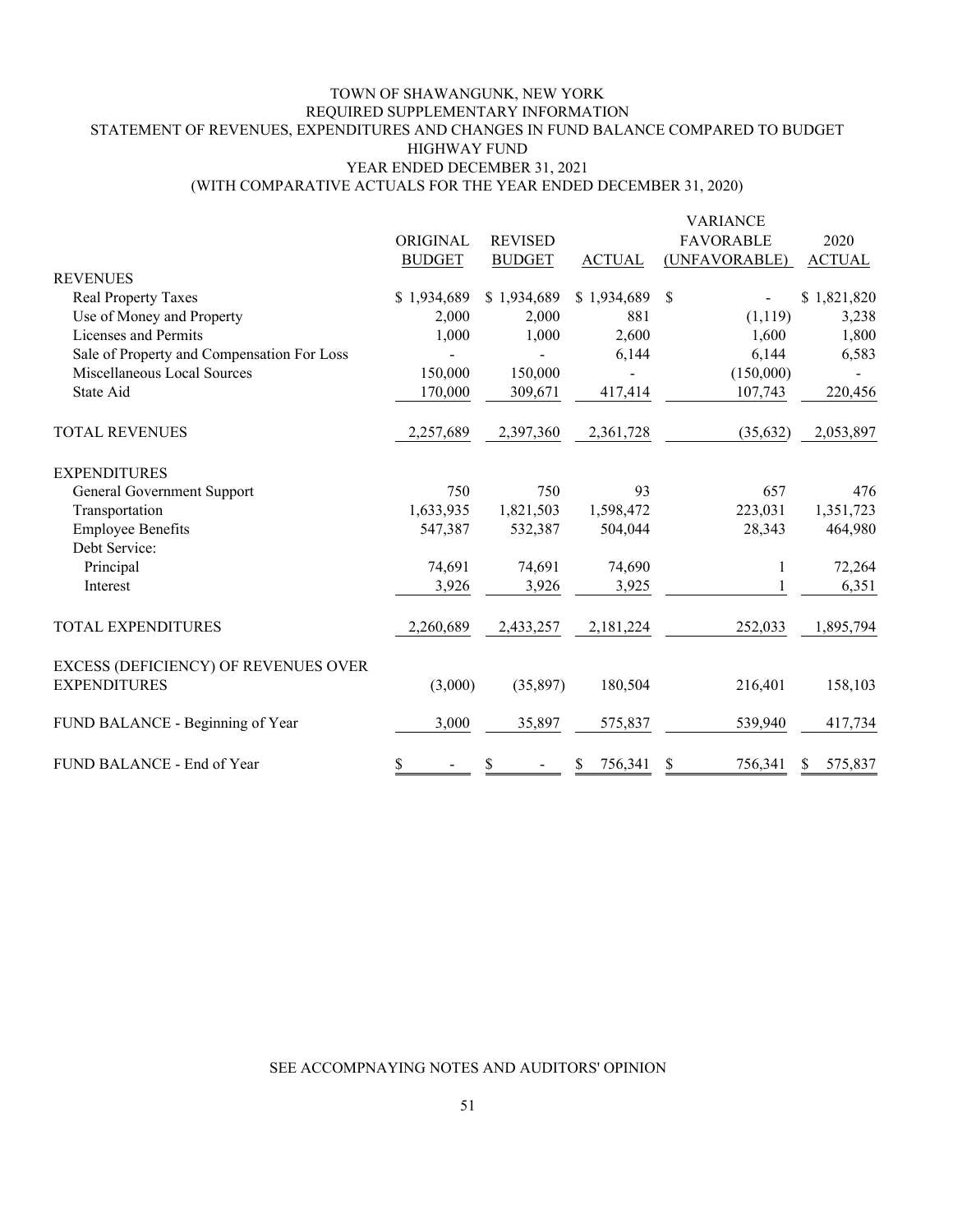# TOWN OF SHAWANGUNK, NEW YORK
## REQUIRED SUPPLEMENTARY INFORMATION
## STATEMENT OF REVENUES, EXPENDITURES AND CHANGES IN FUND BALANCE COMPARED TO BUDGET
## HIGHWAY FUND
## YEAR ENDED DECEMBER 31, 2021
## (WITH COMPARATIVE ACTUALS FOR THE YEAR ENDED DECEMBER 31, 2020)

| | ORIGINAL BUDGET | REVISED BUDGET | ACTUAL | VARIANCE FAVORABLE (UNFAVORABLE) | 2020 ACTUAL |
|---|---|---|---|---|---|
| REVENUES | | | | | |
| Real Property Taxes | $ 1,934,689 | $ 1,934,689 | $ 1,934,689 | $ - | $ 1,821,820 |
| Use of Money and Property | 2,000 | 2,000 | 881 | (1,119) | 3,238 |
| Licenses and Permits | 1,000 | 1,000 | 2,600 | 1,600 | 1,800 |
| Sale of Property and Compensation For Loss | - | - | 6,144 | 6,144 | 6,583 |
| Miscellaneous Local Sources | 150,000 | 150,000 | - | (150,000) | - |
| State Aid | 170,000 | 309,671 | 417,414 | 107,743 | 220,456 |
| TOTAL REVENUES | 2,257,689 | 2,397,360 | 2,361,728 | (35,632) | 2,053,897 |
| EXPENDITURES | | | | | |
| General Government Support | 750 | 750 | 93 | 657 | 476 |
| Transportation | 1,633,935 | 1,821,503 | 1,598,472 | 223,031 | 1,351,723 |
| Employee Benefits | 547,387 | 532,387 | 504,044 | 28,343 | 464,980 |
| Debt Service: | | | | | |
| Principal | 74,691 | 74,691 | 74,690 | 1 | 72,264 |
| Interest | 3,926 | 3,926 | 3,925 | 1 | 6,351 |
| TOTAL EXPENDITURES | 2,260,689 | 2,433,257 | 2,181,224 | 252,033 | 1,895,794 |
| EXCESS (DEFICIENCY) OF REVENUES OVER EXPENDITURES | (3,000) | (35,897) | 180,504 | 216,401 | 158,103 |
| FUND BALANCE - Beginning of Year | 3,000 | 35,897 | 575,837 | 539,940 | 417,734 |
| FUND BALANCE - End of Year | $ - | $ - | $ 756,341 | $ 756,341 | $ 575,837 |

SEE ACCOMPNAYING NOTES AND AUDITORS' OPINION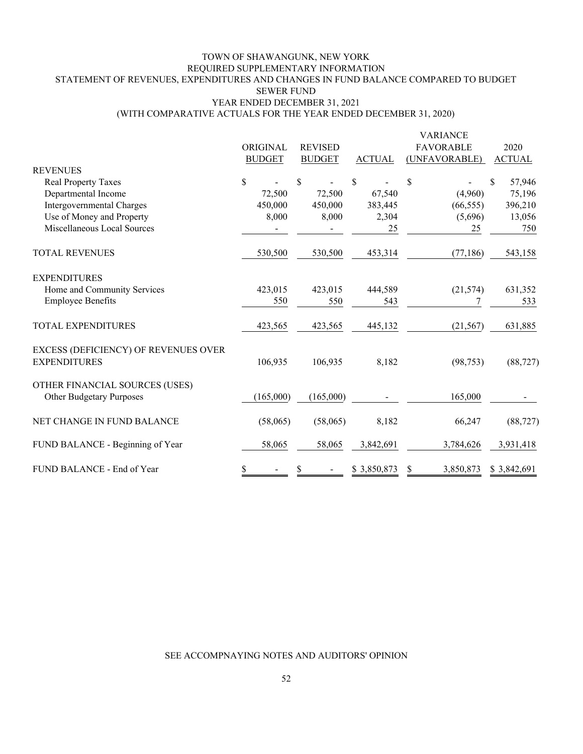# TOWN OF SHAWANGUNK, NEW YORK
## REQUIRED SUPPLEMENTARY INFORMATION
## STATEMENT OF REVENUES, EXPENDITURES AND CHANGES IN FUND BALANCE COMPARED TO BUDGET
## SEWER FUND
## YEAR ENDED DECEMBER 31, 2021
## (WITH COMPARATIVE ACTUALS FOR THE YEAR ENDED DECEMBER 31, 2020)

| | ORIGINAL BUDGET | REVISED BUDGET | ACTUAL | VARIANCE FAVORABLE (UNFAVORABLE) | 2020 ACTUAL |
|---|---|---|---|---|---|
| **REVENUES** | | | | | |
| Real Property Taxes | $ - | $ - | $ - | $ - | $ 57,946 |
| Departmental Income | 72,500 | 72,500 | 67,540 | (4,960) | 75,196 |
| Intergovernmental Charges | 450,000 | 450,000 | 383,445 | (66,555) | 396,210 |
| Use of Money and Property | 8,000 | 8,000 | 2,304 | (5,696) | 13,056 |
| Miscellaneous Local Sources | - | - | 25 | 25 | 750 |
| TOTAL REVENUES | 530,500 | 530,500 | 453,314 | (77,186) | 543,158 |
| **EXPENDITURES** | | | | | |
| Home and Community Services | 423,015 | 423,015 | 444,589 | (21,574) | 631,352 |
| Employee Benefits | 550 | 550 | 543 | 7 | 533 |
| TOTAL EXPENDITURES | 423,565 | 423,565 | 445,132 | (21,567) | 631,885 |
| EXCESS (DEFICIENCY) OF REVENUES OVER EXPENDITURES | 106,935 | 106,935 | 8,182 | (98,753) | (88,727) |
| **OTHER FINANCIAL SOURCES (USES)** | | | | | |
| Other Budgetary Purposes | (165,000) | (165,000) | - | 165,000 | - |
| NET CHANGE IN FUND BALANCE | (58,065) | (58,065) | 8,182 | 66,247 | (88,727) |
| FUND BALANCE - Beginning of Year | 58,065 | 58,065 | 3,842,691 | 3,784,626 | 3,931,418 |
| FUND BALANCE - End of Year | $ - | $ - | $ 3,850,873 | $ 3,850,873 | $ 3,842,691 |

SEE ACCOMPNAYING NOTES AND AUDITORS' OPINION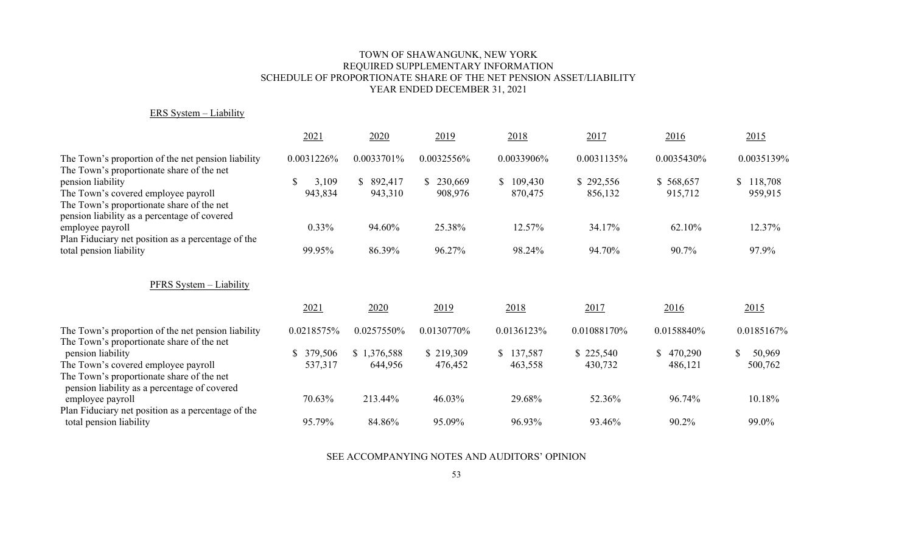# TOWN OF SHAWANGUNK, NEW YORK
## REQUIRED SUPPLEMENTARY INFORMATION
## SCHEDULE OF PROPORTIONATE SHARE OF THE NET PENSION ASSET/LIABILITY
## YEAR ENDED DECEMBER 31, 2021

ERS System – Liability

| | 2021 | 2020 | 2019 | 2018 | 2017 | 2016 | 2015 |
|---|---|---|---|---|---|---|---|
| The Town's proportion of the net pension liability | 0.0031226% | 0.0033701% | 0.0032556% | 0.0033906% | 0.0031135% | 0.0035430% | 0.0035139% |
| The Town's proportionate share of the net pension liability | $ 3,109 | $ 892,417 | $ 230,669 | $ 109,430 | $ 292,556 | $ 568,657 | $ 118,708 |
| The Town's covered employee payroll | 943,834 | 943,310 | 908,976 | 870,475 | 856,132 | 915,712 | 959,915 |
| The Town's proportionate share of the net pension liability as a percentage of covered employee payroll | 0.33% | 94.60% | 25.38% | 12.57% | 34.17% | 62.10% | 12.37% |
| Plan Fiduciary net position as a percentage of the total pension liability | 99.95% | 86.39% | 96.27% | 98.24% | 94.70% | 90.7% | 97.9% |

PFRS System – Liability

| | 2021 | 2020 | 2019 | 2018 | 2017 | 2016 | 2015 |
|---|---|---|---|---|---|---|---|
| The Town's proportion of the net pension liability | 0.0218575% | 0.0257550% | 0.0130770% | 0.0136123% | 0.01088170% | 0.0158840% | 0.0185167% |
| The Town's proportionate share of the net pension liability | $ 379,506 | $ 1,376,588 | $ 219,309 | $ 137,587 | $ 225,540 | $ 470,290 | $ 50,969 |
| The Town's covered employee payroll | 537,317 | 644,956 | 476,452 | 463,558 | 430,732 | 486,121 | 500,762 |
| The Town's proportionate share of the net pension liability as a percentage of covered employee payroll | 70.63% | 213.44% | 46.03% | 29.68% | 52.36% | 96.74% | 10.18% |
| Plan Fiduciary net position as a percentage of the total pension liability | 95.79% | 84.86% | 95.09% | 96.93% | 93.46% | 90.2% | 99.0% |

SEE ACCOMPANYING NOTES AND AUDITORS' OPINION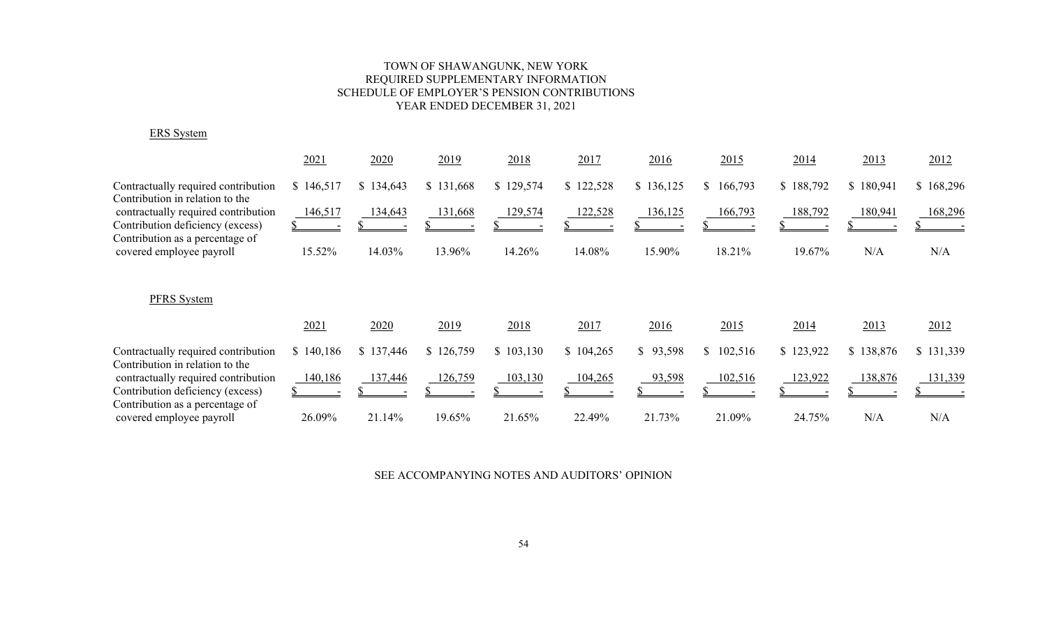# TOWN OF SHAWANGUNK, NEW YORK
## REQUIRED SUPPLEMENTARY INFORMATION
## SCHEDULE OF EMPLOYER'S PENSION CONTRIBUTIONS
## YEAR ENDED DECEMBER 31, 2021

### ERS System

| | 2021 | 2020 | 2019 | 2018 | 2017 | 2016 | 2015 | 2014 | 2013 | 2012 |
|---|---|---|---|---|---|---|---|---|---|---|
| Contractually required contribution | $ 146,517 | $ 134,643 | $ 131,668 | $ 129,574 | $ 122,528 | $ 136,125 | $ 166,793 | $ 188,792 | $ 180,941 | $ 168,296 |
| Contribution in relation to the contractually required contribution | 146,517 | 134,643 | 131,668 | 129,574 | 122,528 | 136,125 | 166,793 | 188,792 | 180,941 | 168,296 |
| Contribution deficiency (excess) | $ - | $ - | $ - | $ - | $ - | $ - | $ - | $ - | $ - | $ - |
| Contribution as a percentage of covered employee payroll | 15.52% | 14.03% | 13.96% | 14.26% | 14.08% | 15.90% | 18.21% | 19.67% | N/A | N/A |

### PFRS System

| | 2021 | 2020 | 2019 | 2018 | 2017 | 2016 | 2015 | 2014 | 2013 | 2012 |
|---|---|---|---|---|---|---|---|---|---|---|
| Contractually required contribution | $ 140,186 | $ 137,446 | $ 126,759 | $ 103,130 | $ 104,265 | $ 93,598 | $ 102,516 | $ 123,922 | $ 138,876 | $ 131,339 |
| Contribution in relation to the contractually required contribution | 140,186 | 137,446 | 126,759 | 103,130 | 104,265 | 93,598 | 102,516 | 123,922 | 138,876 | 131,339 |
| Contribution deficiency (excess) | $ - | $ - | $ - | $ - | $ - | $ - | $ - | $ - | $ - | $ - |
| Contribution as a percentage of covered employee payroll | 26.09% | 21.14% | 19.65% | 21.65% | 22.49% | 21.73% | 21.09% | 24.75% | N/A | N/A |

SEE ACCOMPANYING NOTES AND AUDITORS' OPINION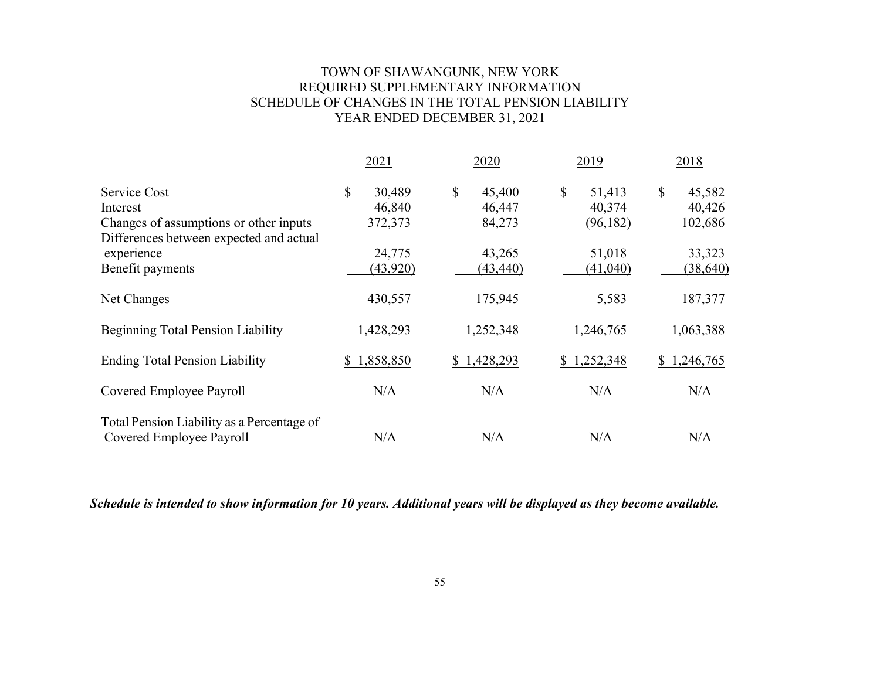# TOWN OF SHAWANGUNK, NEW YORK
## REQUIRED SUPPLEMENTARY INFORMATION
## SCHEDULE OF CHANGES IN THE TOTAL PENSION LIABILITY
## YEAR ENDED DECEMBER 31, 2021

| | 2021 | 2020 | 2019 | 2018 |
|---|---|---|---|---|
| Service Cost | $ 30,489 | $ 45,400 | $ 51,413 | $ 45,582 |
| Interest | 46,840 | 46,447 | 40,374 | 40,426 |
| Changes of assumptions or other inputs | 372,373 | 84,273 | (96,182) | 102,686 |
| Differences between expected and actual experience | 24,775 | 43,265 | 51,018 | 33,323 |
| Benefit payments | (43,920) | (43,440) | (41,040) | (38,640) |
| Net Changes | 430,557 | 175,945 | 5,583 | 187,377 |
| Beginning Total Pension Liability | 1,428,293 | 1,252,348 | 1,246,765 | 1,063,388 |
| Ending Total Pension Liability | $ 1,858,850 | $ 1,428,293 | $ 1,252,348 | $ 1,246,765 |
| Covered Employee Payroll | N/A | N/A | N/A | N/A |
| Total Pension Liability as a Percentage of Covered Employee Payroll | N/A | N/A | N/A | N/A |

***Schedule is intended to show information for 10 years. Additional years will be displayed as they become available.***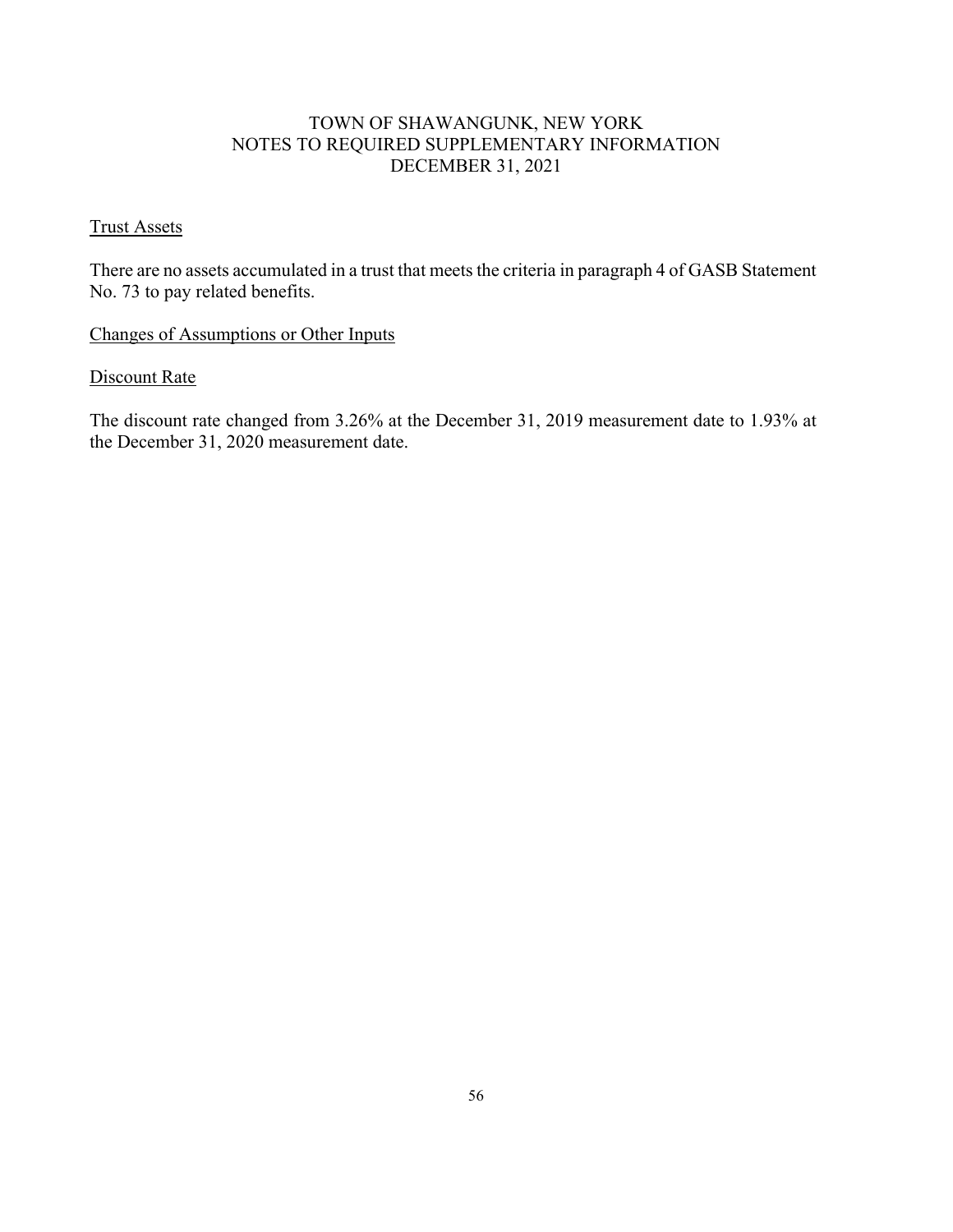# TOWN OF SHAWANGUNK, NEW YORK
## NOTES TO REQUIRED SUPPLEMENTARY INFORMATION
## DECEMBER 31, 2021

### Trust Assets

There are no assets accumulated in a trust that meets the criteria in paragraph 4 of GASB Statement No. 73 to pay related benefits.

### Changes of Assumptions or Other Inputs

### Discount Rate

The discount rate changed from 3.26% at the December 31, 2019 measurement date to 1.93% at the December 31, 2020 measurement date.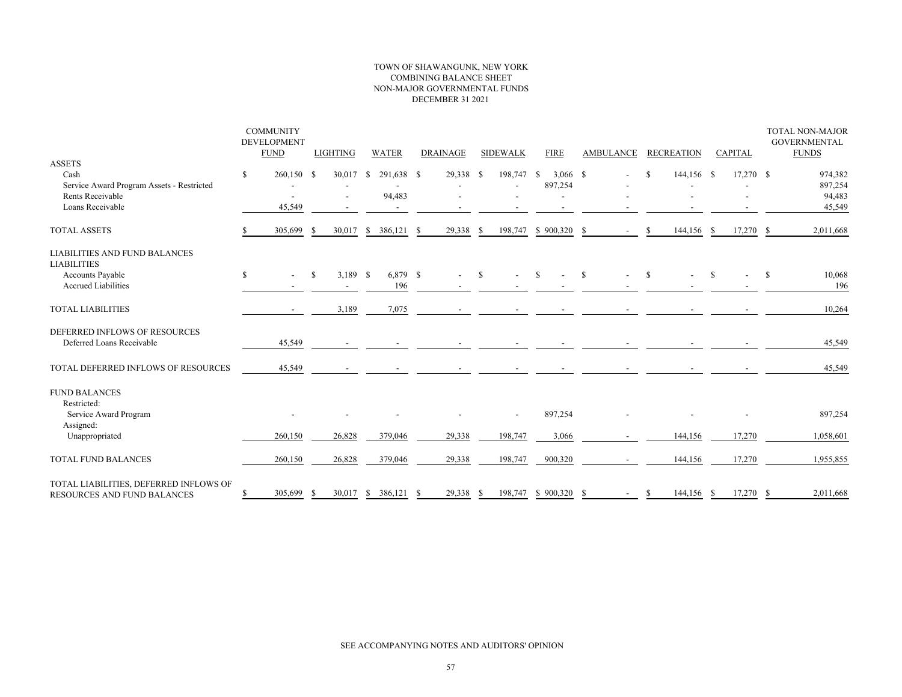TOWN OF SHAWANGUNK, NEW YORK
COMBINING BALANCE SHEET
NON-MAJOR GOVERNMENTAL FUNDS
DECEMBER 31 2021

| | COMMUNITY DEVELOPMENT FUND | LIGHTING | WATER | DRAINAGE | SIDEWALK | FIRE | AMBULANCE | RECREATION | CAPITAL | TOTAL NON-MAJOR GOVERNMENTAL FUNDS |
|---|---|---|---|---|---|---|---|---|---|---|
| ASSETS | | | | | | | | | | |
| Cash | $ 260,150 | $ 30,017 | $ 291,638 | $ 29,338 | $ 198,747 | $ 3,066 | $ - | $ 144,156 | $ 17,270 | $ 974,382 |
| Service Award Program Assets - Restricted | - | - | - | - | - | 897,254 | - | - | - | 897,254 |
| Rents Receivable | - | - | 94,483 | - | - | - | - | - | - | 94,483 |
| Loans Receivable | 45,549 | - | - | - | - | - | - | - | - | 45,549 |
| TOTAL ASSETS | $ 305,699 | $ 30,017 | $ 386,121 | $ 29,338 | $ 198,747 | $ 900,320 | $ - | $ 144,156 | $ 17,270 | $ 2,011,668 |
| LIABILITIES AND FUND BALANCES | | | | | | | | | | |
| LIABILITIES | | | | | | | | | | |
| Accounts Payable | $ - | $ 3,189 | $ 6,879 | $ - | $ - | $ - | $ - | $ - | $ - | $ 10,068 |
| Accrued Liabilities | - | - | 196 | - | - | - | - | - | - | 196 |
| TOTAL LIABILITIES | - | 3,189 | 7,075 | - | - | - | - | - | - | 10,264 |
| DEFERRED INFLOWS OF RESOURCES | | | | | | | | | | |
| Deferred Loans Receivable | 45,549 | - | - | - | - | - | - | - | - | 45,549 |
| TOTAL DEFERRED INFLOWS OF RESOURCES | 45,549 | - | - | - | - | - | - | - | - | 45,549 |
| FUND BALANCES | | | | | | | | | | |
| Restricted: | | | | | | | | | | |
| Service Award Program | - | - | - | - | - | 897,254 | - | - | - | 897,254 |
| Assigned: | | | | | | | | | | |
| Unappropriated | 260,150 | 26,828 | 379,046 | 29,338 | 198,747 | 3,066 | - | 144,156 | 17,270 | 1,058,601 |
| TOTAL FUND BALANCES | 260,150 | 26,828 | 379,046 | 29,338 | 198,747 | 900,320 | - | 144,156 | 17,270 | 1,955,855 |
| TOTAL LIABILITIES, DEFERRED INFLOWS OF RESOURCES AND FUND BALANCES | $ 305,699 | $ 30,017 | $ 386,121 | $ 29,338 | $ 198,747 | $ 900,320 | $ - | $ 144,156 | $ 17,270 | $ 2,011,668 |

SEE ACCOMPANYING NOTES AND AUDITORS' OPINION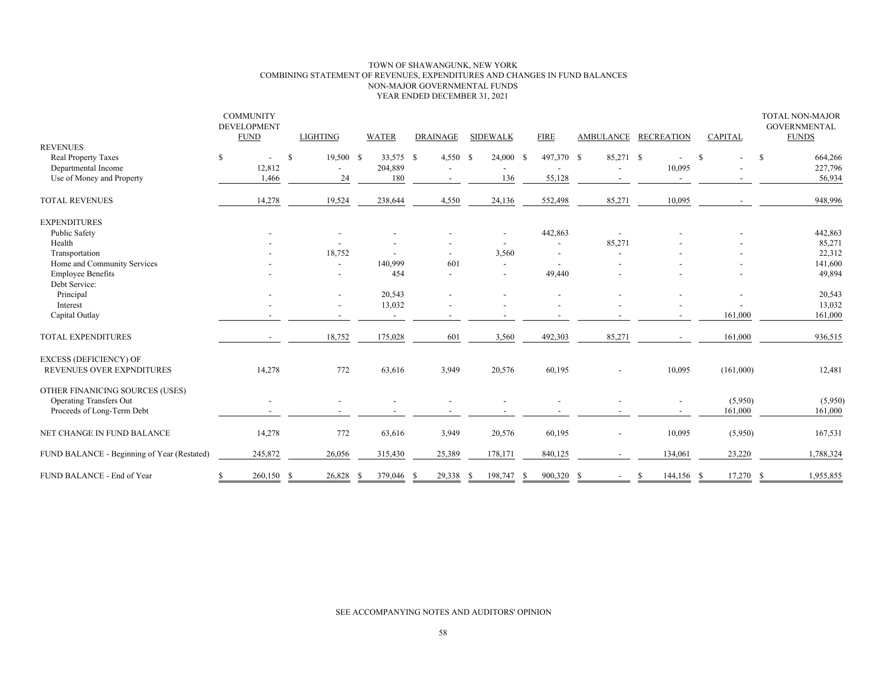# TOWN OF SHAWANGUNK, NEW YORK
## COMBINING STATEMENT OF REVENUES, EXPENDITURES AND CHANGES IN FUND BALANCES
## NON-MAJOR GOVERNMENTAL FUNDS
## YEAR ENDED DECEMBER 31, 2021

| | COMMUNITY DEVELOPMENT FUND | LIGHTING | WATER | DRAINAGE | SIDEWALK | FIRE | AMBULANCE | RECREATION | CAPITAL | TOTAL NON-MAJOR GOVERNMENTAL FUNDS |
|---|---|---|---|---|---|---|---|---|---|---|
| **REVENUES** | | | | | | | | | | |
| Real Property Taxes | $ - | $ 19,500 | $ 33,575 | $ 4,550 | $ 24,000 | $ 497,370 | $ 85,271 | $ - | $ - | $ 664,266 |
| Departmental Income | 12,812 | - | 204,889 | - | - | - | - | 10,095 | - | 227,796 |
| Use of Money and Property | 1,466 | 24 | 180 | - | 136 | 55,128 | - | - | - | 56,934 |
| TOTAL REVENUES | 14,278 | 19,524 | 238,644 | 4,550 | 24,136 | 552,498 | 85,271 | 10,095 | - | 948,996 |
| **EXPENDITURES** | | | | | | | | | | |
| Public Safety | - | - | - | - | - | 442,863 | - | - | - | 442,863 |
| Health | - | - | - | - | - | - | 85,271 | - | - | 85,271 |
| Transportation | - | 18,752 | - | - | 3,560 | - | - | - | - | 22,312 |
| Home and Community Services | - | - | 140,999 | 601 | - | - | - | - | - | 141,600 |
| Employee Benefits | - | - | 454 | - | - | 49,440 | - | - | - | 49,894 |
| Debt Service: | | | | | | | | | | |
| Principal | - | - | 20,543 | - | - | - | - | - | - | 20,543 |
| Interest | - | - | 13,032 | - | - | - | - | - | - | 13,032 |
| Capital Outlay | - | - | - | - | - | - | - | - | 161,000 | 161,000 |
| TOTAL EXPENDITURES | - | 18,752 | 175,028 | 601 | 3,560 | 492,303 | 85,271 | - | 161,000 | 936,515 |
| EXCESS (DEFICIENCY) OF REVENUES OVER EXPNDITURES | 14,278 | 772 | 63,616 | 3,949 | 20,576 | 60,195 | - | 10,095 | (161,000) | 12,481 |
| OTHER FINANICING SOURCES (USES) | | | | | | | | | | |
| Operating Transfers Out | - | - | - | - | - | - | - | - | (5,950) | (5,950) |
| Proceeds of Long-Term Debt | - | - | - | - | - | - | - | - | 161,000 | 161,000 |
| NET CHANGE IN FUND BALANCE | 14,278 | 772 | 63,616 | 3,949 | 20,576 | 60,195 | - | 10,095 | (5,950) | 167,531 |
| FUND BALANCE - Beginning of Year (Restated) | 245,872 | 26,056 | 315,430 | 25,389 | 178,171 | 840,125 | - | 134,061 | 23,220 | 1,788,324 |
| FUND BALANCE - End of Year | $ 260,150 | $ 26,828 | $ 379,046 | $ 29,338 | $ 198,747 | $ 900,320 | $ - | $ 144,156 | $ 17,270 | $ 1,955,855 |

SEE ACCOMPANYING NOTES AND AUDITORS' OPINION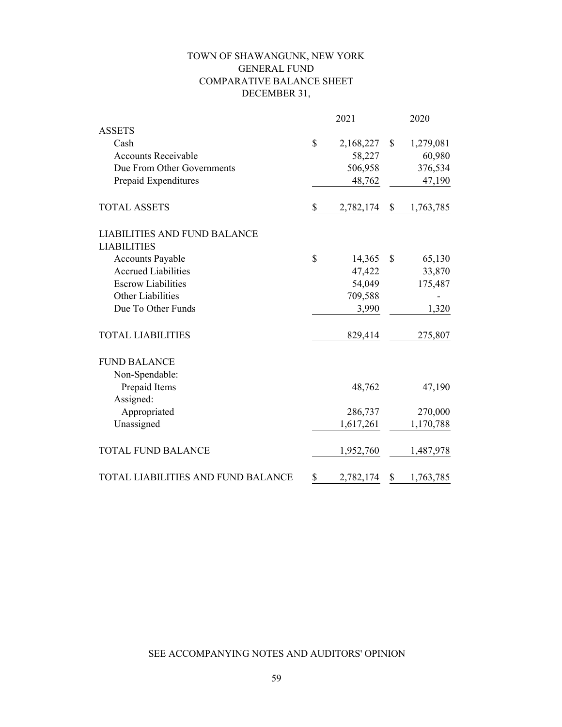# TOWN OF SHAWANGUNK, NEW YORK
## GENERAL FUND
## COMPARATIVE BALANCE SHEET
## DECEMBER 31,

| | 2021 | 2020 |
|---|---|---|
| **ASSETS** | | |
| Cash | $ 2,168,227 | $ 1,279,081 |
| Accounts Receivable | 58,227 | 60,980 |
| Due From Other Governments | 506,958 | 376,534 |
| Prepaid Expenditures | 48,762 | 47,190 |
| TOTAL ASSETS | $ 2,782,174 | $ 1,763,785 |
| **LIABILITIES AND FUND BALANCE** | | |
| **LIABILITIES** | | |
| Accounts Payable | $ 14,365 | $ 65,130 |
| Accrued Liabilities | 47,422 | 33,870 |
| Escrow Liabilities | 54,049 | 175,487 |
| Other Liabilities | 709,588 | - |
| Due To Other Funds | 3,990 | 1,320 |
| TOTAL LIABILITIES | 829,414 | 275,807 |
| **FUND BALANCE** | | |
| Non-Spendable: | | |
| Prepaid Items | 48,762 | 47,190 |
| Assigned: | | |
| Appropriated | 286,737 | 270,000 |
| Unassigned | 1,617,261 | 1,170,788 |
| TOTAL FUND BALANCE | 1,952,760 | 1,487,978 |
| TOTAL LIABILITIES AND FUND BALANCE | $ 2,782,174 | $ 1,763,785 |

SEE ACCOMPANYING NOTES AND AUDITORS' OPINION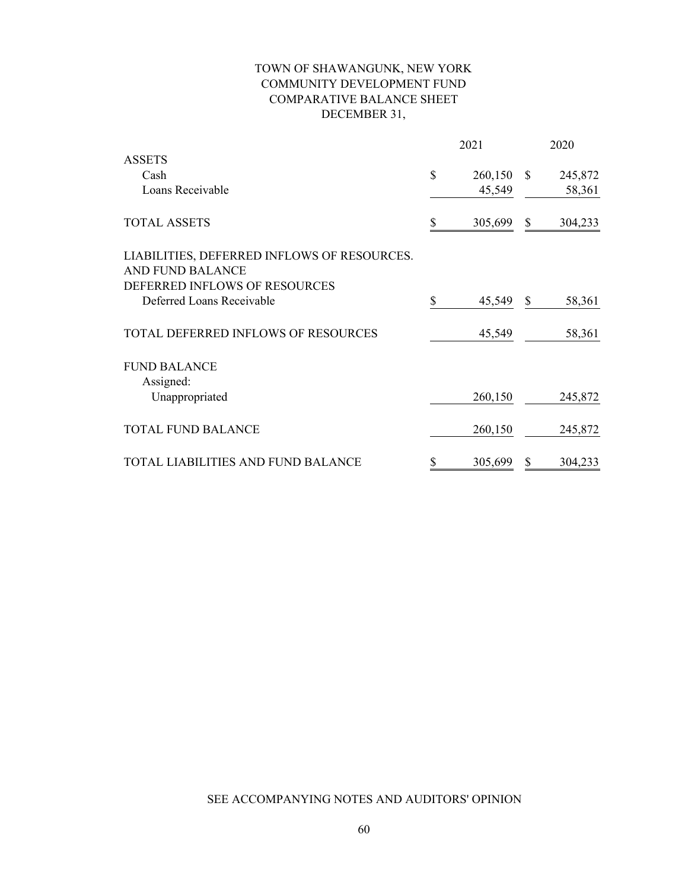# TOWN OF SHAWANGUNK, NEW YORK
## COMMUNITY DEVELOPMENT FUND
## COMPARATIVE BALANCE SHEET
## DECEMBER 31,

| | 2021 | 2020 |
|---|---|---|
| ASSETS | | |
| Cash | $ 260,150 | $ 245,872 |
| Loans Receivable | 45,549 | 58,361 |
| TOTAL ASSETS | $ 305,699 | $ 304,233 |
| LIABILITIES, DEFERRED INFLOWS OF RESOURCES. AND FUND BALANCE | | |
| DEFERRED INFLOWS OF RESOURCES | | |
| Deferred Loans Receivable | $ 45,549 | $ 58,361 |
| TOTAL DEFERRED INFLOWS OF RESOURCES | 45,549 | 58,361 |
| FUND BALANCE | | |
| Assigned: | | |
| Unappropriated | 260,150 | 245,872 |
| TOTAL FUND BALANCE | 260,150 | 245,872 |
| TOTAL LIABILITIES AND FUND BALANCE | $ 305,699 | $ 304,233 |

SEE ACCOMPANYING NOTES AND AUDITORS' OPINION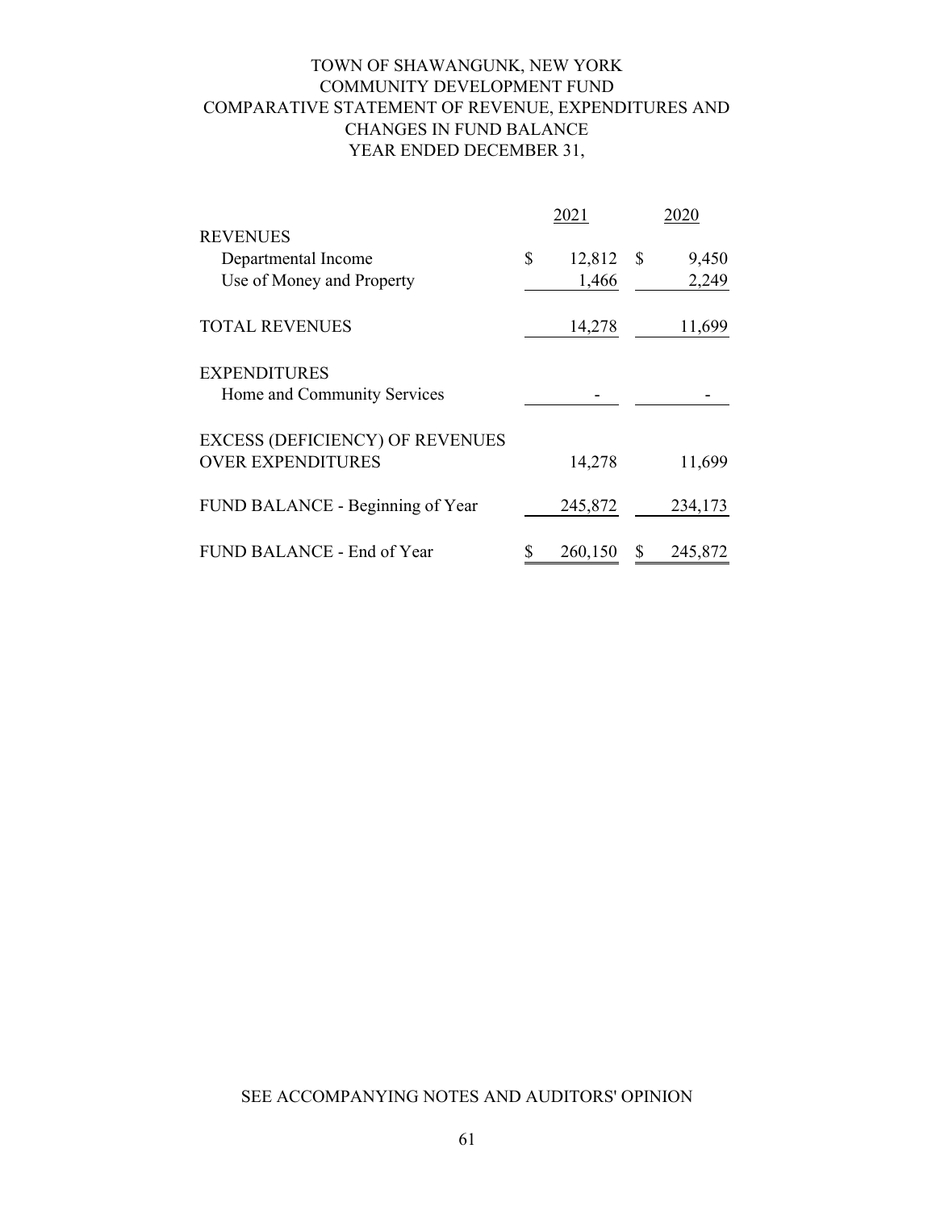# TOWN OF SHAWANGUNK, NEW YORK
## COMMUNITY DEVELOPMENT FUND
## COMPARATIVE STATEMENT OF REVENUE, EXPENDITURES AND CHANGES IN FUND BALANCE
## YEAR ENDED DECEMBER 31,

| | 2021 | 2020 |
|---|---|---|
| REVENUES | | |
| Departmental Income | $ 12,812 | $ 9,450 |
| Use of Money and Property | 1,466 | 2,249 |
| TOTAL REVENUES | 14,278 | 11,699 |
| EXPENDITURES | | |
| Home and Community Services | - | - |
| EXCESS (DEFICIENCY) OF REVENUES OVER EXPENDITURES | 14,278 | 11,699 |
| FUND BALANCE - Beginning of Year | 245,872 | 234,173 |
| FUND BALANCE - End of Year | $ 260,150 | $ 245,872 |

SEE ACCOMPANYING NOTES AND AUDITORS' OPINION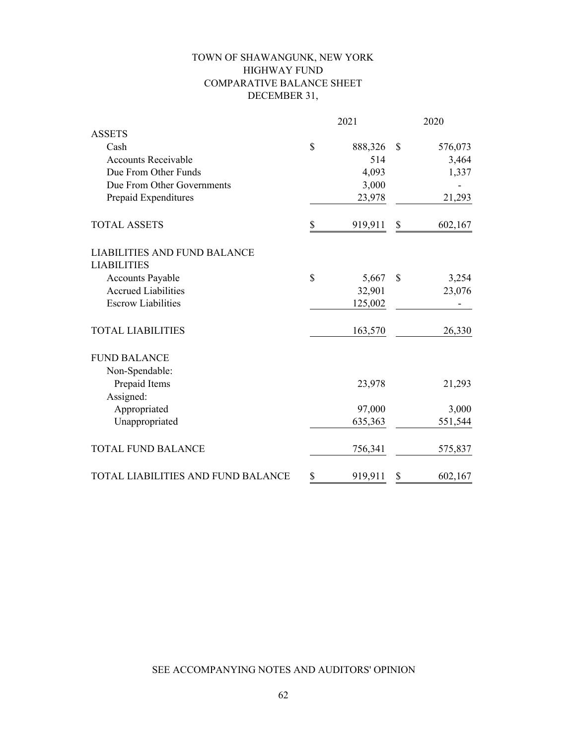# TOWN OF SHAWANGUNK, NEW YORK
## HIGHWAY FUND
## COMPARATIVE BALANCE SHEET
## DECEMBER 31,

| | 2021 | 2020 |
|---|---|---|
| **ASSETS** | | |
| Cash | $ 888,326 | $ 576,073 |
| Accounts Receivable | 514 | 3,464 |
| Due From Other Funds | 4,093 | 1,337 |
| Due From Other Governments | 3,000 | - |
| Prepaid Expenditures | 23,978 | 21,293 |
| **TOTAL ASSETS** | $ 919,911 | $ 602,167 |
| **LIABILITIES AND FUND BALANCE** | | |
| **LIABILITIES** | | |
| Accounts Payable | $ 5,667 | $ 3,254 |
| Accrued Liabilities | 32,901 | 23,076 |
| Escrow Liabilities | 125,002 | - |
| **TOTAL LIABILITIES** | 163,570 | 26,330 |
| **FUND BALANCE** | | |
| Non-Spendable: | | |
| Prepaid Items | 23,978 | 21,293 |
| Assigned: | | |
| Appropriated | 97,000 | 3,000 |
| Unappropriated | 635,363 | 551,544 |
| **TOTAL FUND BALANCE** | 756,341 | 575,837 |
| **TOTAL LIABILITIES AND FUND BALANCE** | $ 919,911 | $ 602,167 |

SEE ACCOMPANYING NOTES AND AUDITORS' OPINION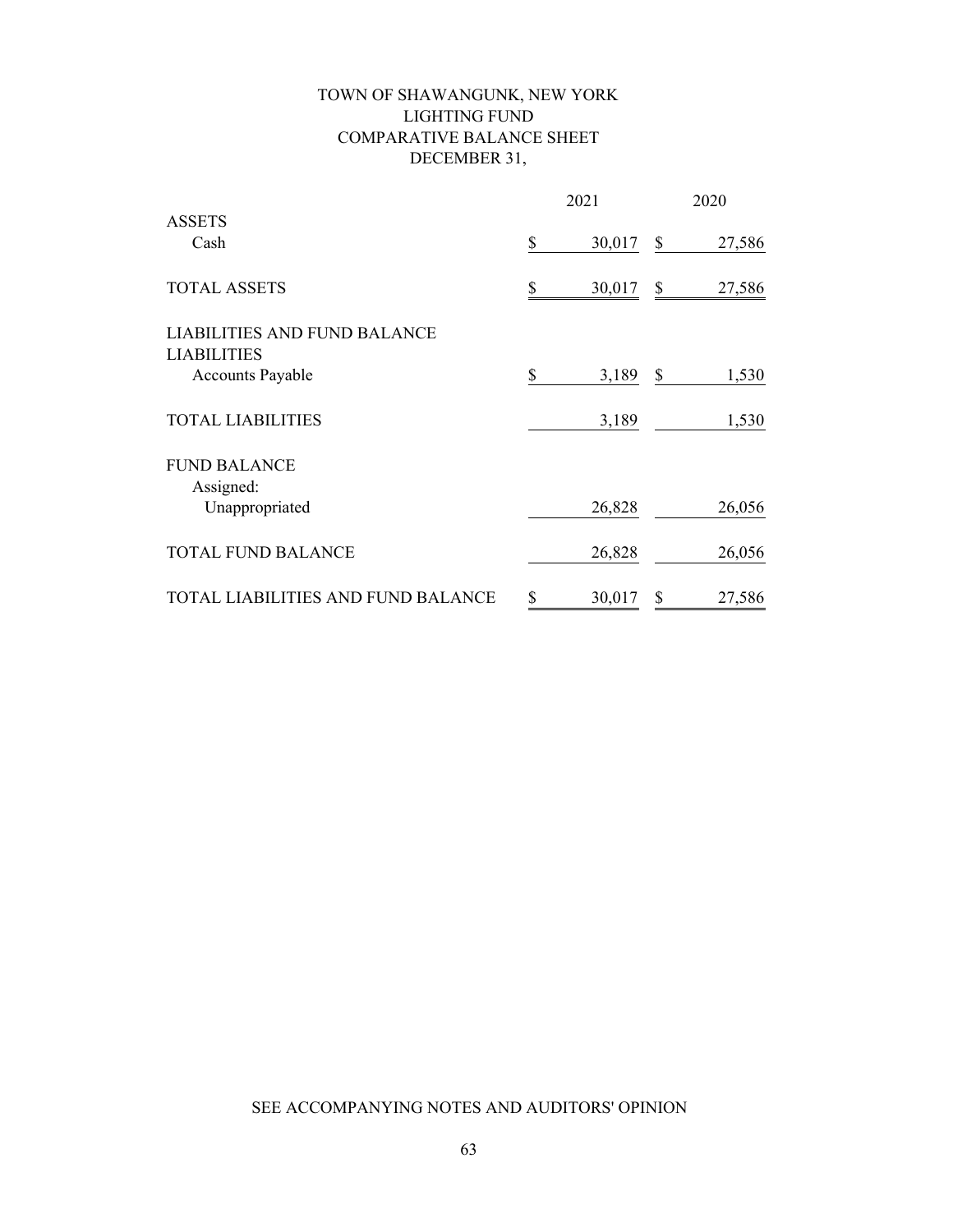# TOWN OF SHAWANGUNK, NEW YORK
## LIGHTING FUND
## COMPARATIVE BALANCE SHEET
## DECEMBER 31,

| | 2021 | 2020 |
|---|---|---|
| **ASSETS** | | |
| Cash | $ 30,017 | $ 27,586 |
| TOTAL ASSETS | $ 30,017 | $ 27,586 |
| **LIABILITIES AND FUND BALANCE** | | |
| **LIABILITIES** | | |
| Accounts Payable | $ 3,189 | $ 1,530 |
| TOTAL LIABILITIES | 3,189 | 1,530 |
| **FUND BALANCE** | | |
| Assigned: | | |
| Unappropriated | 26,828 | 26,056 |
| TOTAL FUND BALANCE | 26,828 | 26,056 |
| TOTAL LIABILITIES AND FUND BALANCE | $ 30,017 | $ 27,586 |

SEE ACCOMPANYING NOTES AND AUDITORS' OPINION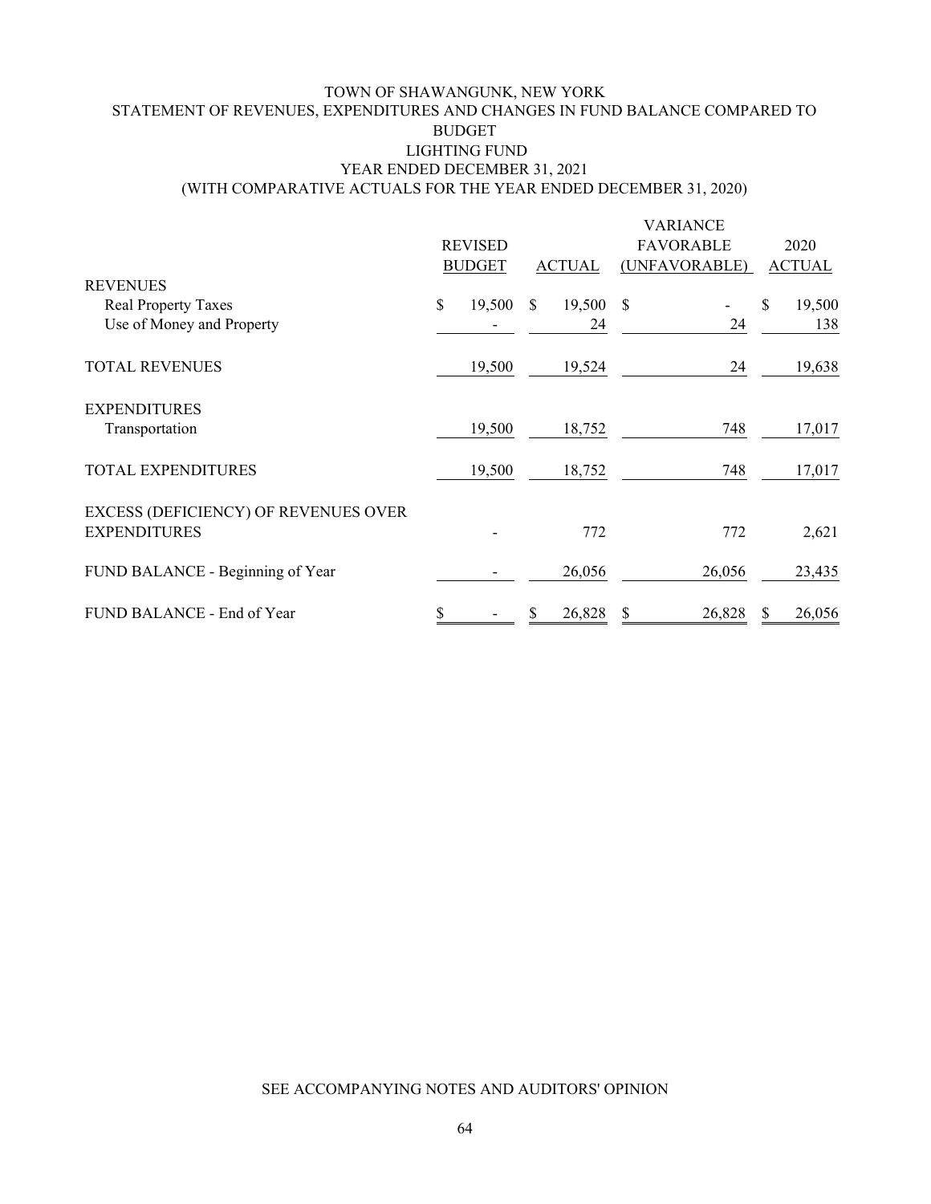TOWN OF SHAWANGUNK, NEW YORK
STATEMENT OF REVENUES, EXPENDITURES AND CHANGES IN FUND BALANCE COMPARED TO BUDGET
LIGHTING FUND
YEAR ENDED DECEMBER 31, 2021
(WITH COMPARATIVE ACTUALS FOR THE YEAR ENDED DECEMBER 31, 2020)

| | REVISED BUDGET | ACTUAL | VARIANCE FAVORABLE (UNFAVORABLE) | 2020 ACTUAL |
|---|---|---|---|---|
| **REVENUES** | | | | |
| Real Property Taxes | $ 19,500 | $ 19,500 | $ - | $ 19,500 |
| Use of Money and Property | - | 24 | 24 | 138 |
| TOTAL REVENUES | 19,500 | 19,524 | 24 | 19,638 |
| **EXPENDITURES** | | | | |
| Transportation | 19,500 | 18,752 | 748 | 17,017 |
| TOTAL EXPENDITURES | 19,500 | 18,752 | 748 | 17,017 |
| EXCESS (DEFICIENCY) OF REVENUES OVER EXPENDITURES | - | 772 | 772 | 2,621 |
| FUND BALANCE - Beginning of Year | - | 26,056 | 26,056 | 23,435 |
| FUND BALANCE - End of Year | $ - | $ 26,828 | $ 26,828 | $ 26,056 |

SEE ACCOMPANYING NOTES AND AUDITORS' OPINION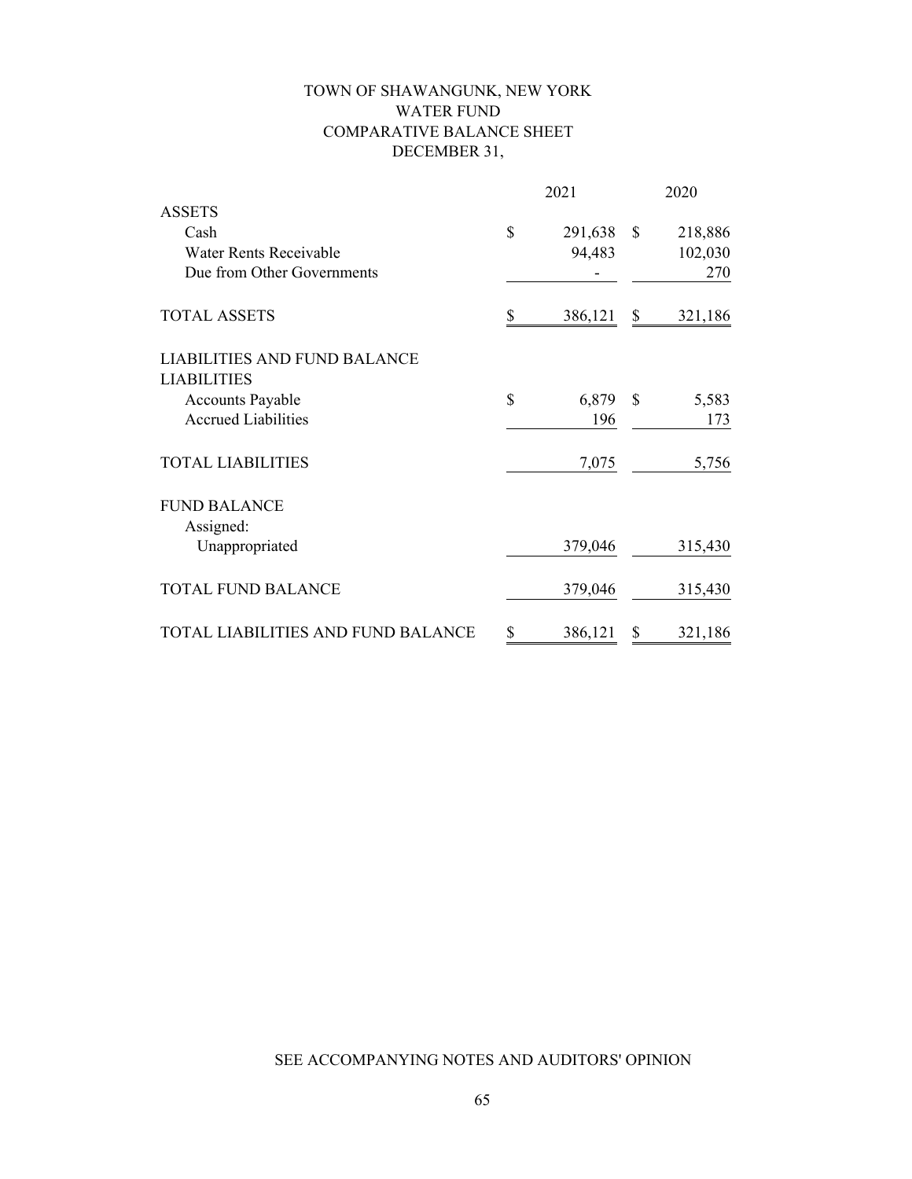# TOWN OF SHAWANGUNK, NEW YORK
## WATER FUND
## COMPARATIVE BALANCE SHEET
## DECEMBER 31,

| | 2021 | 2020 |
|---|---|---|
| **ASSETS** | | |
| Cash | $ 291,638 | $ 218,886 |
| Water Rents Receivable | 94,483 | 102,030 |
| Due from Other Governments | - | 270 |
| TOTAL ASSETS | $ 386,121 | $ 321,186 |
| **LIABILITIES AND FUND BALANCE** | | |
| **LIABILITIES** | | |
| Accounts Payable | $ 6,879 | $ 5,583 |
| Accrued Liabilities | 196 | 173 |
| TOTAL LIABILITIES | 7,075 | 5,756 |
| **FUND BALANCE** | | |
| Assigned: | | |
| Unappropriated | 379,046 | 315,430 |
| TOTAL FUND BALANCE | 379,046 | 315,430 |
| TOTAL LIABILITIES AND FUND BALANCE | $ 386,121 | $ 321,186 |

SEE ACCOMPANYING NOTES AND AUDITORS' OPINION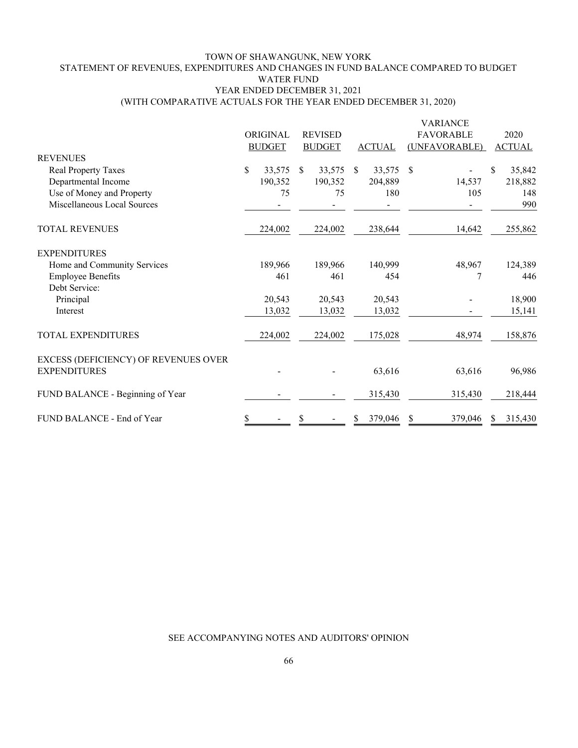# TOWN OF SHAWANGUNK, NEW YORK
## STATEMENT OF REVENUES, EXPENDITURES AND CHANGES IN FUND BALANCE COMPARED TO BUDGET
## WATER FUND
## YEAR ENDED DECEMBER 31, 2021
## (WITH COMPARATIVE ACTUALS FOR THE YEAR ENDED DECEMBER 31, 2020)

| | ORIGINAL BUDGET | REVISED BUDGET | ACTUAL | VARIANCE FAVORABLE (UNFAVORABLE) | 2020 ACTUAL |
|---|---|---|---|---|---|
| REVENUES | | | | | |
| Real Property Taxes | $ 33,575 | $ 33,575 | $ 33,575 | $ - | $ 35,842 |
| Departmental Income | 190,352 | 190,352 | 204,889 | 14,537 | 218,882 |
| Use of Money and Property | 75 | 75 | 180 | 105 | 148 |
| Miscellaneous Local Sources | - | - | - | - | 990 |
| TOTAL REVENUES | 224,002 | 224,002 | 238,644 | 14,642 | 255,862 |
| EXPENDITURES | | | | | |
| Home and Community Services | 189,966 | 189,966 | 140,999 | 48,967 | 124,389 |
| Employee Benefits | 461 | 461 | 454 | 7 | 446 |
| Debt Service: | | | | | |
| Principal | 20,543 | 20,543 | 20,543 | - | 18,900 |
| Interest | 13,032 | 13,032 | 13,032 | - | 15,141 |
| TOTAL EXPENDITURES | 224,002 | 224,002 | 175,028 | 48,974 | 158,876 |
| EXCESS (DEFICIENCY) OF REVENUES OVER EXPENDITURES | - | - | 63,616 | 63,616 | 96,986 |
| FUND BALANCE - Beginning of Year | - | - | 315,430 | 315,430 | 218,444 |
| FUND BALANCE - End of Year | $ - | $ - | $ 379,046 | $ 379,046 | $ 315,430 |

SEE ACCOMPANYING NOTES AND AUDITORS' OPINION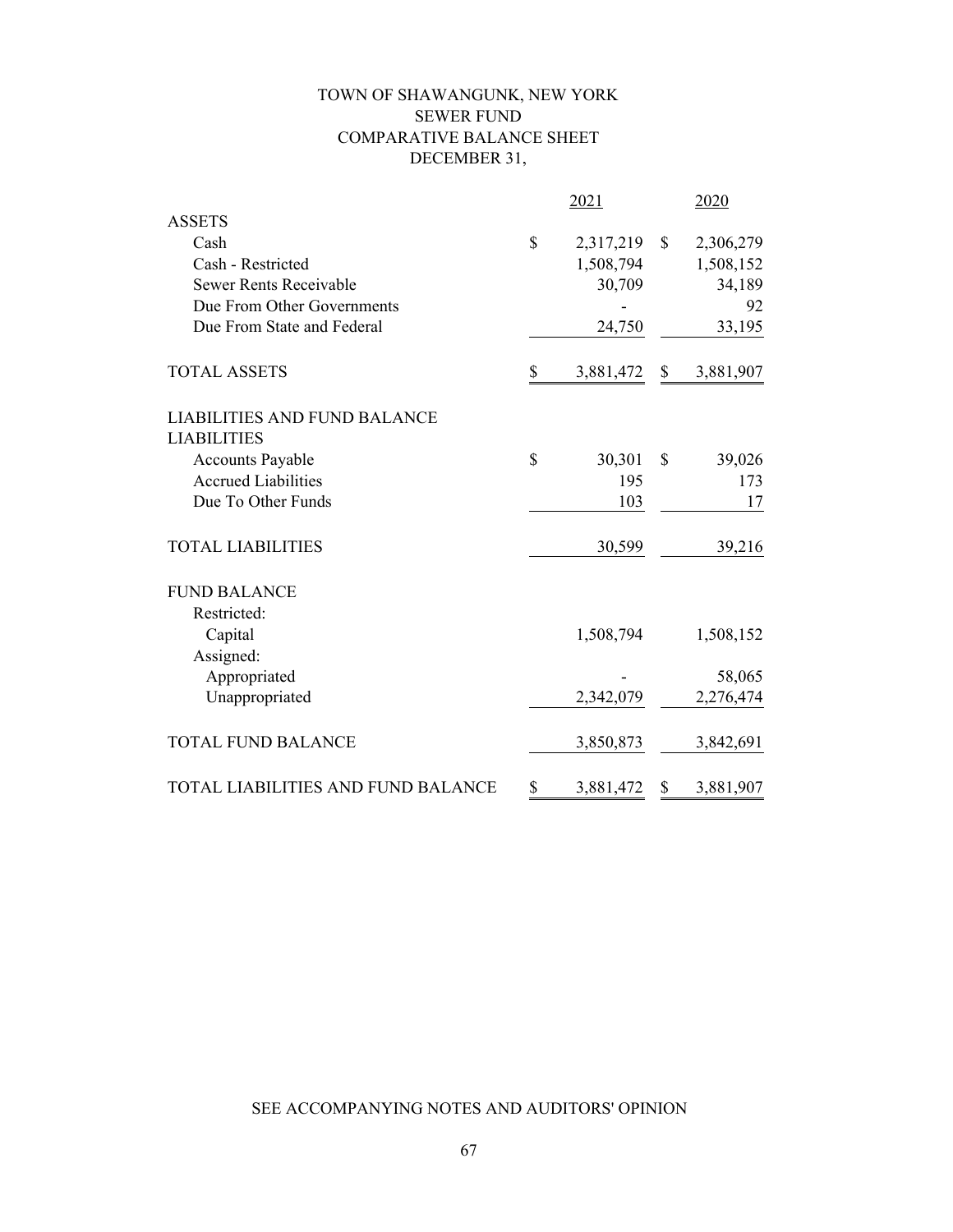# TOWN OF SHAWANGUNK, NEW YORK
## SEWER FUND
## COMPARATIVE BALANCE SHEET
## DECEMBER 31,

| | 2021 | 2020 |
|---|---|---|
| **ASSETS** | | |
| Cash | $ 2,317,219 | $ 2,306,279 |
| Cash - Restricted | 1,508,794 | 1,508,152 |
| Sewer Rents Receivable | 30,709 | 34,189 |
| Due From Other Governments | - | 92 |
| Due From State and Federal | 24,750 | 33,195 |
| **TOTAL ASSETS** | $ 3,881,472 | $ 3,881,907 |
| **LIABILITIES AND FUND BALANCE** | | |
| **LIABILITIES** | | |
| Accounts Payable | $ 30,301 | $ 39,026 |
| Accrued Liabilities | 195 | 173 |
| Due To Other Funds | 103 | 17 |
| **TOTAL LIABILITIES** | 30,599 | 39,216 |
| **FUND BALANCE** | | |
| Restricted: | | |
| Capital | 1,508,794 | 1,508,152 |
| Assigned: | | |
| Appropriated | - | 58,065 |
| Unappropriated | 2,342,079 | 2,276,474 |
| **TOTAL FUND BALANCE** | 3,850,873 | 3,842,691 |
| **TOTAL LIABILITIES AND FUND BALANCE** | $ 3,881,472 | $ 3,881,907 |

SEE ACCOMPANYING NOTES AND AUDITORS' OPINION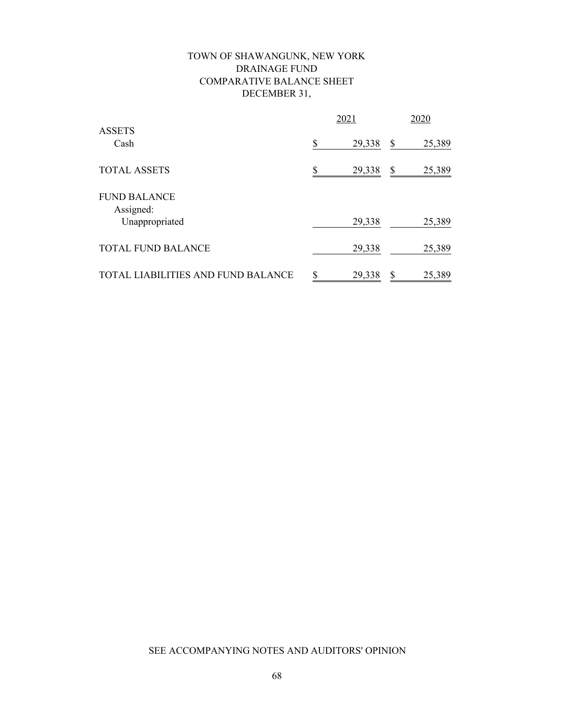# TOWN OF SHAWANGUNK, NEW YORK
## DRAINAGE FUND
## COMPARATIVE BALANCE SHEET
## DECEMBER 31,

| | 2021 | 2020 |
|---|---|---|
| **ASSETS** | | |
| Cash | $ 29,338 | $ 25,389 |
| TOTAL ASSETS | $ 29,338 | $ 25,389 |
| **FUND BALANCE** | | |
| Assigned: | | |
| Unappropriated | 29,338 | 25,389 |
| TOTAL FUND BALANCE | 29,338 | 25,389 |
| TOTAL LIABILITIES AND FUND BALANCE | $ 29,338 | $ 25,389 |

SEE ACCOMPANYING NOTES AND AUDITORS' OPINION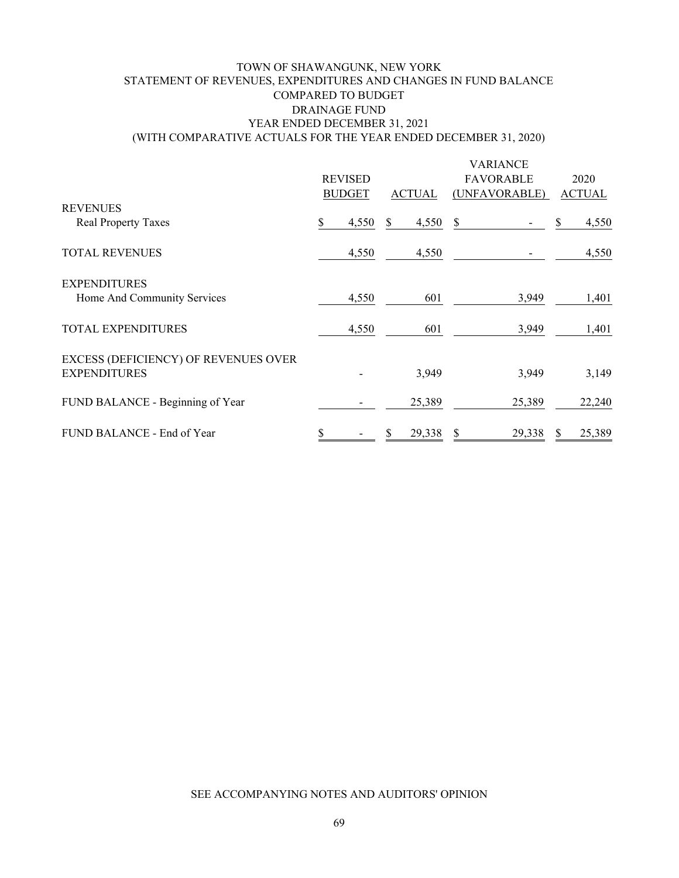# TOWN OF SHAWANGUNK, NEW YORK
## STATEMENT OF REVENUES, EXPENDITURES AND CHANGES IN FUND BALANCE
## COMPARED TO BUDGET
## DRAINAGE FUND
## YEAR ENDED DECEMBER 31, 2021
## (WITH COMPARATIVE ACTUALS FOR THE YEAR ENDED DECEMBER 31, 2020)

| | REVISED BUDGET | ACTUAL | VARIANCE FAVORABLE (UNFAVORABLE) | 2020 ACTUAL |
|---|---|---|---|---|
| **REVENUES** | | | | |
| Real Property Taxes | $ 4,550 | $ 4,550 | $ - | $ 4,550 |
| TOTAL REVENUES | 4,550 | 4,550 | - | 4,550 |
| **EXPENDITURES** | | | | |
| Home And Community Services | 4,550 | 601 | 3,949 | 1,401 |
| TOTAL EXPENDITURES | 4,550 | 601 | 3,949 | 1,401 |
| EXCESS (DEFICIENCY) OF REVENUES OVER EXPENDITURES | - | 3,949 | 3,949 | 3,149 |
| FUND BALANCE - Beginning of Year | - | 25,389 | 25,389 | 22,240 |
| FUND BALANCE - End of Year | $ - | $ 29,338 | $ 29,338 | $ 25,389 |

SEE ACCOMPANYING NOTES AND AUDITORS' OPINION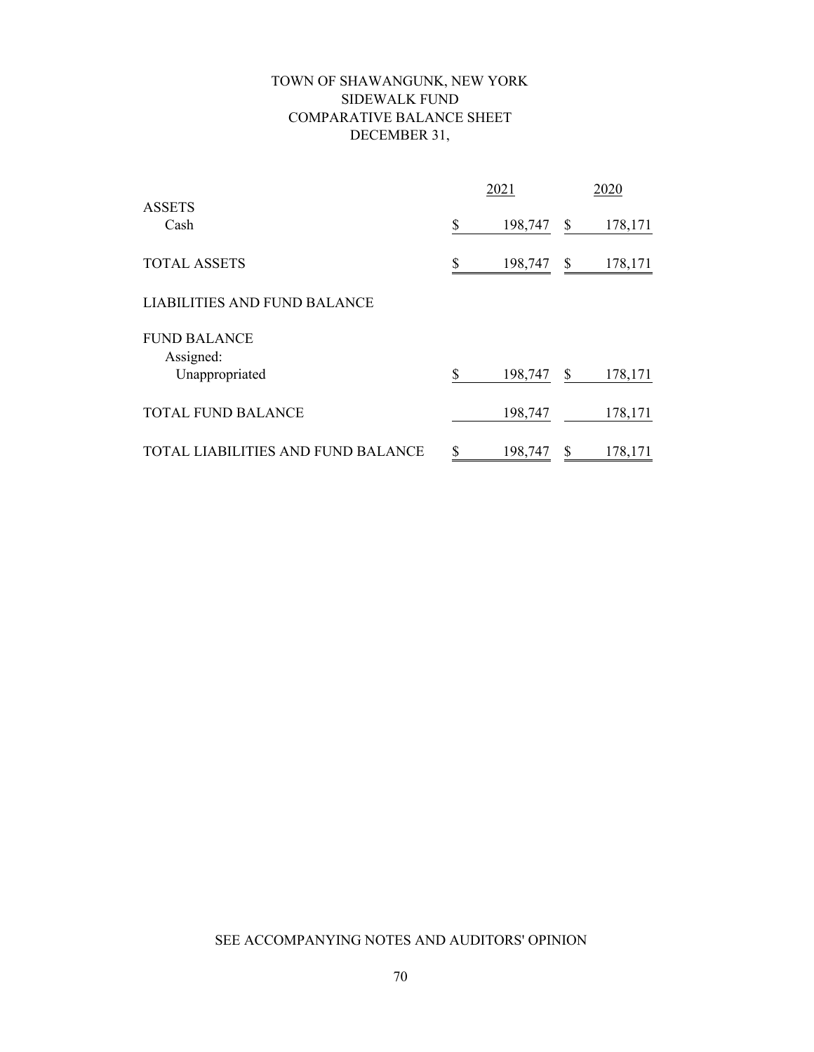# TOWN OF SHAWANGUNK, NEW YORK
## SIDEWALK FUND
## COMPARATIVE BALANCE SHEET
## DECEMBER 31,

| | 2021 | 2020 |
|---|---|---|
| **ASSETS** | | |
| Cash | $ 198,747 | $ 178,171 |
| **TOTAL ASSETS** | $ 198,747 | $ 178,171 |
| **LIABILITIES AND FUND BALANCE** | | |
| **FUND BALANCE** | | |
| Assigned: | | |
| Unappropriated | $ 198,747 | $ 178,171 |
| **TOTAL FUND BALANCE** | 198,747 | 178,171 |
| **TOTAL LIABILITIES AND FUND BALANCE** | $ 198,747 | $ 178,171 |

SEE ACCOMPANYING NOTES AND AUDITORS' OPINION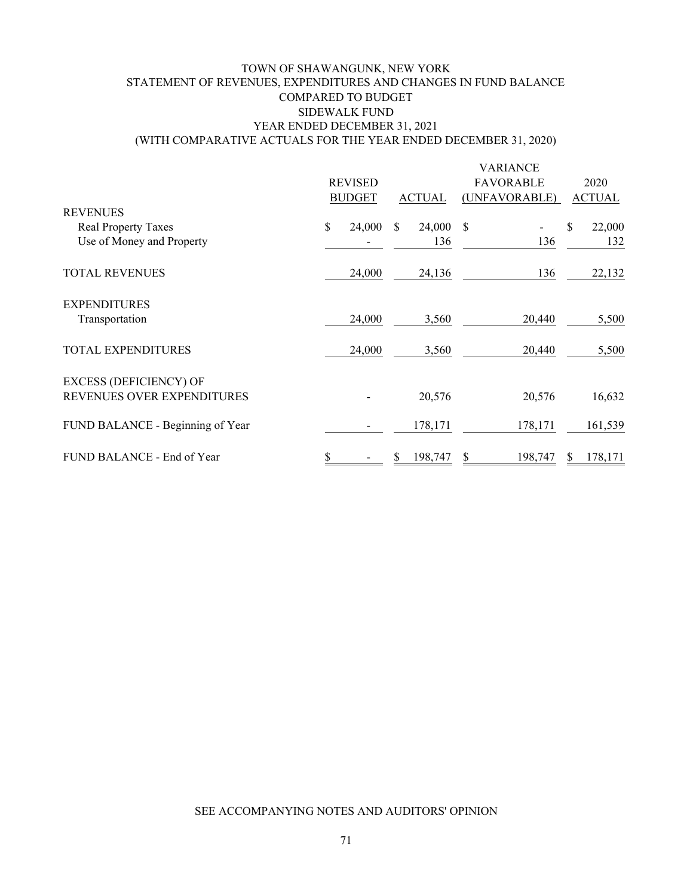# TOWN OF SHAWANGUNK, NEW YORK

## STATEMENT OF REVENUES, EXPENDITURES AND CHANGES IN FUND BALANCE COMPARED TO BUDGET

## SIDEWALK FUND

## YEAR ENDED DECEMBER 31, 2021

## (WITH COMPARATIVE ACTUALS FOR THE YEAR ENDED DECEMBER 31, 2020)

| | REVISED BUDGET | ACTUAL | VARIANCE FAVORABLE (UNFAVORABLE) | 2020 ACTUAL |
|---|---|---|---|---|
| **REVENUES** | | | | |
| Real Property Taxes | $ 24,000 | $ 24,000 | $ - | $ 22,000 |
| Use of Money and Property | - | 136 | 136 | 132 |
| **TOTAL REVENUES** | 24,000 | 24,136 | 136 | 22,132 |
| **EXPENDITURES** | | | | |
| Transportation | 24,000 | 3,560 | 20,440 | 5,500 |
| **TOTAL EXPENDITURES** | 24,000 | 3,560 | 20,440 | 5,500 |
| EXCESS (DEFICIENCY) OF REVENUES OVER EXPENDITURES | - | 20,576 | 20,576 | 16,632 |
| FUND BALANCE - Beginning of Year | - | 178,171 | 178,171 | 161,539 |
| FUND BALANCE - End of Year | $ - | $ 198,747 | $ 198,747 | $ 178,171 |

SEE ACCOMPANYING NOTES AND AUDITORS' OPINION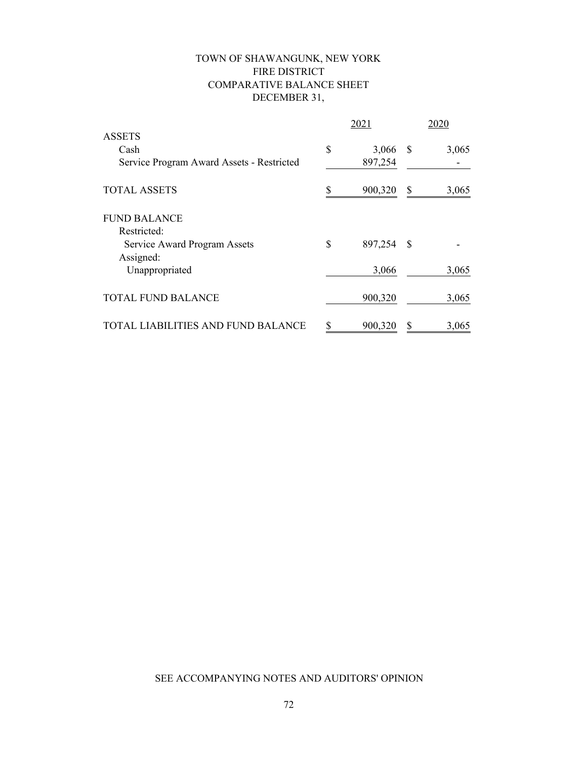# TOWN OF SHAWANGUNK, NEW YORK
## FIRE DISTRICT
## COMPARATIVE BALANCE SHEET
## DECEMBER 31,

| | 2021 | 2020 |
|---|---|---|
| **ASSETS** | | |
| Cash | $ 3,066 | $ 3,065 |
| Service Program Award Assets - Restricted | 897,254 | - |
| TOTAL ASSETS | $ 900,320 | $ 3,065 |
| **FUND BALANCE** | | |
| Restricted: | | |
| Service Award Program Assets | $ 897,254 | $ - |
| Assigned: | | |
| Unappropriated | 3,066 | 3,065 |
| TOTAL FUND BALANCE | 900,320 | 3,065 |
| TOTAL LIABILITIES AND FUND BALANCE | $ 900,320 | $ 3,065 |

SEE ACCOMPANYING NOTES AND AUDITORS' OPINION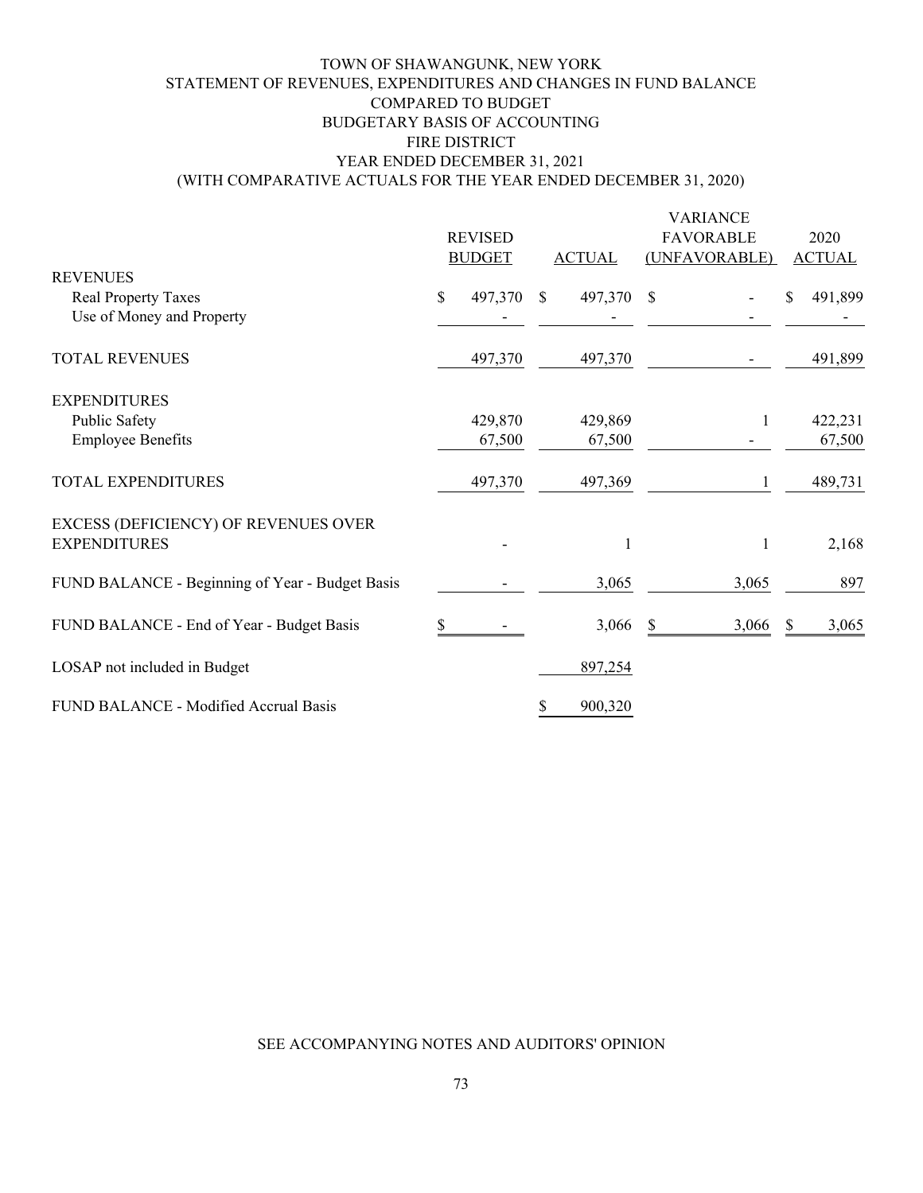# TOWN OF SHAWANGUNK, NEW YORK
## STATEMENT OF REVENUES, EXPENDITURES AND CHANGES IN FUND BALANCE
## COMPARED TO BUDGET
## BUDGETARY BASIS OF ACCOUNTING
## FIRE DISTRICT
## YEAR ENDED DECEMBER 31, 2021
## (WITH COMPARATIVE ACTUALS FOR THE YEAR ENDED DECEMBER 31, 2020)

| | REVISED BUDGET | ACTUAL | VARIANCE FAVORABLE (UNFAVORABLE) | 2020 ACTUAL |
|---|---|---|---|---|
| **REVENUES** | | | | |
| Real Property Taxes | $ 497,370 | $ 497,370 | $ - | $ 491,899 |
| Use of Money and Property | - | - | - | - |
| TOTAL REVENUES | 497,370 | 497,370 | - | 491,899 |
| **EXPENDITURES** | | | | |
| Public Safety | 429,870 | 429,869 | 1 | 422,231 |
| Employee Benefits | 67,500 | 67,500 | - | 67,500 |
| TOTAL EXPENDITURES | 497,370 | 497,369 | 1 | 489,731 |
| EXCESS (DEFICIENCY) OF REVENUES OVER EXPENDITURES | - | 1 | 1 | 2,168 |
| FUND BALANCE - Beginning of Year - Budget Basis | - | 3,065 | 3,065 | 897 |
| FUND BALANCE - End of Year - Budget Basis | $ - | 3,066 | $ 3,066 | $ 3,065 |
| LOSAP not included in Budget | | 897,254 | | |
| FUND BALANCE - Modified Accrual Basis | | $ 900,320 | | |

SEE ACCOMPANYING NOTES AND AUDITORS' OPINION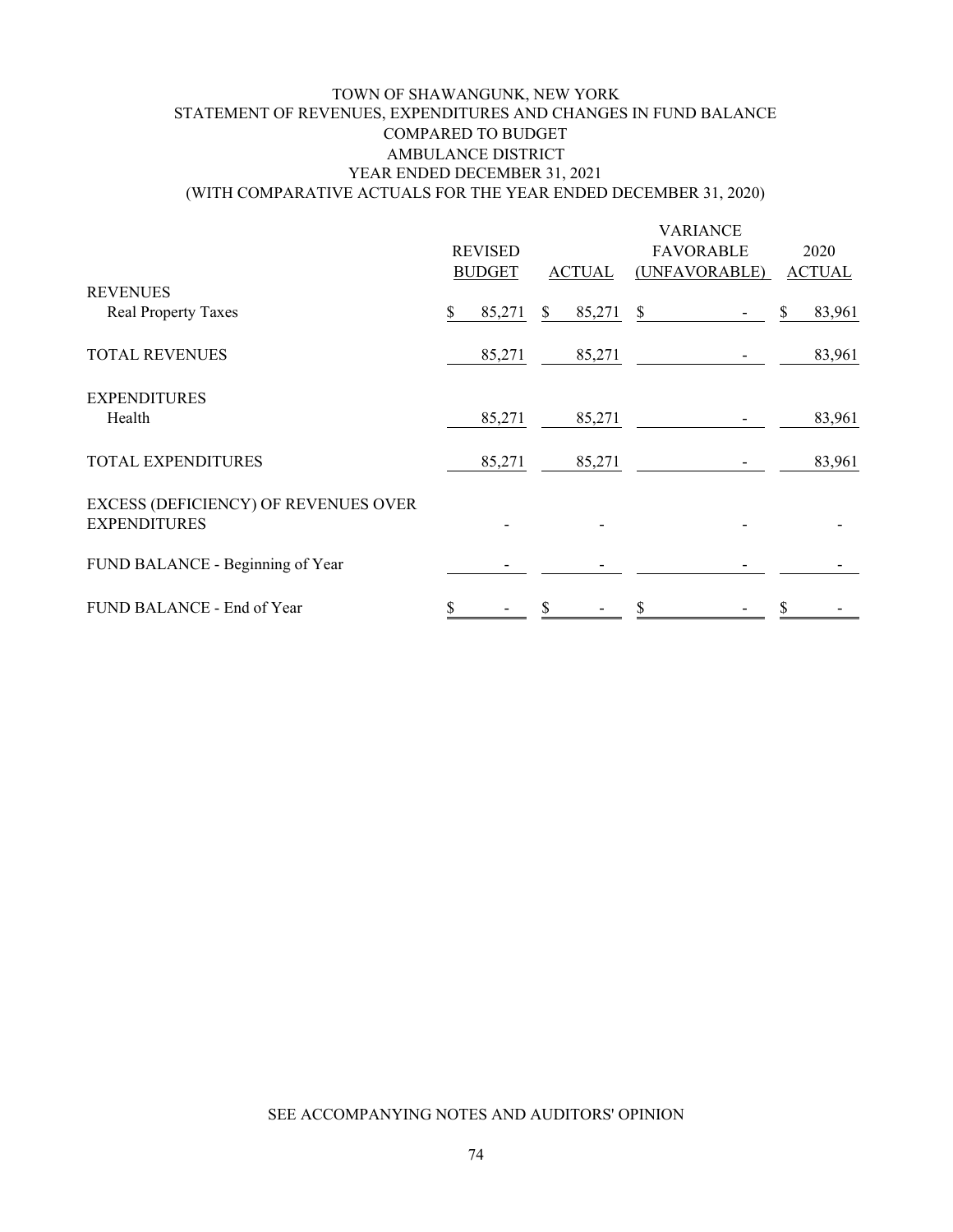# TOWN OF SHAWANGUNK, NEW YORK
## STATEMENT OF REVENUES, EXPENDITURES AND CHANGES IN FUND BALANCE
## COMPARED TO BUDGET
## AMBULANCE DISTRICT
## YEAR ENDED DECEMBER 31, 2021
## (WITH COMPARATIVE ACTUALS FOR THE YEAR ENDED DECEMBER 31, 2020)

| | REVISED BUDGET | ACTUAL | VARIANCE FAVORABLE (UNFAVORABLE) | 2020 ACTUAL |
|---|---|---|---|---|
| **REVENUES** | | | | |
| Real Property Taxes | $ 85,271 | $ 85,271 | $ - | $ 83,961 |
| TOTAL REVENUES | 85,271 | 85,271 | - | 83,961 |
| **EXPENDITURES** | | | | |
| Health | 85,271 | 85,271 | - | 83,961 |
| TOTAL EXPENDITURES | 85,271 | 85,271 | - | 83,961 |
| EXCESS (DEFICIENCY) OF REVENUES OVER EXPENDITURES | - | - | - | - |
| FUND BALANCE - Beginning of Year | - | - | - | - |
| FUND BALANCE - End of Year | $ - | $ - | $ - | $ - |

SEE ACCOMPANYING NOTES AND AUDITORS' OPINION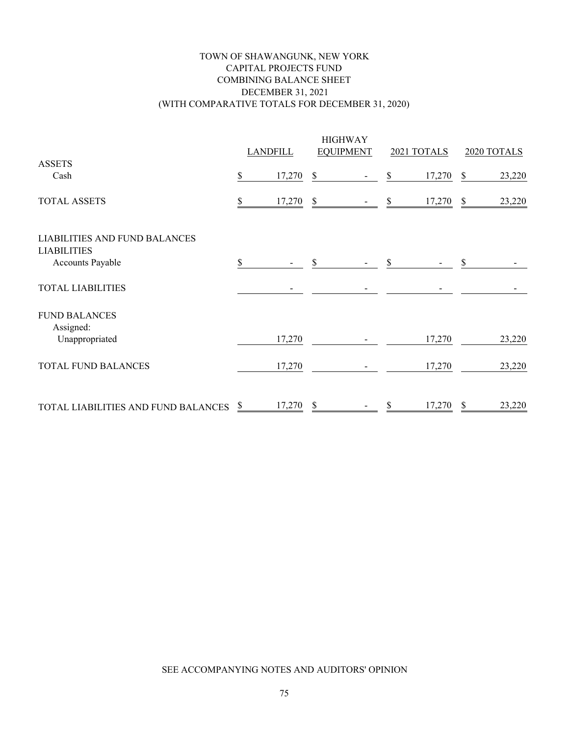# TOWN OF SHAWANGUNK, NEW YORK
## CAPITAL PROJECTS FUND
## COMBINING BALANCE SHEET
## DECEMBER 31, 2021
## (WITH COMPARATIVE TOTALS FOR DECEMBER 31, 2020)

| | LANDFILL | HIGHWAY EQUIPMENT | 2021 TOTALS | 2020 TOTALS |
|---|---|---|---|---|
| **ASSETS** | | | | |
| Cash | $ 17,270 | $ - | $ 17,270 | $ 23,220 |
| TOTAL ASSETS | $ 17,270 | $ - | $ 17,270 | $ 23,220 |
| **LIABILITIES AND FUND BALANCES** | | | | |
| **LIABILITIES** | | | | |
| Accounts Payable | $ - | $ - | $ - | $ - |
| TOTAL LIABILITIES | - | - | - | - |
| **FUND BALANCES** | | | | |
| Assigned: | | | | |
| Unappropriated | 17,270 | - | 17,270 | 23,220 |
| TOTAL FUND BALANCES | 17,270 | - | 17,270 | 23,220 |
| TOTAL LIABILITIES AND FUND BALANCES | $ 17,270 | $ - | $ 17,270 | $ 23,220 |

SEE ACCOMPANYING NOTES AND AUDITORS' OPINION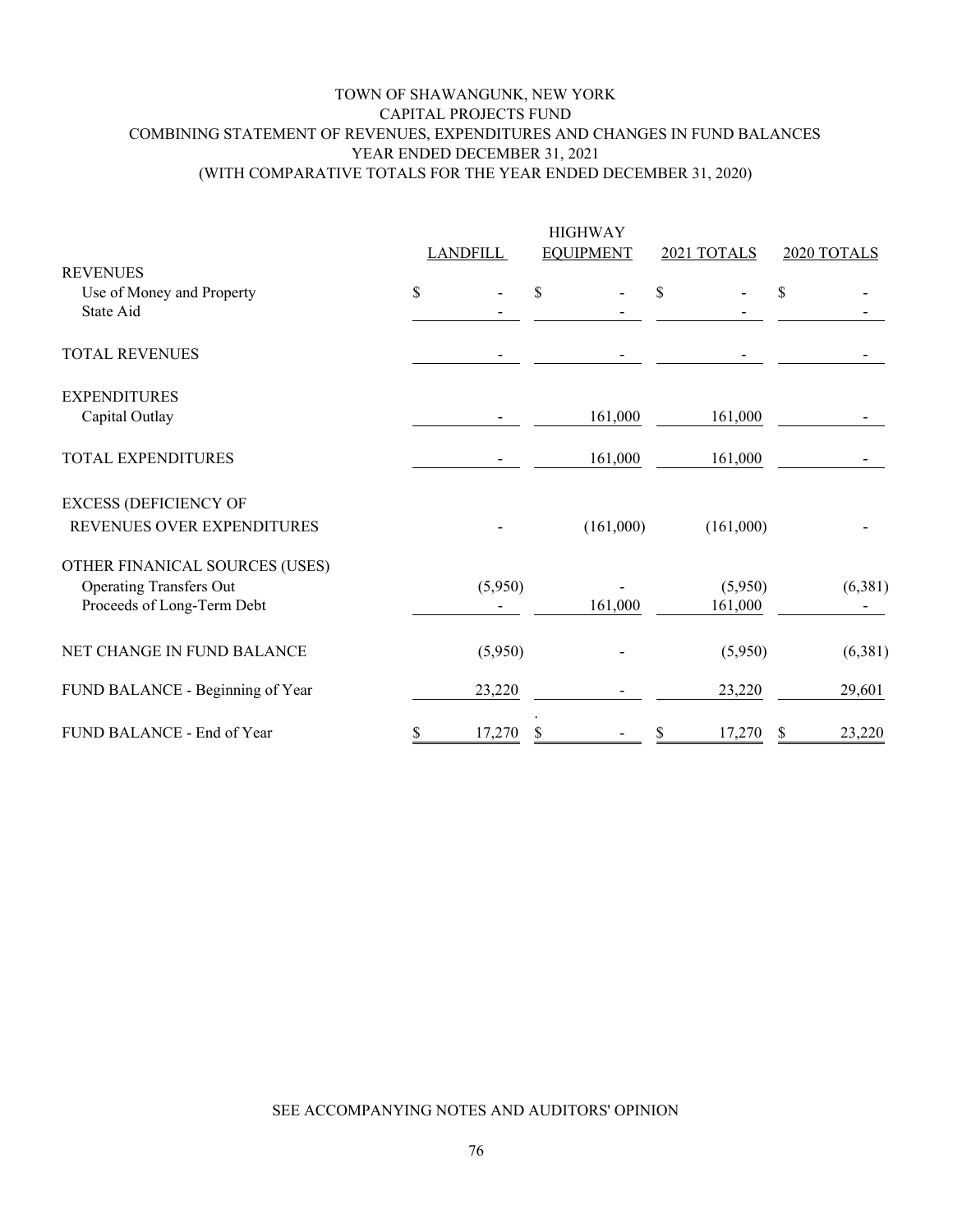# TOWN OF SHAWANGUNK, NEW YORK
## CAPITAL PROJECTS FUND
## COMBINING STATEMENT OF REVENUES, EXPENDITURES AND CHANGES IN FUND BALANCES
## YEAR ENDED DECEMBER 31, 2021
## (WITH COMPARATIVE TOTALS FOR THE YEAR ENDED DECEMBER 31, 2020)

| | LANDFILL | HIGHWAY EQUIPMENT | 2021 TOTALS | 2020 TOTALS |
|---|---|---|---|---|
| **REVENUES** | | | | |
| Use of Money and Property | $ - | $ - | $ - | $ - |
| State Aid | - | - | - | - |
| TOTAL REVENUES | - | - | - | - |
| **EXPENDITURES** | | | | |
| Capital Outlay | - | 161,000 | 161,000 | - |
| TOTAL EXPENDITURES | - | 161,000 | 161,000 | - |
| EXCESS (DEFICIENCY OF REVENUES OVER EXPENDITURES | - | (161,000) | (161,000) | - |
| OTHER FINANICAL SOURCES (USES) | | | | |
| Operating Transfers Out | (5,950) | - | (5,950) | (6,381) |
| Proceeds of Long-Term Debt | - | 161,000 | 161,000 | - |
| NET CHANGE IN FUND BALANCE | (5,950) | - | (5,950) | (6,381) |
| FUND BALANCE - Beginning of Year | 23,220 | - | 23,220 | 29,601 |
| FUND BALANCE - End of Year | $ 17,270 | $ - | $ 17,270 | $ 23,220 |

SEE ACCOMPANYING NOTES AND AUDITORS' OPINION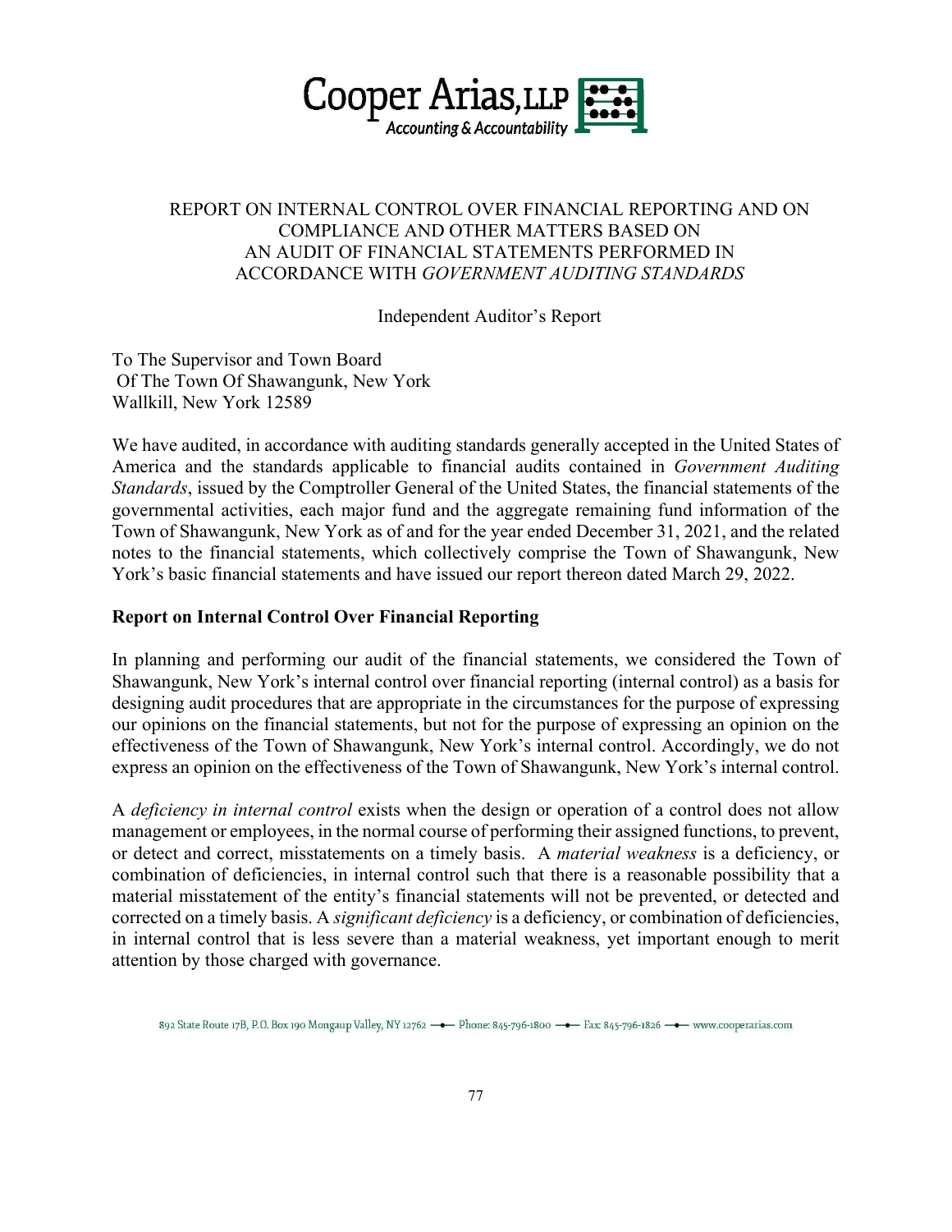Cooper Arias, LLP
Accounting & Accountability

# REPORT ON INTERNAL CONTROL OVER FINANCIAL REPORTING AND ON COMPLIANCE AND OTHER MATTERS BASED ON AN AUDIT OF FINANCIAL STATEMENTS PERFORMED IN ACCORDANCE WITH *GOVERNMENT AUDITING STANDARDS*

Independent Auditor's Report

To The Supervisor and Town Board
Of The Town Of Shawangunk, New York
Wallkill, New York 12589

We have audited, in accordance with auditing standards generally accepted in the United States of America and the standards applicable to financial audits contained in *Government Auditing Standards*, issued by the Comptroller General of the United States, the financial statements of the governmental activities, each major fund and the aggregate remaining fund information of the Town of Shawangunk, New York as of and for the year ended December 31, 2021, and the related notes to the financial statements, which collectively comprise the Town of Shawangunk, New York's basic financial statements and have issued our report thereon dated March 29, 2022.

**Report on Internal Control Over Financial Reporting**

In planning and performing our audit of the financial statements, we considered the Town of Shawangunk, New York's internal control over financial reporting (internal control) as a basis for designing audit procedures that are appropriate in the circumstances for the purpose of expressing our opinions on the financial statements, but not for the purpose of expressing an opinion on the effectiveness of the Town of Shawangunk, New York's internal control. Accordingly, we do not express an opinion on the effectiveness of the Town of Shawangunk, New York's internal control.

A *deficiency in internal control* exists when the design or operation of a control does not allow management or employees, in the normal course of performing their assigned functions, to prevent, or detect and correct, misstatements on a timely basis. A *material weakness* is a deficiency, or combination of deficiencies, in internal control such that there is a reasonable possibility that a material misstatement of the entity's financial statements will not be prevented, or detected and corrected on a timely basis. A *significant deficiency* is a deficiency, or combination of deficiencies, in internal control that is less severe than a material weakness, yet important enough to merit attention by those charged with governance.

892 State Route 17B, P.O. Box 190 Mongaup Valley, NY 12762 — Phone: 845-796-1800 — Fax: 845-796-1826 — www.cooperarias.com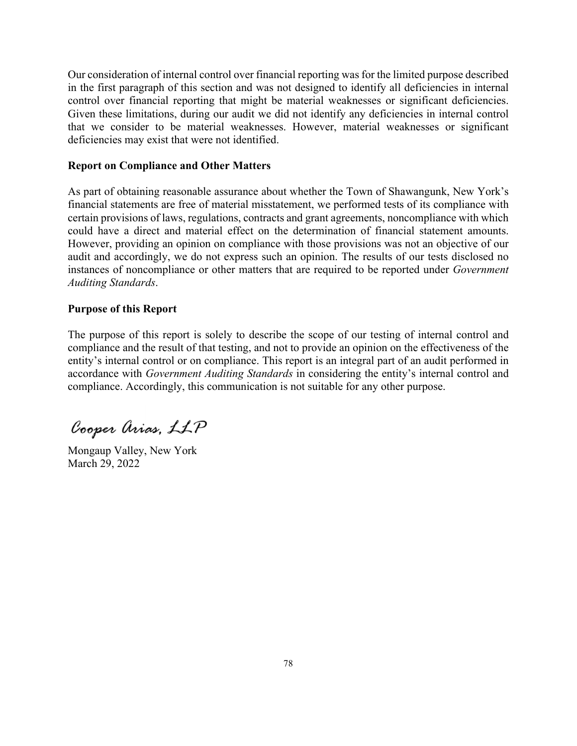Our consideration of internal control over financial reporting was for the limited purpose described in the first paragraph of this section and was not designed to identify all deficiencies in internal control over financial reporting that might be material weaknesses or significant deficiencies. Given these limitations, during our audit we did not identify any deficiencies in internal control that we consider to be material weaknesses. However, material weaknesses or significant deficiencies may exist that were not identified.

**Report on Compliance and Other Matters**

As part of obtaining reasonable assurance about whether the Town of Shawangunk, New York's financial statements are free of material misstatement, we performed tests of its compliance with certain provisions of laws, regulations, contracts and grant agreements, noncompliance with which could have a direct and material effect on the determination of financial statement amounts. However, providing an opinion on compliance with those provisions was not an objective of our audit and accordingly, we do not express such an opinion. The results of our tests disclosed no instances of noncompliance or other matters that are required to be reported under *Government Auditing Standards*.

**Purpose of this Report**

The purpose of this report is solely to describe the scope of our testing of internal control and compliance and the result of that testing, and not to provide an opinion on the effectiveness of the entity's internal control or on compliance. This report is an integral part of an audit performed in accordance with *Government Auditing Standards* in considering the entity's internal control and compliance. Accordingly, this communication is not suitable for any other purpose.

*Cooper Arias, LLP*

Mongaup Valley, New York
March 29, 2022